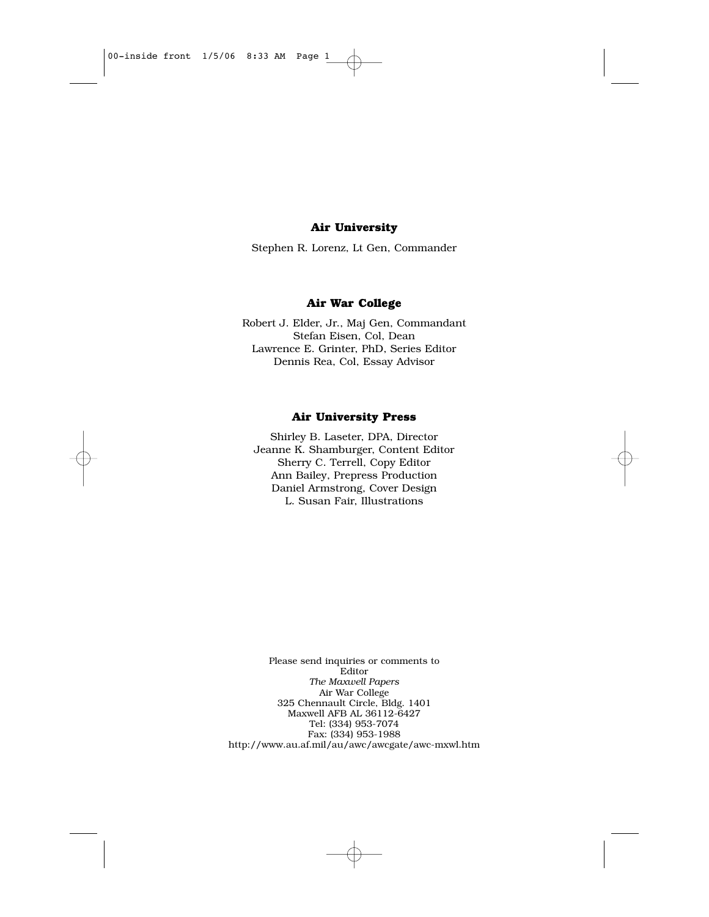**Air University**

Stephen R. Lorenz, Lt Gen, Commander

**Air War College**

Robert J. Elder, Jr., Maj Gen, Commandant
Stefan Eisen, Col, Dean
Lawrence E. Grinter, PhD, Series Editor
Dennis Rea, Col, Essay Advisor

**Air University Press**

Shirley B. Laseter, DPA, Director
Jeanne K. Shamburger, Content Editor
Sherry C. Terrell, Copy Editor
Ann Bailey, Prepress Production
Daniel Armstrong, Cover Design
L. Susan Fair, Illustrations

Please send inquiries or comments to
Editor
*The Maxwell Papers*
Air War College
325 Chennault Circle, Bldg. 1401
Maxwell AFB AL 36112-6427
Tel: (334) 953-7074
Fax: (334) 953-1988
http://www.au.af.mil/au/awc/awcgate/awc-mxwl.htm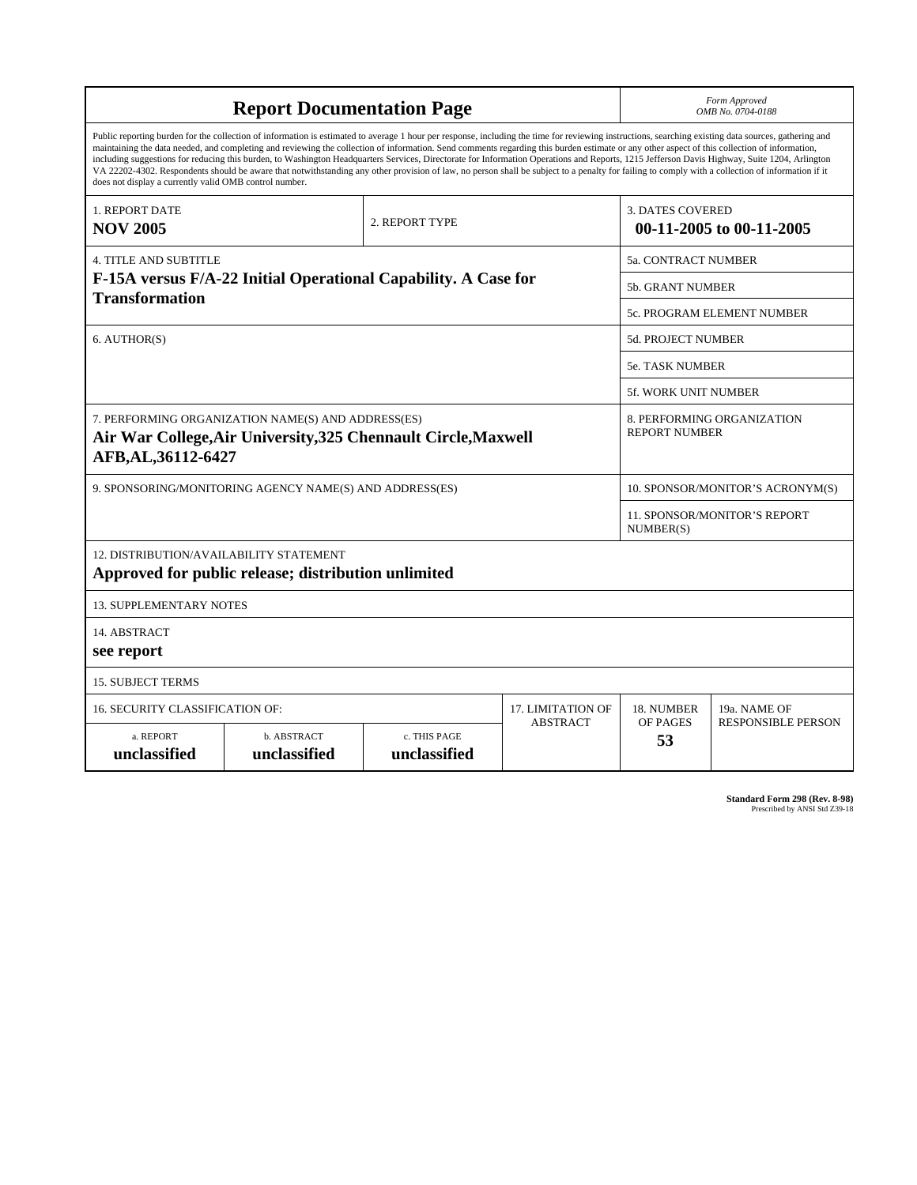# Report Documentation Page

*Form Approved*
*OMB No. 0704-0188*

Public reporting burden for the collection of information is estimated to average 1 hour per response, including the time for reviewing instructions, searching existing data sources, gathering and maintaining the data needed, and completing and reviewing the collection of information. Send comments regarding this burden estimate or any other aspect of this collection of information, including suggestions for reducing this burden, to Washington Headquarters Services, Directorate for Information Operations and Reports, 1215 Jefferson Davis Highway, Suite 1204, Arlington VA 22202-4302. Respondents should be aware that notwithstanding any other provision of law, no person shall be subject to a penalty for failing to comply with a collection of information if it does not display a currently valid OMB control number.

| | | |
|---|---|---|
| 1. REPORT DATE **NOV 2005** | 2. REPORT TYPE | 3. DATES COVERED **00-11-2005 to 00-11-2005** |
| 4. TITLE AND SUBTITLE **F-15A versus F/A-22 Initial Operational Capability. A Case for Transformation** | | 5a. CONTRACT NUMBER |
| | | 5b. GRANT NUMBER |
| | | 5c. PROGRAM ELEMENT NUMBER |
| 6. AUTHOR(S) | | 5d. PROJECT NUMBER |
| | | 5e. TASK NUMBER |
| | | 5f. WORK UNIT NUMBER |
| 7. PERFORMING ORGANIZATION NAME(S) AND ADDRESS(ES) **Air War College,Air University,325 Chennault Circle,Maxwell AFB,AL,36112-6427** | | 8. PERFORMING ORGANIZATION REPORT NUMBER |
| 9. SPONSORING/MONITORING AGENCY NAME(S) AND ADDRESS(ES) | | 10. SPONSOR/MONITOR'S ACRONYM(S) |
| | | 11. SPONSOR/MONITOR'S REPORT NUMBER(S) |

12. DISTRIBUTION/AVAILABILITY STATEMENT
**Approved for public release; distribution unlimited**

13. SUPPLEMENTARY NOTES

14. ABSTRACT
**see report**

15. SUBJECT TERMS

| 16. SECURITY CLASSIFICATION OF: | | | 17. LIMITATION OF ABSTRACT | 18. NUMBER OF PAGES | 19a. NAME OF RESPONSIBLE PERSON |
|---|---|---|---|---|---|
| a. REPORT **unclassified** | b. ABSTRACT **unclassified** | c. THIS PAGE **unclassified** | | **53** | |

**Standard Form 298 (Rev. 8-98)**
Prescribed by ANSI Std Z39-18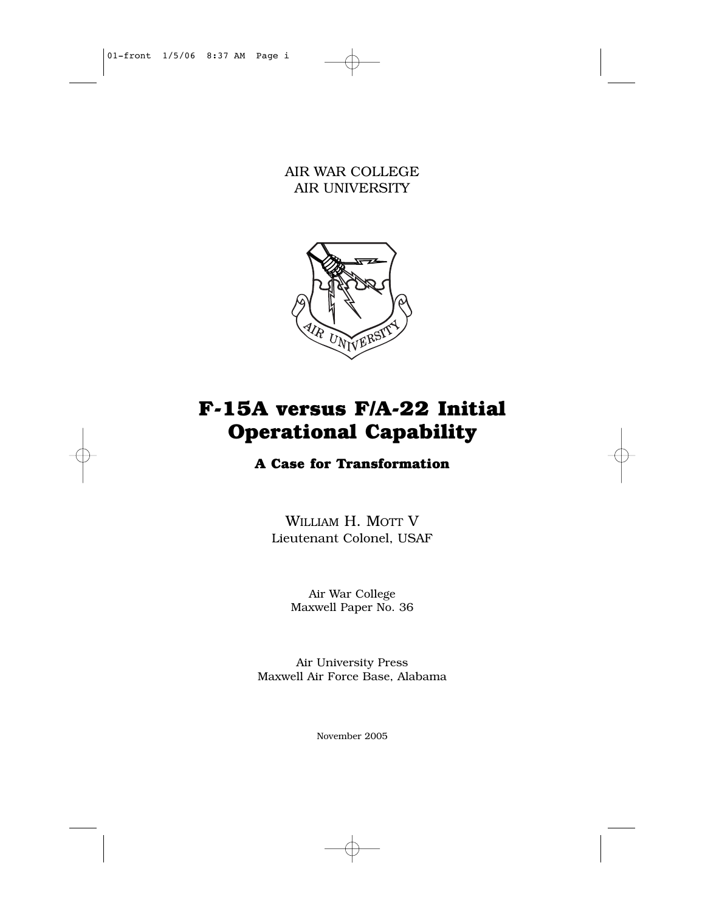AIR WAR COLLEGE
AIR UNIVERSITY

# F-15A versus F/A-22 Initial Operational Capability

## A Case for Transformation

WILLIAM H. MOTT V
Lieutenant Colonel, USAF

Air War College
Maxwell Paper No. 36

Air University Press
Maxwell Air Force Base, Alabama

November 2005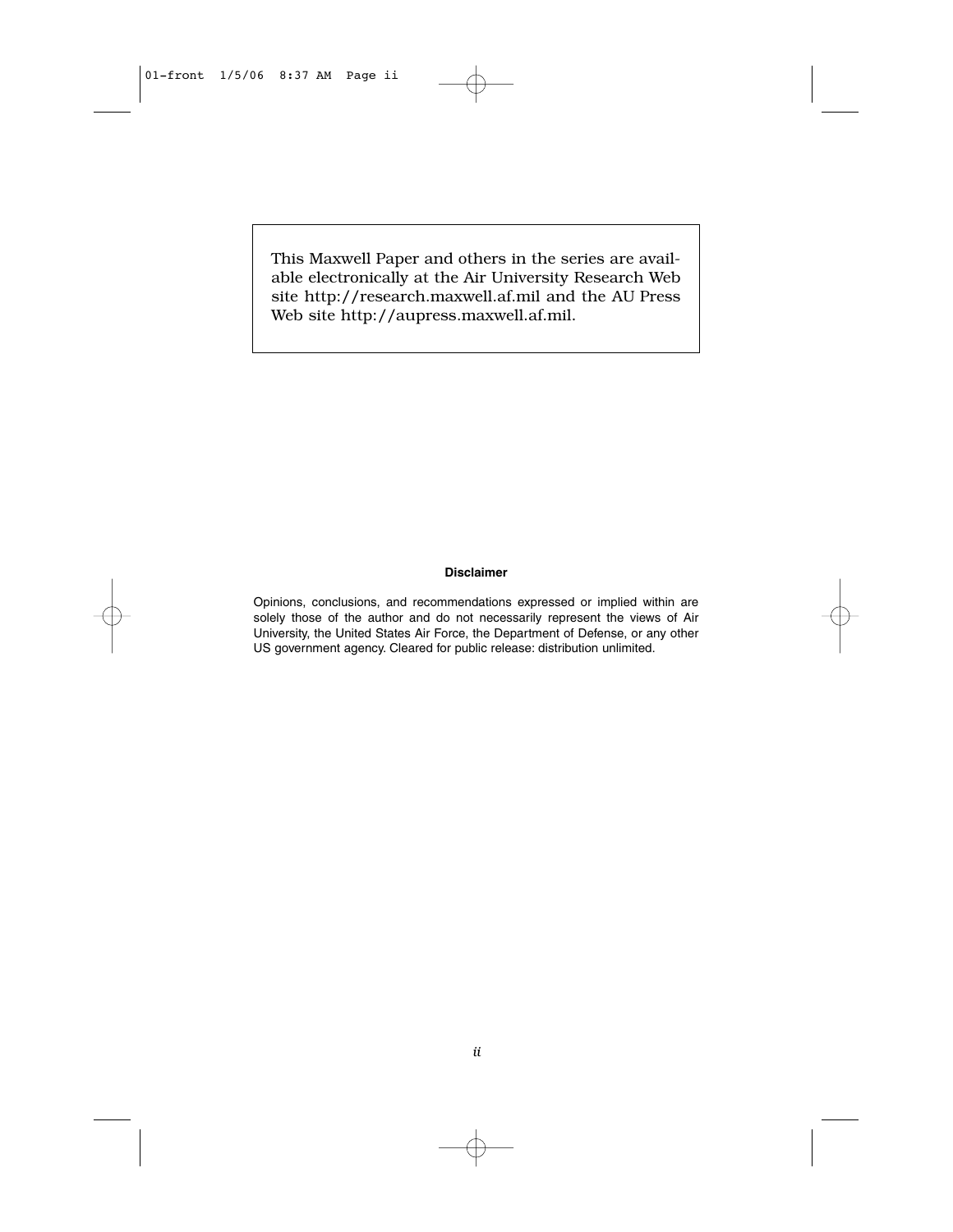This Maxwell Paper and others in the series are available electronically at the Air University Research Web site http://research.maxwell.af.mil and the AU Press Web site http://aupress.maxwell.af.mil.

**Disclaimer**

Opinions, conclusions, and recommendations expressed or implied within are solely those of the author and do not necessarily represent the views of Air University, the United States Air Force, the Department of Defense, or any other US government agency. Cleared for public release: distribution unlimited.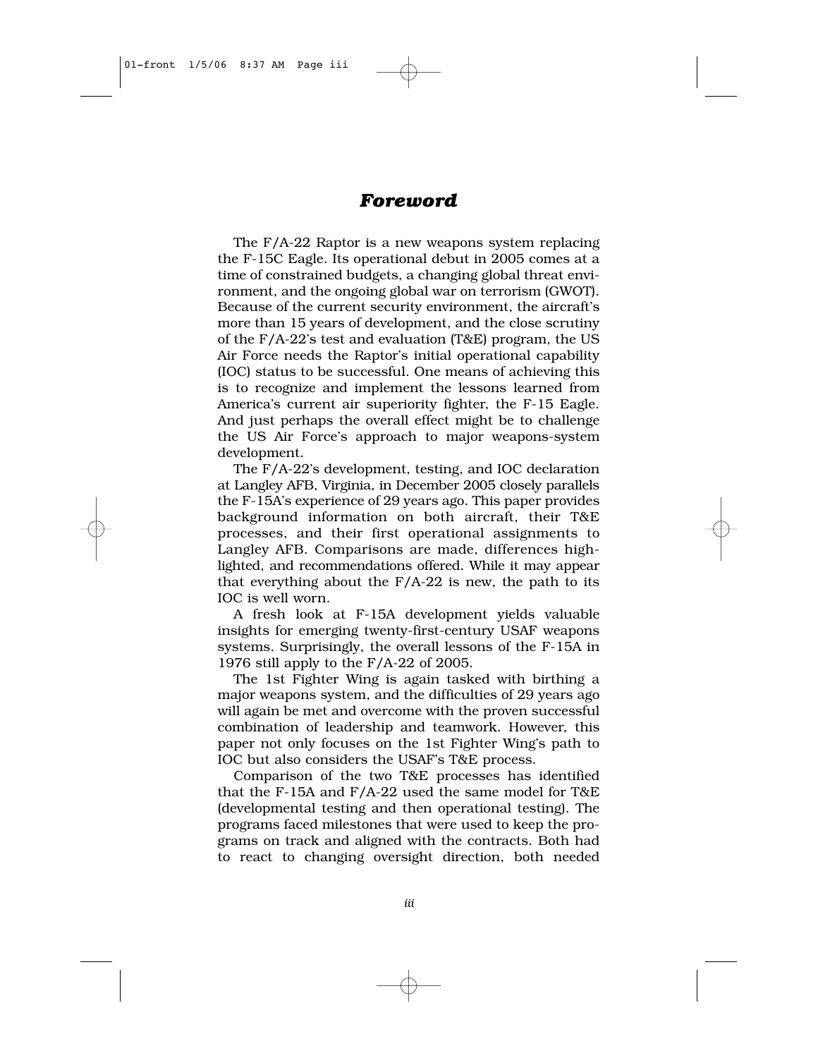# *Foreword*

The F/A-22 Raptor is a new weapons system replacing the F-15C Eagle. Its operational debut in 2005 comes at a time of constrained budgets, a changing global threat environment, and the ongoing global war on terrorism (GWOT). Because of the current security environment, the aircraft's more than 15 years of development, and the close scrutiny of the F/A-22's test and evaluation (T&E) program, the US Air Force needs the Raptor's initial operational capability (IOC) status to be successful. One means of achieving this is to recognize and implement the lessons learned from America's current air superiority fighter, the F-15 Eagle. And just perhaps the overall effect might be to challenge the US Air Force's approach to major weapons-system development.

The F/A-22's development, testing, and IOC declaration at Langley AFB, Virginia, in December 2005 closely parallels the F-15A's experience of 29 years ago. This paper provides background information on both aircraft, their T&E processes, and their first operational assignments to Langley AFB. Comparisons are made, differences highlighted, and recommendations offered. While it may appear that everything about the F/A-22 is new, the path to its IOC is well worn.

A fresh look at F-15A development yields valuable insights for emerging twenty-first-century USAF weapons systems. Surprisingly, the overall lessons of the F-15A in 1976 still apply to the F/A-22 of 2005.

The 1st Fighter Wing is again tasked with birthing a major weapons system, and the difficulties of 29 years ago will again be met and overcome with the proven successful combination of leadership and teamwork. However, this paper not only focuses on the 1st Fighter Wing's path to IOC but also considers the USAF's T&E process.

Comparison of the two T&E processes has identified that the F-15A and F/A-22 used the same model for T&E (developmental testing and then operational testing). The programs faced milestones that were used to keep the programs on track and aligned with the contracts. Both had to react to changing oversight direction, both needed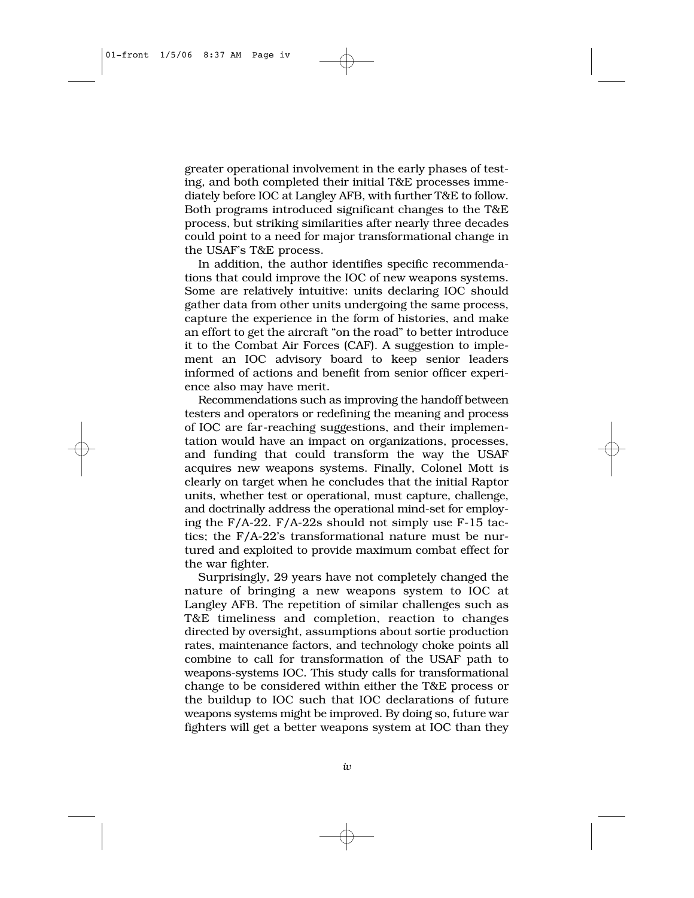greater operational involvement in the early phases of testing, and both completed their initial T&E processes immediately before IOC at Langley AFB, with further T&E to follow. Both programs introduced significant changes to the T&E process, but striking similarities after nearly three decades could point to a need for major transformational change in the USAF's T&E process.

In addition, the author identifies specific recommendations that could improve the IOC of new weapons systems. Some are relatively intuitive: units declaring IOC should gather data from other units undergoing the same process, capture the experience in the form of histories, and make an effort to get the aircraft "on the road" to better introduce it to the Combat Air Forces (CAF). A suggestion to implement an IOC advisory board to keep senior leaders informed of actions and benefit from senior officer experience also may have merit.

Recommendations such as improving the handoff between testers and operators or redefining the meaning and process of IOC are far-reaching suggestions, and their implementation would have an impact on organizations, processes, and funding that could transform the way the USAF acquires new weapons systems. Finally, Colonel Mott is clearly on target when he concludes that the initial Raptor units, whether test or operational, must capture, challenge, and doctrinally address the operational mind-set for employing the F/A-22. F/A-22s should not simply use F-15 tactics; the F/A-22's transformational nature must be nurtured and exploited to provide maximum combat effect for the war fighter.

Surprisingly, 29 years have not completely changed the nature of bringing a new weapons system to IOC at Langley AFB. The repetition of similar challenges such as T&E timeliness and completion, reaction to changes directed by oversight, assumptions about sortie production rates, maintenance factors, and technology choke points all combine to call for transformation of the USAF path to weapons-systems IOC. This study calls for transformational change to be considered within either the T&E process or the buildup to IOC such that IOC declarations of future weapons systems might be improved. By doing so, future war fighters will get a better weapons system at IOC than they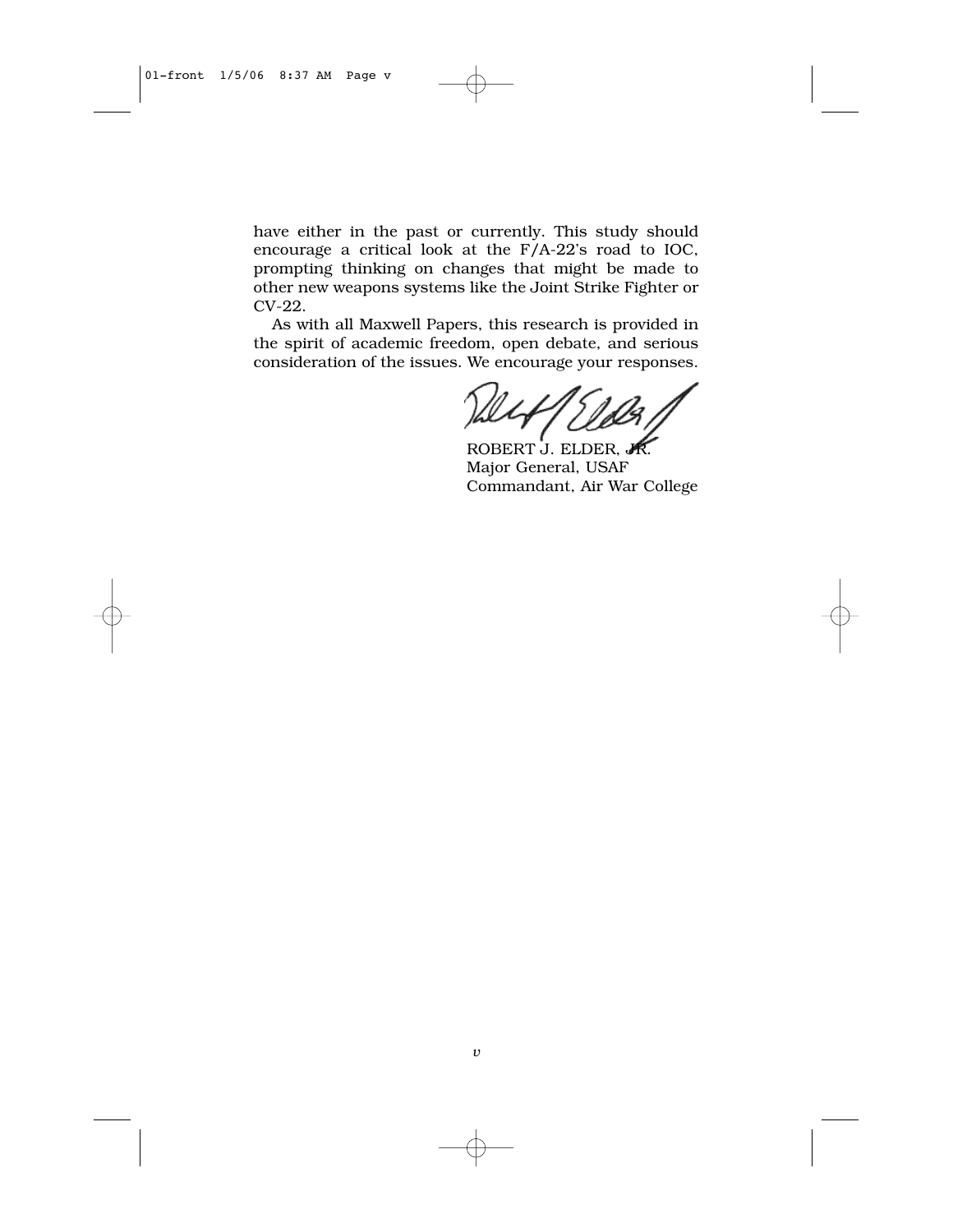have either in the past or currently. This study should encourage a critical look at the F/A-22's road to IOC, prompting thinking on changes that might be made to other new weapons systems like the Joint Strike Fighter or CV-22.

As with all Maxwell Papers, this research is provided in the spirit of academic freedom, open debate, and serious consideration of the issues. We encourage your responses.

ROBERT J. ELDER, JR.
Major General, USAF
Commandant, Air War College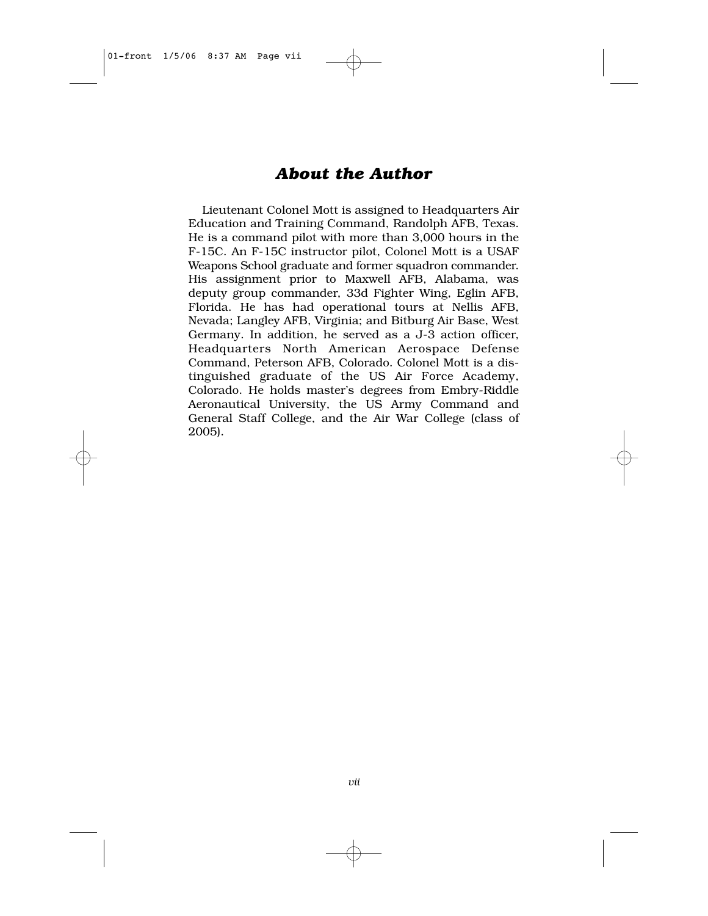# *About the Author*

Lieutenant Colonel Mott is assigned to Headquarters Air Education and Training Command, Randolph AFB, Texas. He is a command pilot with more than 3,000 hours in the F-15C. An F-15C instructor pilot, Colonel Mott is a USAF Weapons School graduate and former squadron commander. His assignment prior to Maxwell AFB, Alabama, was deputy group commander, 33d Fighter Wing, Eglin AFB, Florida. He has had operational tours at Nellis AFB, Nevada; Langley AFB, Virginia; and Bitburg Air Base, West Germany. In addition, he served as a J-3 action officer, Headquarters North American Aerospace Defense Command, Peterson AFB, Colorado. Colonel Mott is a distinguished graduate of the US Air Force Academy, Colorado. He holds master's degrees from Embry-Riddle Aeronautical University, the US Army Command and General Staff College, and the Air War College (class of 2005).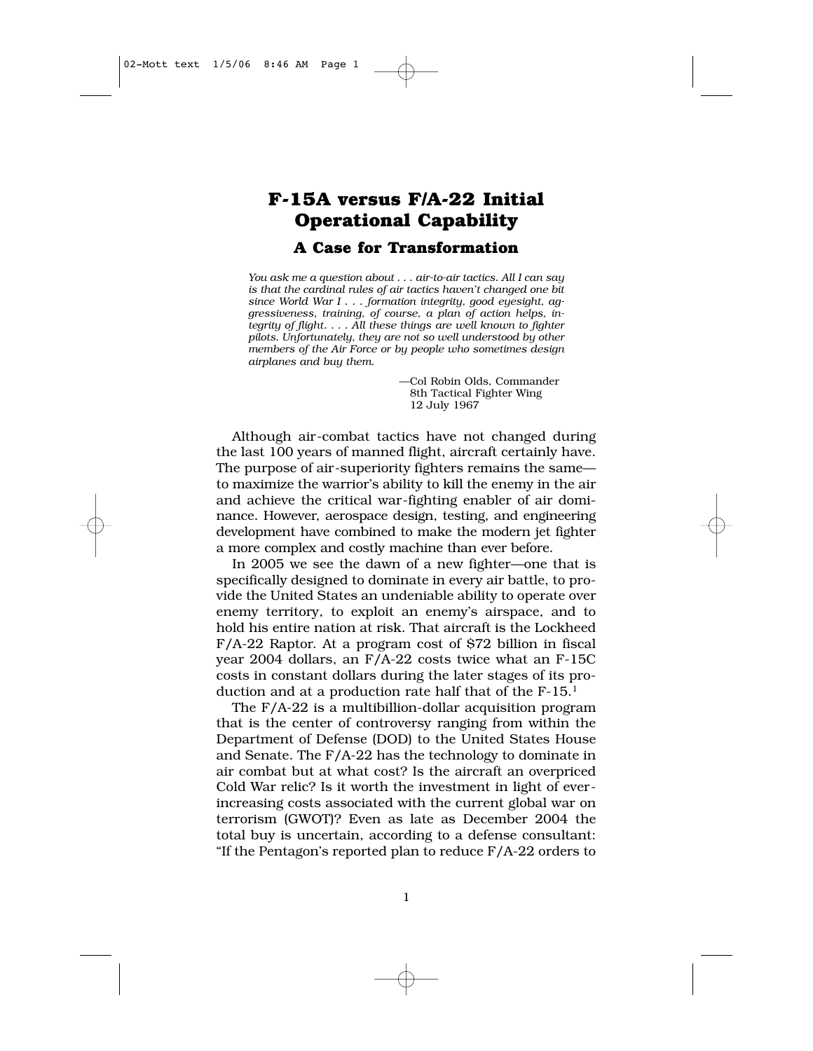# F-15A versus F/A-22 Initial Operational Capability

## A Case for Transformation

*You ask me a question about . . . air-to-air tactics. All I can say is that the cardinal rules of air tactics haven't changed one bit since World War I . . . formation integrity, good eyesight, aggressiveness, training, of course, a plan of action helps, integrity of flight. . . . All these things are well known to fighter pilots. Unfortunately, they are not so well understood by other members of the Air Force or by people who sometimes design airplanes and buy them.*

—Col Robin Olds, Commander
8th Tactical Fighter Wing
12 July 1967

Although air-combat tactics have not changed during the last 100 years of manned flight, aircraft certainly have. The purpose of air-superiority fighters remains the same—to maximize the warrior's ability to kill the enemy in the air and achieve the critical war-fighting enabler of air dominance. However, aerospace design, testing, and engineering development have combined to make the modern jet fighter a more complex and costly machine than ever before.

In 2005 we see the dawn of a new fighter—one that is specifically designed to dominate in every air battle, to provide the United States an undeniable ability to operate over enemy territory, to exploit an enemy's airspace, and to hold his entire nation at risk. That aircraft is the Lockheed F/A-22 Raptor. At a program cost of $72 billion in fiscal year 2004 dollars, an F/A-22 costs twice what an F-15C costs in constant dollars during the later stages of its production and at a production rate half that of the F-15.[1]

The F/A-22 is a multibillion-dollar acquisition program that is the center of controversy ranging from within the Department of Defense (DOD) to the United States House and Senate. The F/A-22 has the technology to dominate in air combat but at what cost? Is the aircraft an overpriced Cold War relic? Is it worth the investment in light of ever-increasing costs associated with the current global war on terrorism (GWOT)? Even as late as December 2004 the total buy is uncertain, according to a defense consultant: "If the Pentagon's reported plan to reduce F/A-22 orders to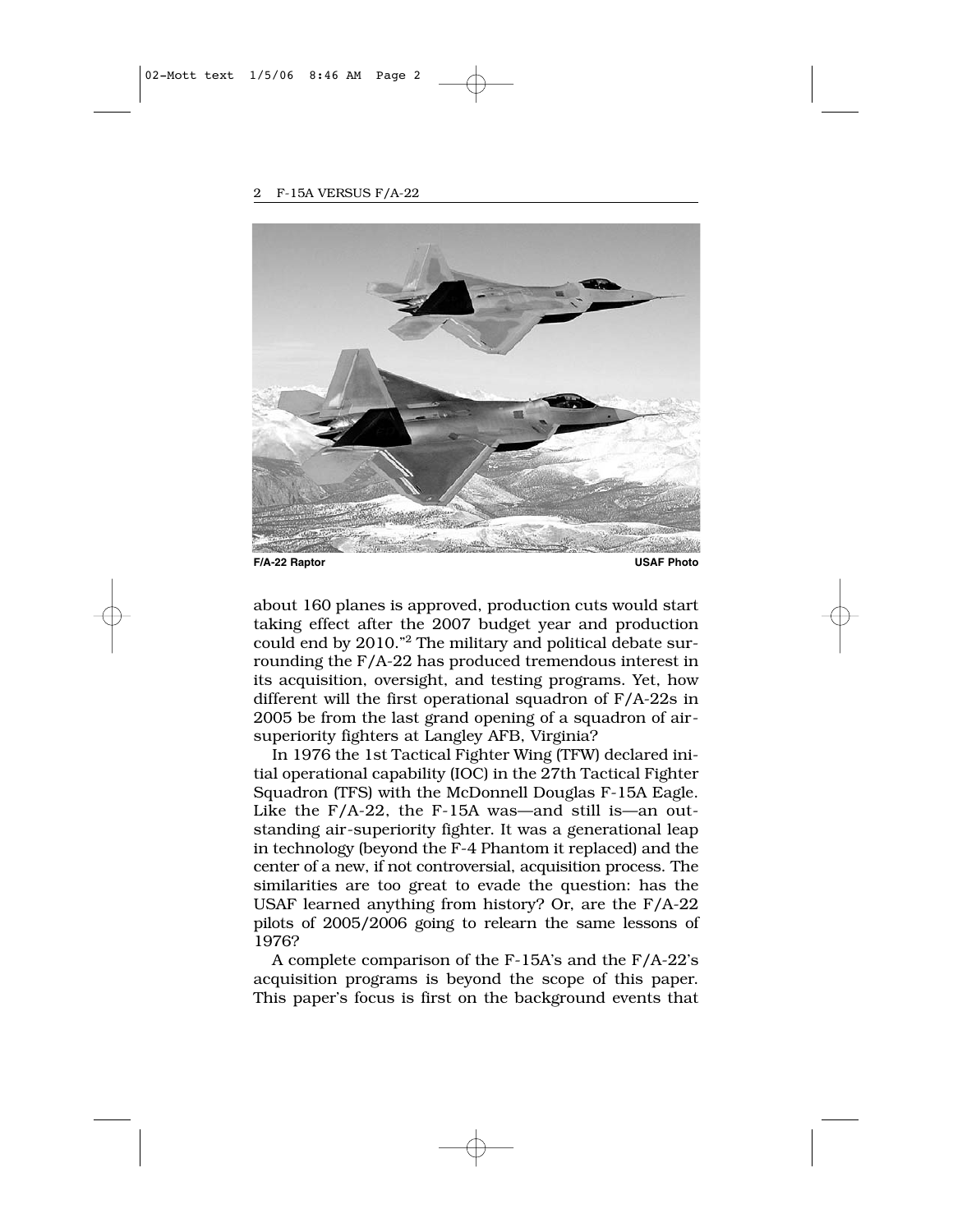F/A-22 Raptor USAF Photo

about 160 planes is approved, production cuts would start taking effect after the 2007 budget year and production could end by 2010."[2] The military and political debate surrounding the F/A-22 has produced tremendous interest in its acquisition, oversight, and testing programs. Yet, how different will the first operational squadron of F/A-22s in 2005 be from the last grand opening of a squadron of air-superiority fighters at Langley AFB, Virginia?

In 1976 the 1st Tactical Fighter Wing (TFW) declared initial operational capability (IOC) in the 27th Tactical Fighter Squadron (TFS) with the McDonnell Douglas F-15A Eagle. Like the F/A-22, the F-15A was—and still is—an outstanding air-superiority fighter. It was a generational leap in technology (beyond the F-4 Phantom it replaced) and the center of a new, if not controversial, acquisition process. The similarities are too great to evade the question: has the USAF learned anything from history? Or, are the F/A-22 pilots of 2005/2006 going to relearn the same lessons of 1976?

A complete comparison of the F-15A's and the F/A-22's acquisition programs is beyond the scope of this paper. This paper's focus is first on the background events that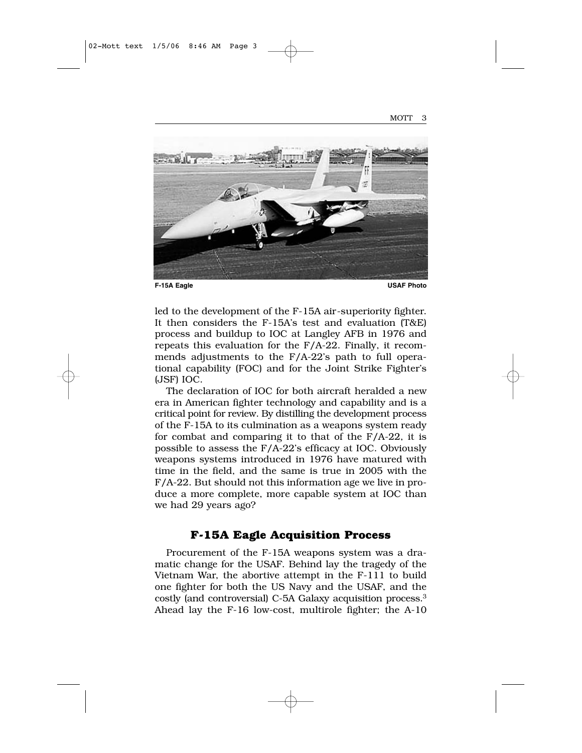F-15A Eagle USAF Photo

led to the development of the F-15A air-superiority fighter. It then considers the F-15A's test and evaluation (T&E) process and buildup to IOC at Langley AFB in 1976 and repeats this evaluation for the F/A-22. Finally, it recommends adjustments to the F/A-22's path to full operational capability (FOC) and for the Joint Strike Fighter's (JSF) IOC.

The declaration of IOC for both aircraft heralded a new era in American fighter technology and capability and is a critical point for review. By distilling the development process of the F-15A to its culmination as a weapons system ready for combat and comparing it to that of the F/A-22, it is possible to assess the F/A-22's efficacy at IOC. Obviously weapons systems introduced in 1976 have matured with time in the field, and the same is true in 2005 with the F/A-22. But should not this information age we live in produce a more complete, more capable system at IOC than we had 29 years ago?

## F-15A Eagle Acquisition Process

Procurement of the F-15A weapons system was a dramatic change for the USAF. Behind lay the tragedy of the Vietnam War, the abortive attempt in the F-111 to build one fighter for both the US Navy and the USAF, and the costly (and controversial) C-5A Galaxy acquisition process.[3] Ahead lay the F-16 low-cost, multirole fighter; the A-10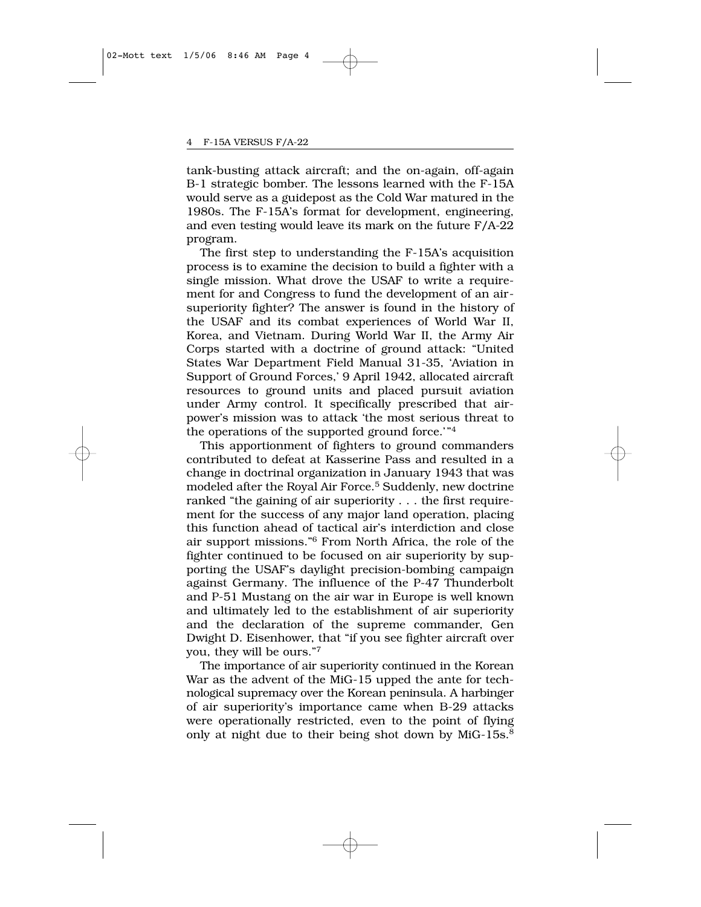tank-busting attack aircraft; and the on-again, off-again B-1 strategic bomber. The lessons learned with the F-15A would serve as a guidepost as the Cold War matured in the 1980s. The F-15A's format for development, engineering, and even testing would leave its mark on the future F/A-22 program.

The first step to understanding the F-15A's acquisition process is to examine the decision to build a fighter with a single mission. What drove the USAF to write a requirement for and Congress to fund the development of an air-superiority fighter? The answer is found in the history of the USAF and its combat experiences of World War II, Korea, and Vietnam. During World War II, the Army Air Corps started with a doctrine of ground attack: "United States War Department Field Manual 31-35, 'Aviation in Support of Ground Forces,' 9 April 1942, allocated aircraft resources to ground units and placed pursuit aviation under Army control. It specifically prescribed that airpower's mission was to attack 'the most serious threat to the operations of the supported ground force.'"[4]

This apportionment of fighters to ground commanders contributed to defeat at Kasserine Pass and resulted in a change in doctrinal organization in January 1943 that was modeled after the Royal Air Force.[5] Suddenly, new doctrine ranked "the gaining of air superiority . . . the first requirement for the success of any major land operation, placing this function ahead of tactical air's interdiction and close air support missions."[6] From North Africa, the role of the fighter continued to be focused on air superiority by supporting the USAF's daylight precision-bombing campaign against Germany. The influence of the P-47 Thunderbolt and P-51 Mustang on the air war in Europe is well known and ultimately led to the establishment of air superiority and the declaration of the supreme commander, Gen Dwight D. Eisenhower, that "if you see fighter aircraft over you, they will be ours."[7]

The importance of air superiority continued in the Korean War as the advent of the MiG-15 upped the ante for technological supremacy over the Korean peninsula. A harbinger of air superiority's importance came when B-29 attacks were operationally restricted, even to the point of flying only at night due to their being shot down by MiG-15s.[8]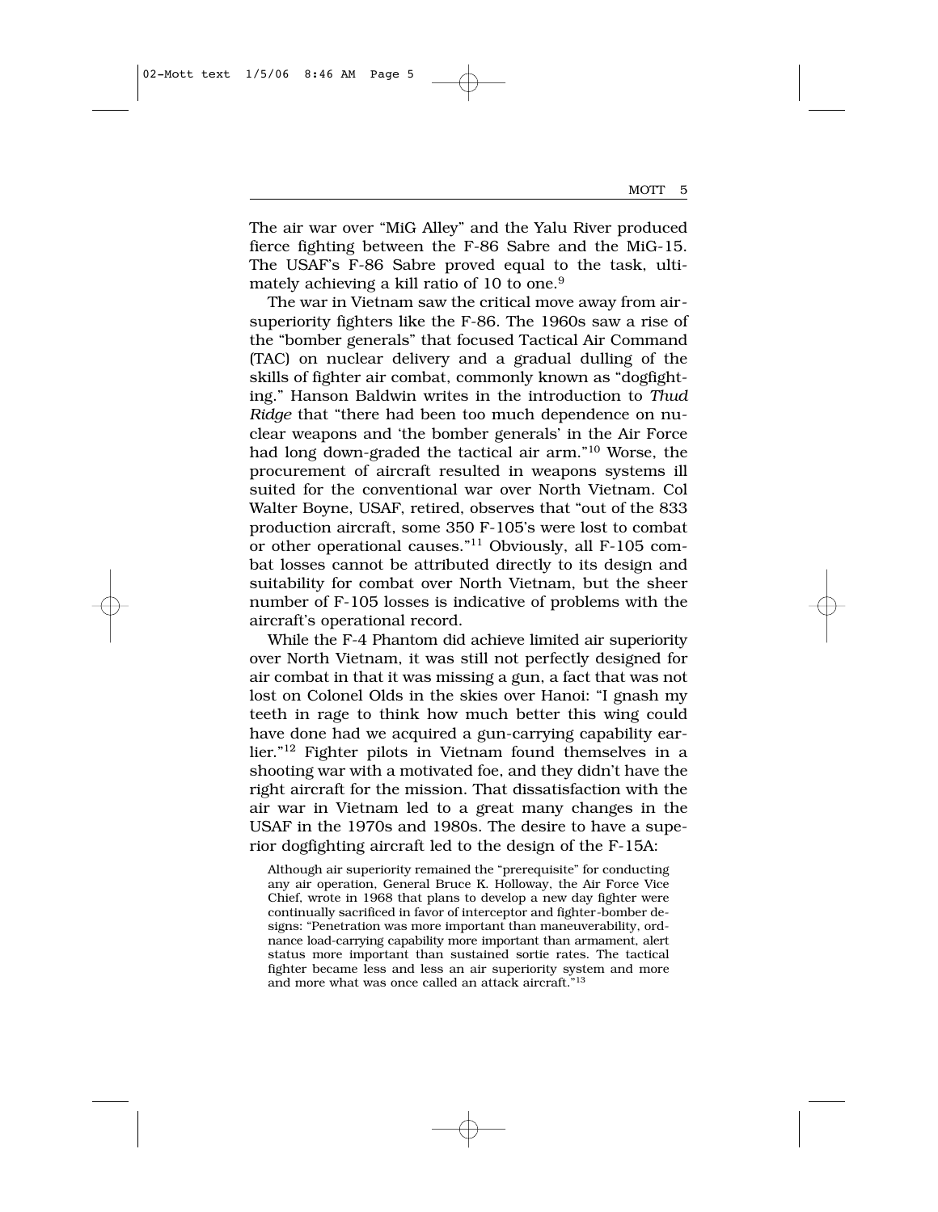The air war over "MiG Alley" and the Yalu River produced fierce fighting between the F-86 Sabre and the MiG-15. The USAF's F-86 Sabre proved equal to the task, ultimately achieving a kill ratio of 10 to one.[9]

The war in Vietnam saw the critical move away from air-superiority fighters like the F-86. The 1960s saw a rise of the "bomber generals" that focused Tactical Air Command (TAC) on nuclear delivery and a gradual dulling of the skills of fighter air combat, commonly known as "dogfighting." Hanson Baldwin writes in the introduction to *Thud Ridge* that "there had been too much dependence on nuclear weapons and 'the bomber generals' in the Air Force had long down-graded the tactical air arm."[10] Worse, the procurement of aircraft resulted in weapons systems ill suited for the conventional war over North Vietnam. Col Walter Boyne, USAF, retired, observes that "out of the 833 production aircraft, some 350 F-105's were lost to combat or other operational causes."[11] Obviously, all F-105 combat losses cannot be attributed directly to its design and suitability for combat over North Vietnam, but the sheer number of F-105 losses is indicative of problems with the aircraft's operational record.

While the F-4 Phantom did achieve limited air superiority over North Vietnam, it was still not perfectly designed for air combat in that it was missing a gun, a fact that was not lost on Colonel Olds in the skies over Hanoi: "I gnash my teeth in rage to think how much better this wing could have done had we acquired a gun-carrying capability earlier."[12] Fighter pilots in Vietnam found themselves in a shooting war with a motivated foe, and they didn't have the right aircraft for the mission. That dissatisfaction with the air war in Vietnam led to a great many changes in the USAF in the 1970s and 1980s. The desire to have a superior dogfighting aircraft led to the design of the F-15A:

> Although air superiority remained the "prerequisite" for conducting any air operation, General Bruce K. Holloway, the Air Force Vice Chief, wrote in 1968 that plans to develop a new day fighter were continually sacrificed in favor of interceptor and fighter-bomber designs: "Penetration was more important than maneuverability, ordnance load-carrying capability more important than armament, alert status more important than sustained sortie rates. The tactical fighter became less and less an air superiority system and more and more what was once called an attack aircraft."[13]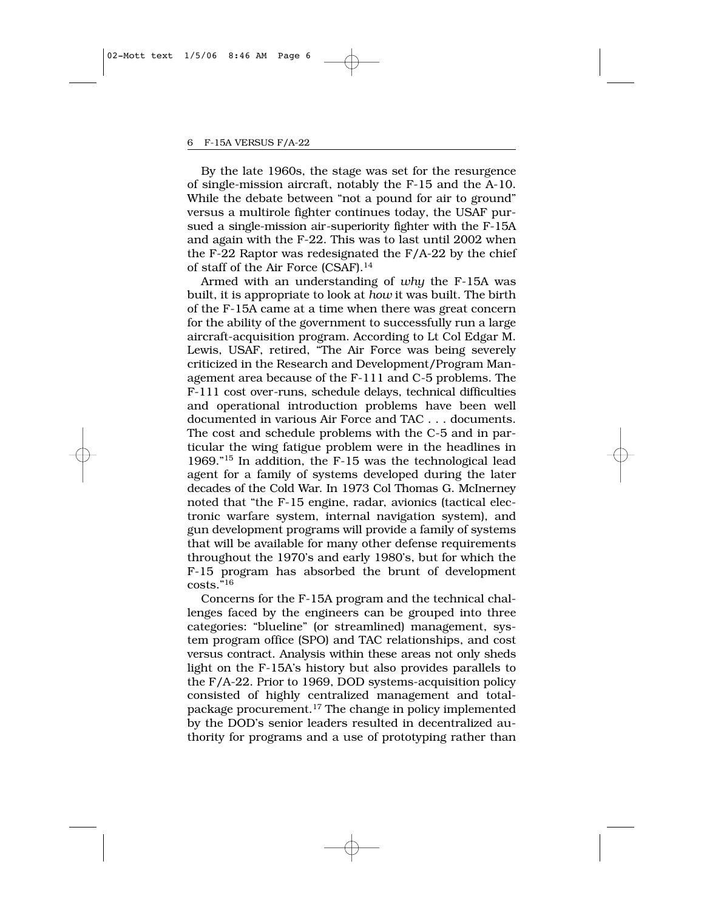By the late 1960s, the stage was set for the resurgence of single-mission aircraft, notably the F-15 and the A-10. While the debate between "not a pound for air to ground" versus a multirole fighter continues today, the USAF pursued a single-mission air-superiority fighter with the F-15A and again with the F-22. This was to last until 2002 when the F-22 Raptor was redesignated the F/A-22 by the chief of staff of the Air Force (CSAF).[14]

Armed with an understanding of *why* the F-15A was built, it is appropriate to look at *how* it was built. The birth of the F-15A came at a time when there was great concern for the ability of the government to successfully run a large aircraft-acquisition program. According to Lt Col Edgar M. Lewis, USAF, retired, "The Air Force was being severely criticized in the Research and Development/Program Management area because of the F-111 and C-5 problems. The F-111 cost over-runs, schedule delays, technical difficulties and operational introduction problems have been well documented in various Air Force and TAC . . . documents. The cost and schedule problems with the C-5 and in particular the wing fatigue problem were in the headlines in 1969."[15] In addition, the F-15 was the technological lead agent for a family of systems developed during the later decades of the Cold War. In 1973 Col Thomas G. McInerney noted that "the F-15 engine, radar, avionics (tactical electronic warfare system, internal navigation system), and gun development programs will provide a family of systems that will be available for many other defense requirements throughout the 1970's and early 1980's, but for which the F-15 program has absorbed the brunt of development costs."[16]

Concerns for the F-15A program and the technical challenges faced by the engineers can be grouped into three categories: "blueline" (or streamlined) management, system program office (SPO) and TAC relationships, and cost versus contract. Analysis within these areas not only sheds light on the F-15A's history but also provides parallels to the F/A-22. Prior to 1969, DOD systems-acquisition policy consisted of highly centralized management and total-package procurement.[17] The change in policy implemented by the DOD's senior leaders resulted in decentralized authority for programs and a use of prototyping rather than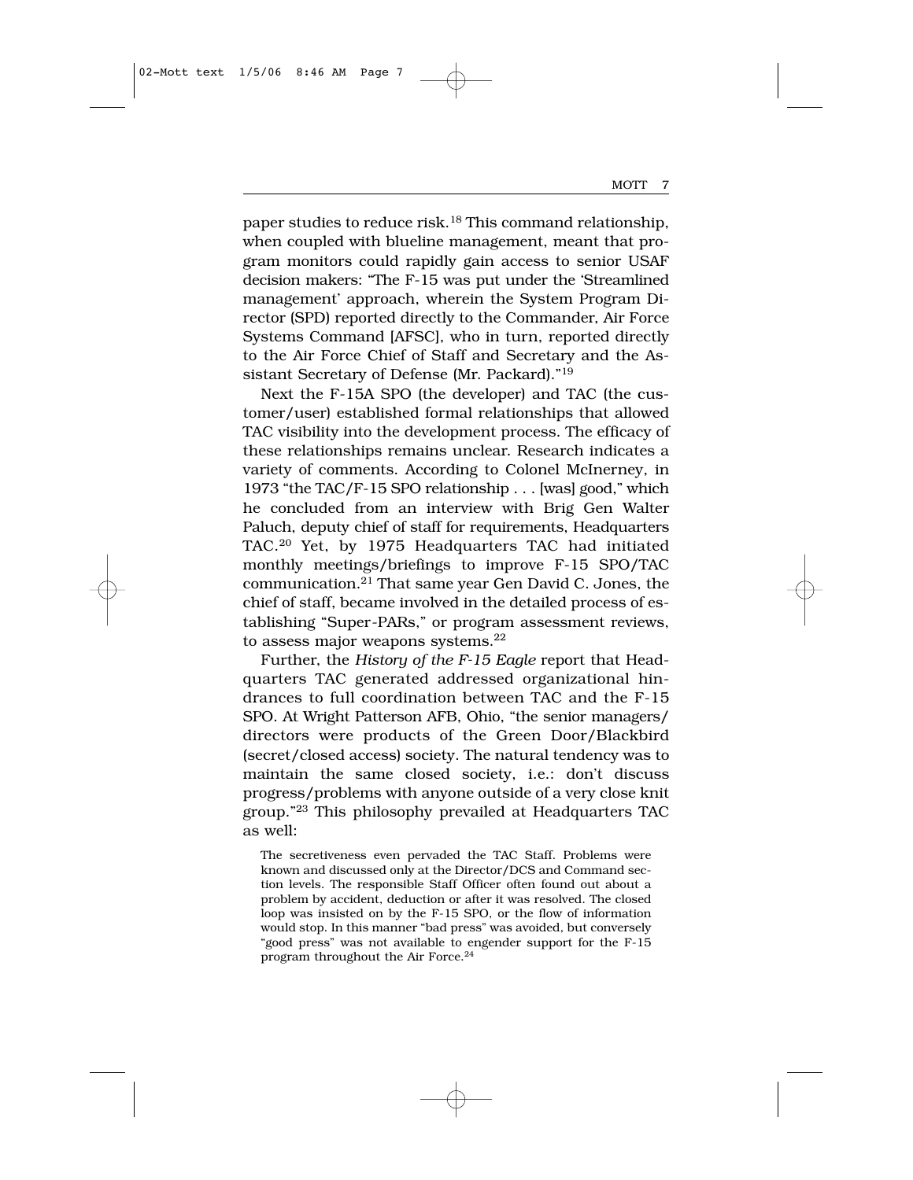paper studies to reduce risk.[18] This command relationship, when coupled with blueline management, meant that program monitors could rapidly gain access to senior USAF decision makers: "The F-15 was put under the 'Streamlined management' approach, wherein the System Program Director (SPD) reported directly to the Commander, Air Force Systems Command [AFSC], who in turn, reported directly to the Air Force Chief of Staff and Secretary and the Assistant Secretary of Defense (Mr. Packard)."[19]

Next the F-15A SPO (the developer) and TAC (the customer/user) established formal relationships that allowed TAC visibility into the development process. The efficacy of these relationships remains unclear. Research indicates a variety of comments. According to Colonel McInerney, in 1973 "the TAC/F-15 SPO relationship . . . [was] good," which he concluded from an interview with Brig Gen Walter Paluch, deputy chief of staff for requirements, Headquarters TAC.[20] Yet, by 1975 Headquarters TAC had initiated monthly meetings/briefings to improve F-15 SPO/TAC communication.[21] That same year Gen David C. Jones, the chief of staff, became involved in the detailed process of establishing "Super-PARs," or program assessment reviews, to assess major weapons systems.[22]

Further, the *History of the F-15 Eagle* report that Headquarters TAC generated addressed organizational hindrances to full coordination between TAC and the F-15 SPO. At Wright Patterson AFB, Ohio, "the senior managers/directors were products of the Green Door/Blackbird (secret/closed access) society. The natural tendency was to maintain the same closed society, i.e.: don't discuss progress/problems with anyone outside of a very close knit group."[23] This philosophy prevailed at Headquarters TAC as well:

> The secretiveness even pervaded the TAC Staff. Problems were known and discussed only at the Director/DCS and Command section levels. The responsible Staff Officer often found out about a problem by accident, deduction or after it was resolved. The closed loop was insisted on by the F-15 SPO, or the flow of information would stop. In this manner "bad press" was avoided, but conversely "good press" was not available to engender support for the F-15 program throughout the Air Force.[24]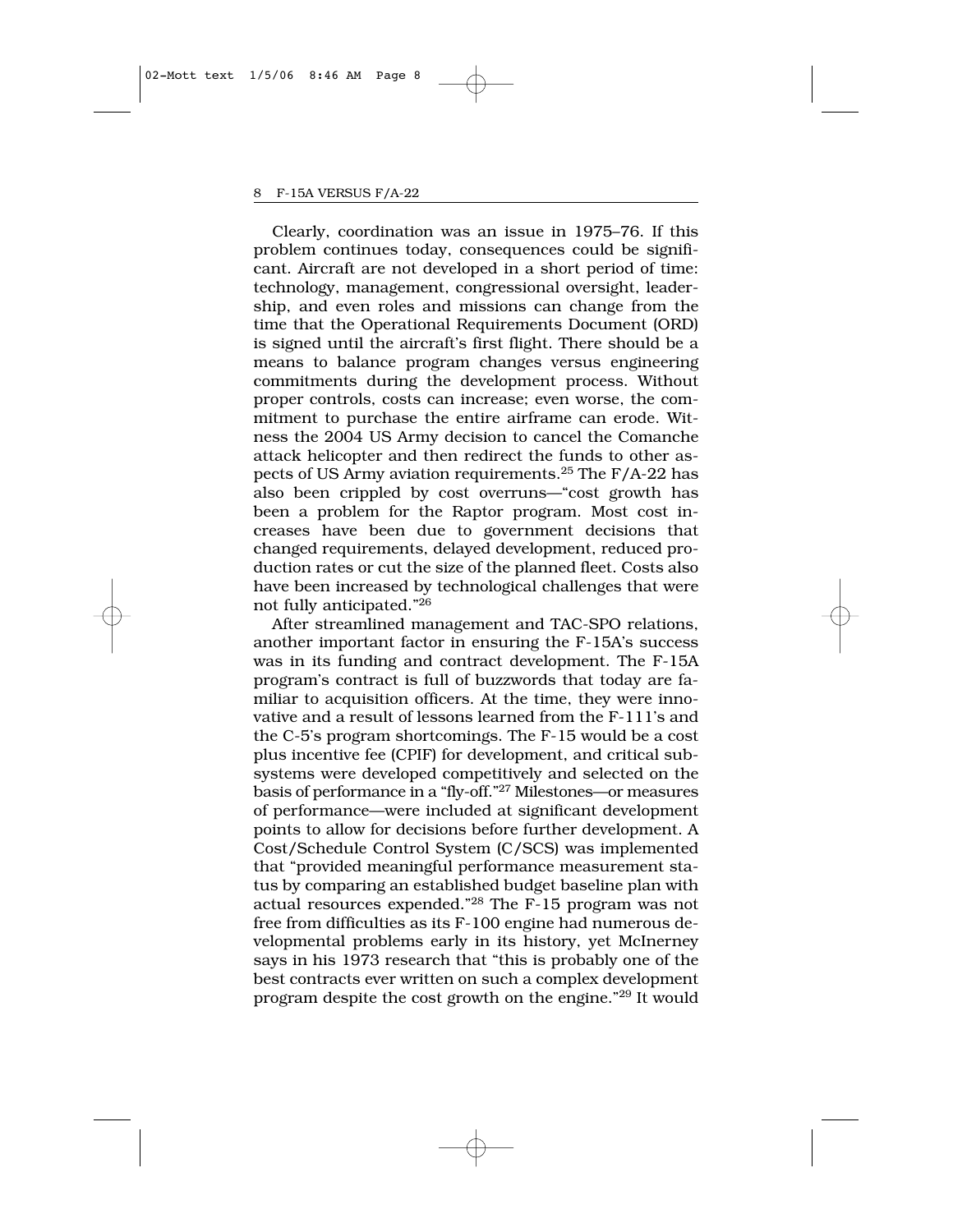Clearly, coordination was an issue in 1975–76. If this problem continues today, consequences could be significant. Aircraft are not developed in a short period of time: technology, management, congressional oversight, leadership, and even roles and missions can change from the time that the Operational Requirements Document (ORD) is signed until the aircraft's first flight. There should be a means to balance program changes versus engineering commitments during the development process. Without proper controls, costs can increase; even worse, the commitment to purchase the entire airframe can erode. Witness the 2004 US Army decision to cancel the Comanche attack helicopter and then redirect the funds to other aspects of US Army aviation requirements.[25] The F/A-22 has also been crippled by cost overruns—"cost growth has been a problem for the Raptor program. Most cost increases have been due to government decisions that changed requirements, delayed development, reduced production rates or cut the size of the planned fleet. Costs also have been increased by technological challenges that were not fully anticipated."[26]

After streamlined management and TAC-SPO relations, another important factor in ensuring the F-15A's success was in its funding and contract development. The F-15A program's contract is full of buzzwords that today are familiar to acquisition officers. At the time, they were innovative and a result of lessons learned from the F-111's and the C-5's program shortcomings. The F-15 would be a cost plus incentive fee (CPIF) for development, and critical subsystems were developed competitively and selected on the basis of performance in a "fly-off."[27] Milestones—or measures of performance—were included at significant development points to allow for decisions before further development. A Cost/Schedule Control System (C/SCS) was implemented that "provided meaningful performance measurement status by comparing an established budget baseline plan with actual resources expended."[28] The F-15 program was not free from difficulties as its F-100 engine had numerous developmental problems early in its history, yet McInerney says in his 1973 research that "this is probably one of the best contracts ever written on such a complex development program despite the cost growth on the engine."[29] It would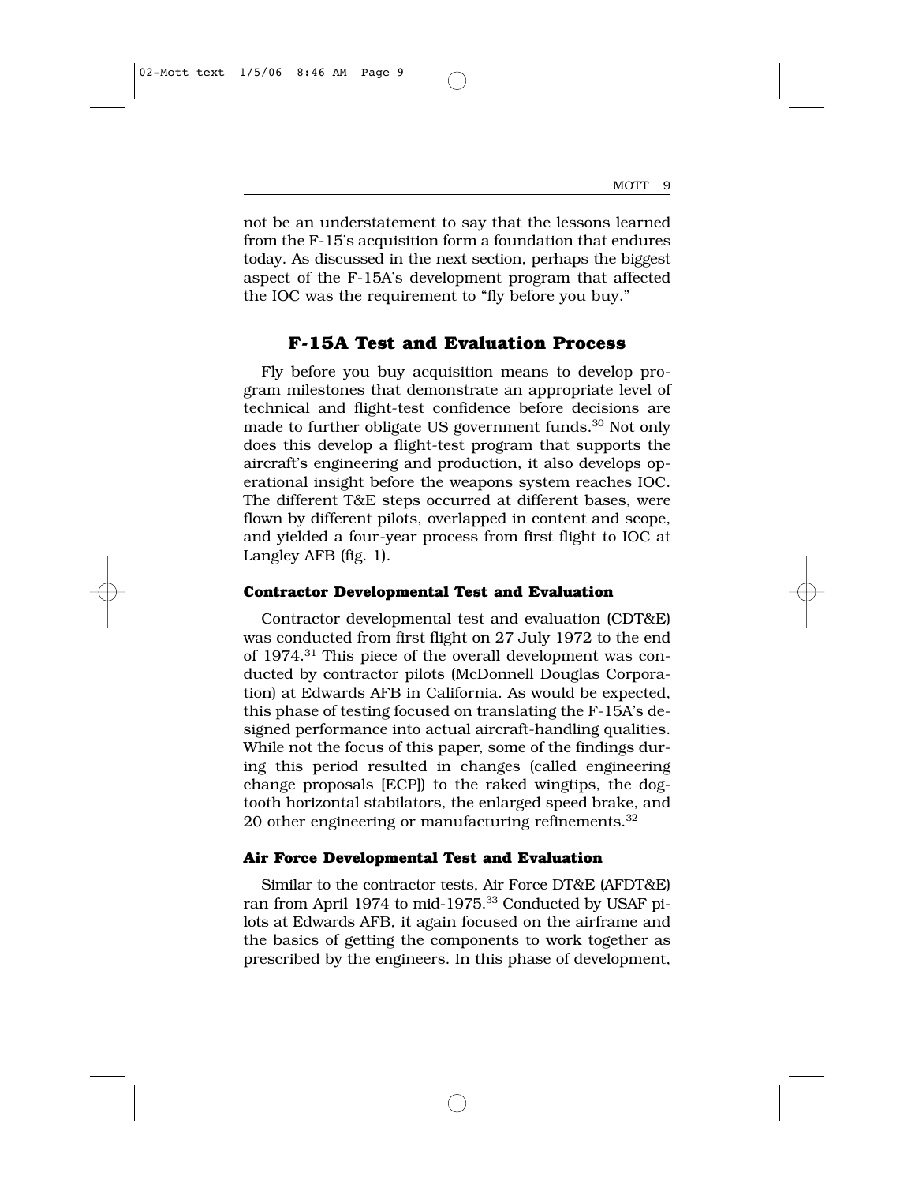not be an understatement to say that the lessons learned from the F-15's acquisition form a foundation that endures today. As discussed in the next section, perhaps the biggest aspect of the F-15A's development program that affected the IOC was the requirement to "fly before you buy."

## F-15A Test and Evaluation Process

Fly before you buy acquisition means to develop program milestones that demonstrate an appropriate level of technical and flight-test confidence before decisions are made to further obligate US government funds.[30] Not only does this develop a flight-test program that supports the aircraft's engineering and production, it also develops operational insight before the weapons system reaches IOC. The different T&E steps occurred at different bases, were flown by different pilots, overlapped in content and scope, and yielded a four-year process from first flight to IOC at Langley AFB (fig. 1).

### Contractor Developmental Test and Evaluation

Contractor developmental test and evaluation (CDT&E) was conducted from first flight on 27 July 1972 to the end of 1974.[31] This piece of the overall development was conducted by contractor pilots (McDonnell Douglas Corporation) at Edwards AFB in California. As would be expected, this phase of testing focused on translating the F-15A's designed performance into actual aircraft-handling qualities. While not the focus of this paper, some of the findings during this period resulted in changes (called engineering change proposals [ECP]) to the raked wingtips, the dogtooth horizontal stabilators, the enlarged speed brake, and 20 other engineering or manufacturing refinements.[32]

### Air Force Developmental Test and Evaluation

Similar to the contractor tests, Air Force DT&E (AFDT&E) ran from April 1974 to mid-1975.[33] Conducted by USAF pilots at Edwards AFB, it again focused on the airframe and the basics of getting the components to work together as prescribed by the engineers. In this phase of development,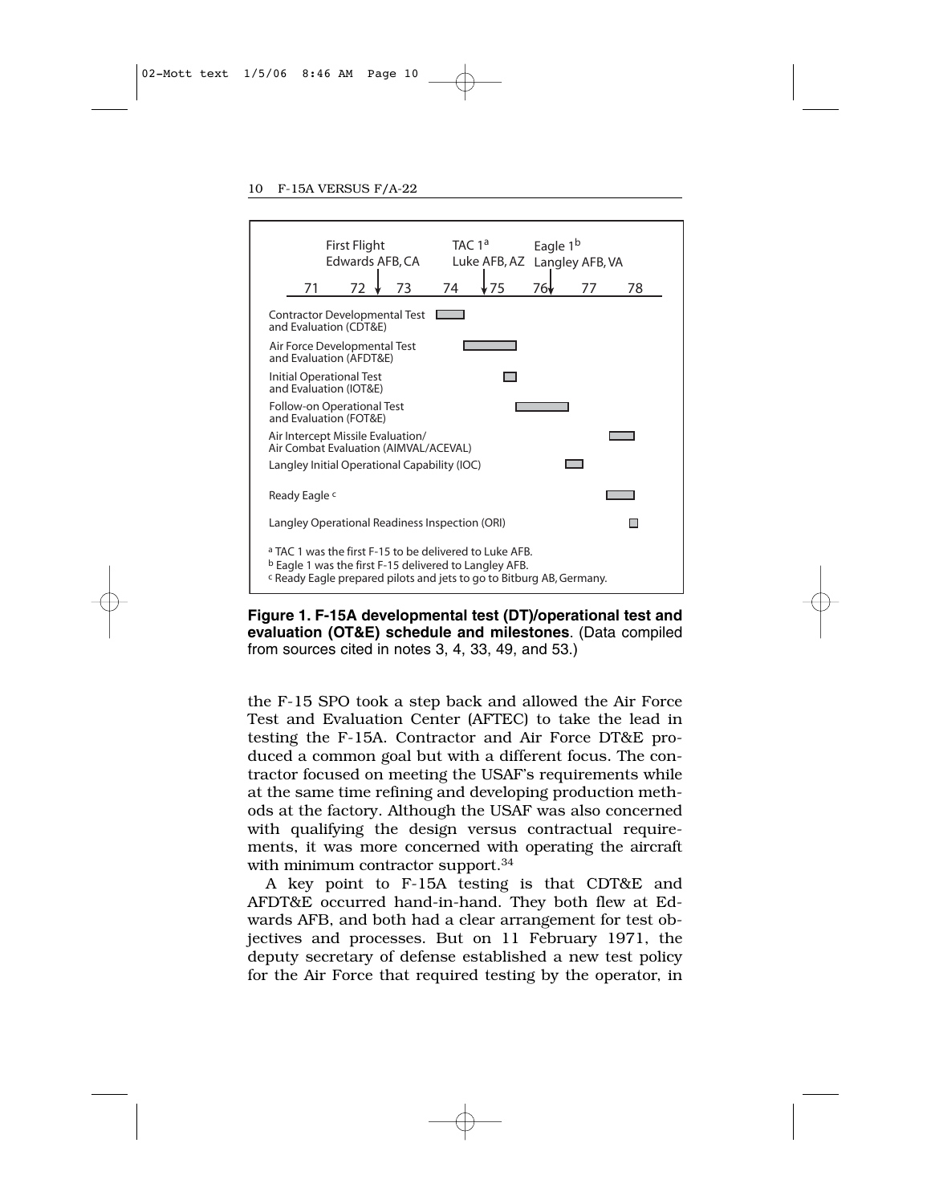First Flight Edwards AFB, CA — TAC 1[a] Luke AFB, AZ — Eagle 1[b] Langley AFB, VA

71 72 73 74 75 76 77 78

Contractor Developmental Test and Evaluation (CDT&E)

Air Force Developmental Test and Evaluation (AFDT&E)

Initial Operational Test and Evaluation (IOT&E)

Follow-on Operational Test and Evaluation (FOT&E)

Air Intercept Missile Evaluation/Air Combat Evaluation (AIMVAL/ACEVAL)

Langley Initial Operational Capability (IOC)

Ready Eagle[c]

Langley Operational Readiness Inspection (ORI)

[a] TAC 1 was the first F-15 to be delivered to Luke AFB.
[b] Eagle 1 was the first F-15 delivered to Langley AFB.
[c] Ready Eagle prepared pilots and jets to go to Bitburg AB, Germany.

**Figure 1. F-15A developmental test (DT)/operational test and evaluation (OT&E) schedule and milestones**. (Data compiled from sources cited in notes 3, 4, 33, 49, and 53.)

the F-15 SPO took a step back and allowed the Air Force Test and Evaluation Center (AFTEC) to take the lead in testing the F-15A. Contractor and Air Force DT&E produced a common goal but with a different focus. The contractor focused on meeting the USAF's requirements while at the same time refining and developing production methods at the factory. Although the USAF was also concerned with qualifying the design versus contractual requirements, it was more concerned with operating the aircraft with minimum contractor support.[34]

A key point to F-15A testing is that CDT&E and AFDT&E occurred hand-in-hand. They both flew at Edwards AFB, and both had a clear arrangement for test objectives and processes. But on 11 February 1971, the deputy secretary of defense established a new test policy for the Air Force that required testing by the operator, in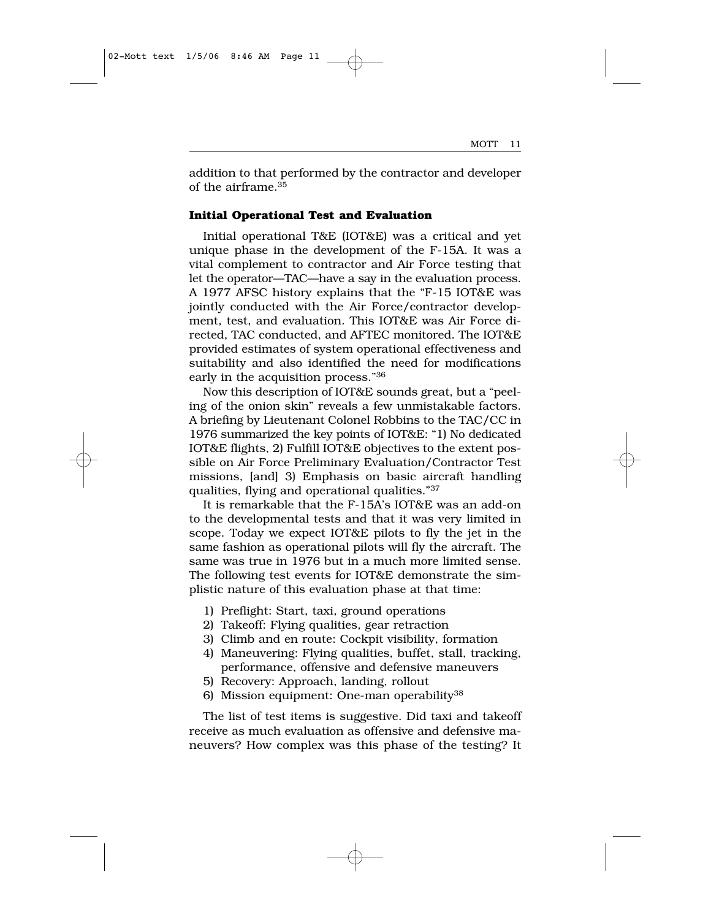addition to that performed by the contractor and developer of the airframe.[35]

### Initial Operational Test and Evaluation

Initial operational T&E (IOT&E) was a critical and yet unique phase in the development of the F-15A. It was a vital complement to contractor and Air Force testing that let the operator—TAC—have a say in the evaluation process. A 1977 AFSC history explains that the "F-15 IOT&E was jointly conducted with the Air Force/contractor development, test, and evaluation. This IOT&E was Air Force directed, TAC conducted, and AFTEC monitored. The IOT&E provided estimates of system operational effectiveness and suitability and also identified the need for modifications early in the acquisition process."[36]

Now this description of IOT&E sounds great, but a "peeling of the onion skin" reveals a few unmistakable factors. A briefing by Lieutenant Colonel Robbins to the TAC/CC in 1976 summarized the key points of IOT&E: "1) No dedicated IOT&E flights, 2) Fulfill IOT&E objectives to the extent possible on Air Force Preliminary Evaluation/Contractor Test missions, [and] 3) Emphasis on basic aircraft handling qualities, flying and operational qualities."[37]

It is remarkable that the F-15A's IOT&E was an add-on to the developmental tests and that it was very limited in scope. Today we expect IOT&E pilots to fly the jet in the same fashion as operational pilots will fly the aircraft. The same was true in 1976 but in a much more limited sense. The following test events for IOT&E demonstrate the simplistic nature of this evaluation phase at that time:

1) Preflight: Start, taxi, ground operations
2) Takeoff: Flying qualities, gear retraction
3) Climb and en route: Cockpit visibility, formation
4) Maneuvering: Flying qualities, buffet, stall, tracking, performance, offensive and defensive maneuvers
5) Recovery: Approach, landing, rollout
6) Mission equipment: One-man operability[38]

The list of test items is suggestive. Did taxi and takeoff receive as much evaluation as offensive and defensive maneuvers? How complex was this phase of the testing? It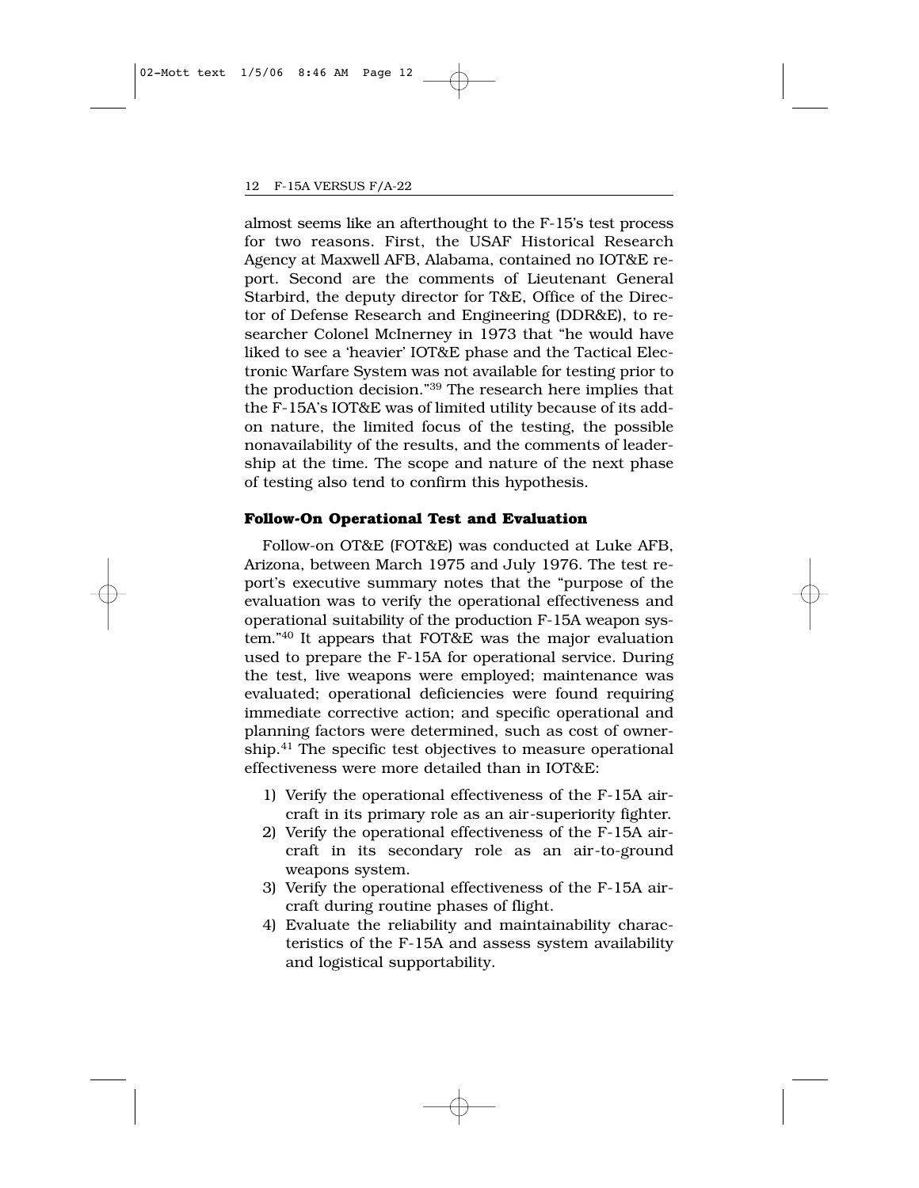almost seems like an afterthought to the F-15's test process for two reasons. First, the USAF Historical Research Agency at Maxwell AFB, Alabama, contained no IOT&E report. Second are the comments of Lieutenant General Starbird, the deputy director for T&E, Office of the Director of Defense Research and Engineering (DDR&E), to researcher Colonel McInerney in 1973 that "he would have liked to see a 'heavier' IOT&E phase and the Tactical Electronic Warfare System was not available for testing prior to the production decision."[39] The research here implies that the F-15A's IOT&E was of limited utility because of its add-on nature, the limited focus of the testing, the possible nonavailability of the results, and the comments of leadership at the time. The scope and nature of the next phase of testing also tend to confirm this hypothesis.

### Follow-On Operational Test and Evaluation

Follow-on OT&E (FOT&E) was conducted at Luke AFB, Arizona, between March 1975 and July 1976. The test report's executive summary notes that the "purpose of the evaluation was to verify the operational effectiveness and operational suitability of the production F-15A weapon system."[40] It appears that FOT&E was the major evaluation used to prepare the F-15A for operational service. During the test, live weapons were employed; maintenance was evaluated; operational deficiencies were found requiring immediate corrective action; and specific operational and planning factors were determined, such as cost of ownership.[41] The specific test objectives to measure operational effectiveness were more detailed than in IOT&E:

1) Verify the operational effectiveness of the F-15A aircraft in its primary role as an air-superiority fighter.
2) Verify the operational effectiveness of the F-15A aircraft in its secondary role as an air-to-ground weapons system.
3) Verify the operational effectiveness of the F-15A aircraft during routine phases of flight.
4) Evaluate the reliability and maintainability characteristics of the F-15A and assess system availability and logistical supportability.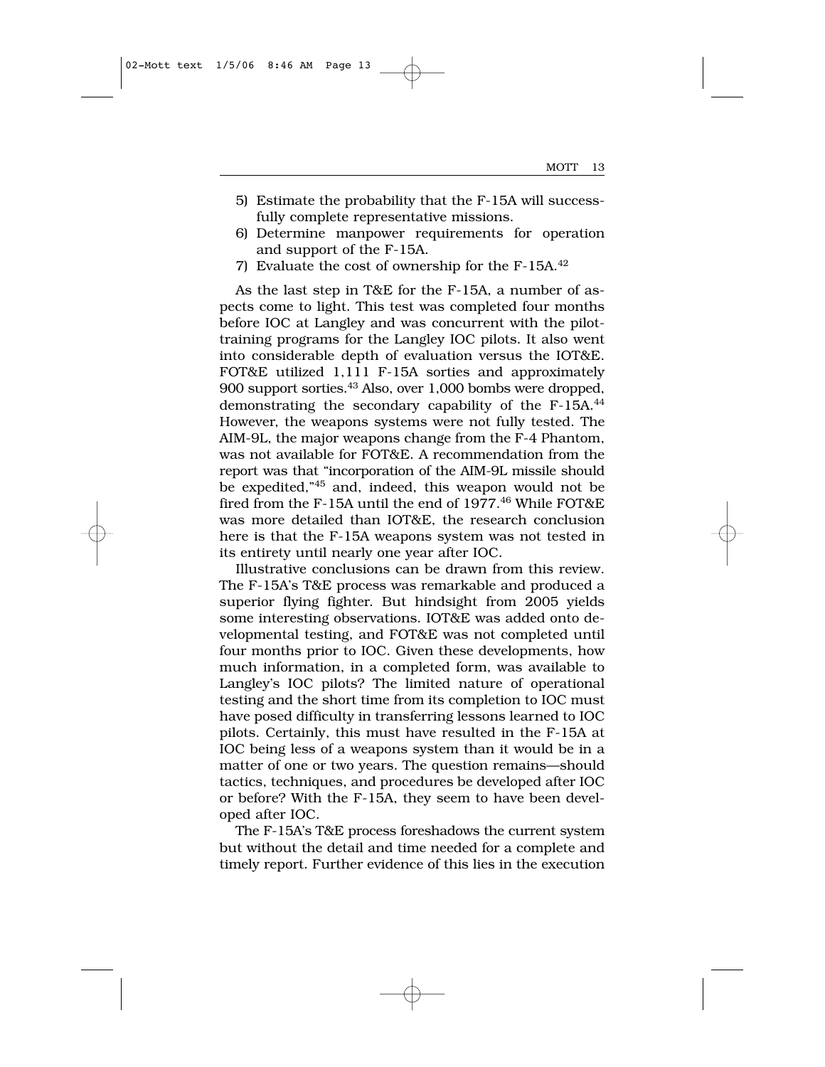5) Estimate the probability that the F-15A will successfully complete representative missions.
6) Determine manpower requirements for operation and support of the F-15A.
7) Evaluate the cost of ownership for the F-15A.[42]

As the last step in T&E for the F-15A, a number of aspects come to light. This test was completed four months before IOC at Langley and was concurrent with the pilot-training programs for the Langley IOC pilots. It also went into considerable depth of evaluation versus the IOT&E. FOT&E utilized 1,111 F-15A sorties and approximately 900 support sorties.[43] Also, over 1,000 bombs were dropped, demonstrating the secondary capability of the F-15A.[44] However, the weapons systems were not fully tested. The AIM-9L, the major weapons change from the F-4 Phantom, was not available for FOT&E. A recommendation from the report was that "incorporation of the AIM-9L missile should be expedited,"[45] and, indeed, this weapon would not be fired from the F-15A until the end of 1977.[46] While FOT&E was more detailed than IOT&E, the research conclusion here is that the F-15A weapons system was not tested in its entirety until nearly one year after IOC.

Illustrative conclusions can be drawn from this review. The F-15A's T&E process was remarkable and produced a superior flying fighter. But hindsight from 2005 yields some interesting observations. IOT&E was added onto developmental testing, and FOT&E was not completed until four months prior to IOC. Given these developments, how much information, in a completed form, was available to Langley's IOC pilots? The limited nature of operational testing and the short time from its completion to IOC must have posed difficulty in transferring lessons learned to IOC pilots. Certainly, this must have resulted in the F-15A at IOC being less of a weapons system than it would be in a matter of one or two years. The question remains—should tactics, techniques, and procedures be developed after IOC or before? With the F-15A, they seem to have been developed after IOC.

The F-15A's T&E process foreshadows the current system but without the detail and time needed for a complete and timely report. Further evidence of this lies in the execution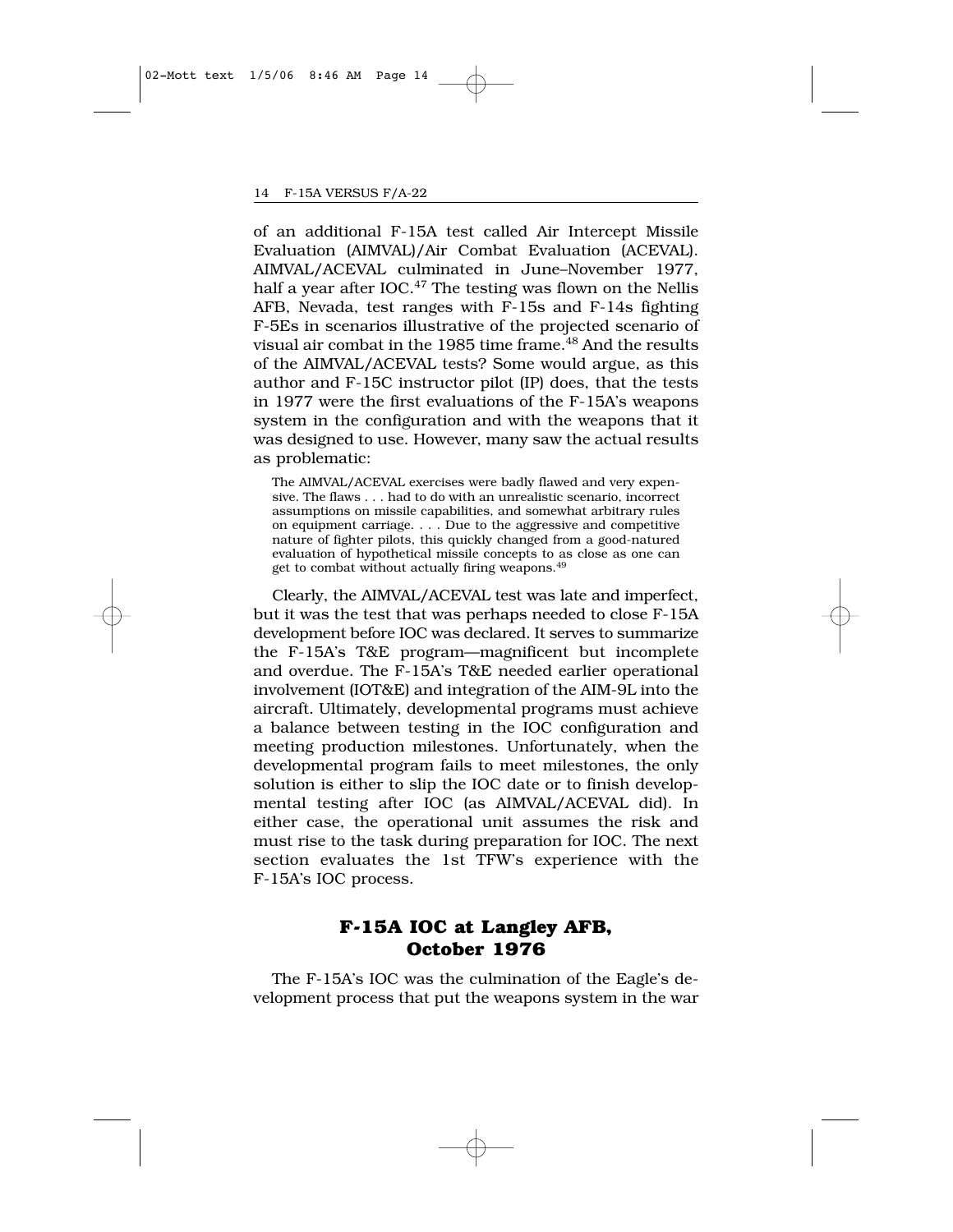of an additional F-15A test called Air Intercept Missile Evaluation (AIMVAL)/Air Combat Evaluation (ACEVAL). AIMVAL/ACEVAL culminated in June–November 1977, half a year after IOC.[47] The testing was flown on the Nellis AFB, Nevada, test ranges with F-15s and F-14s fighting F-5Es in scenarios illustrative of the projected scenario of visual air combat in the 1985 time frame.[48] And the results of the AIMVAL/ACEVAL tests? Some would argue, as this author and F-15C instructor pilot (IP) does, that the tests in 1977 were the first evaluations of the F-15A's weapons system in the configuration and with the weapons that it was designed to use. However, many saw the actual results as problematic:

> The AIMVAL/ACEVAL exercises were badly flawed and very expensive. The flaws . . . had to do with an unrealistic scenario, incorrect assumptions on missile capabilities, and somewhat arbitrary rules on equipment carriage. . . . Due to the aggressive and competitive nature of fighter pilots, this quickly changed from a good-natured evaluation of hypothetical missile concepts to as close as one can get to combat without actually firing weapons.[49]

Clearly, the AIMVAL/ACEVAL test was late and imperfect, but it was the test that was perhaps needed to close F-15A development before IOC was declared. It serves to summarize the F-15A's T&E program—magnificent but incomplete and overdue. The F-15A's T&E needed earlier operational involvement (IOT&E) and integration of the AIM-9L into the aircraft. Ultimately, developmental programs must achieve a balance between testing in the IOC configuration and meeting production milestones. Unfortunately, when the developmental program fails to meet milestones, the only solution is either to slip the IOC date or to finish developmental testing after IOC (as AIMVAL/ACEVAL did). In either case, the operational unit assumes the risk and must rise to the task during preparation for IOC. The next section evaluates the 1st TFW's experience with the F-15A's IOC process.

## F-15A IOC at Langley AFB, October 1976

The F-15A's IOC was the culmination of the Eagle's development process that put the weapons system in the war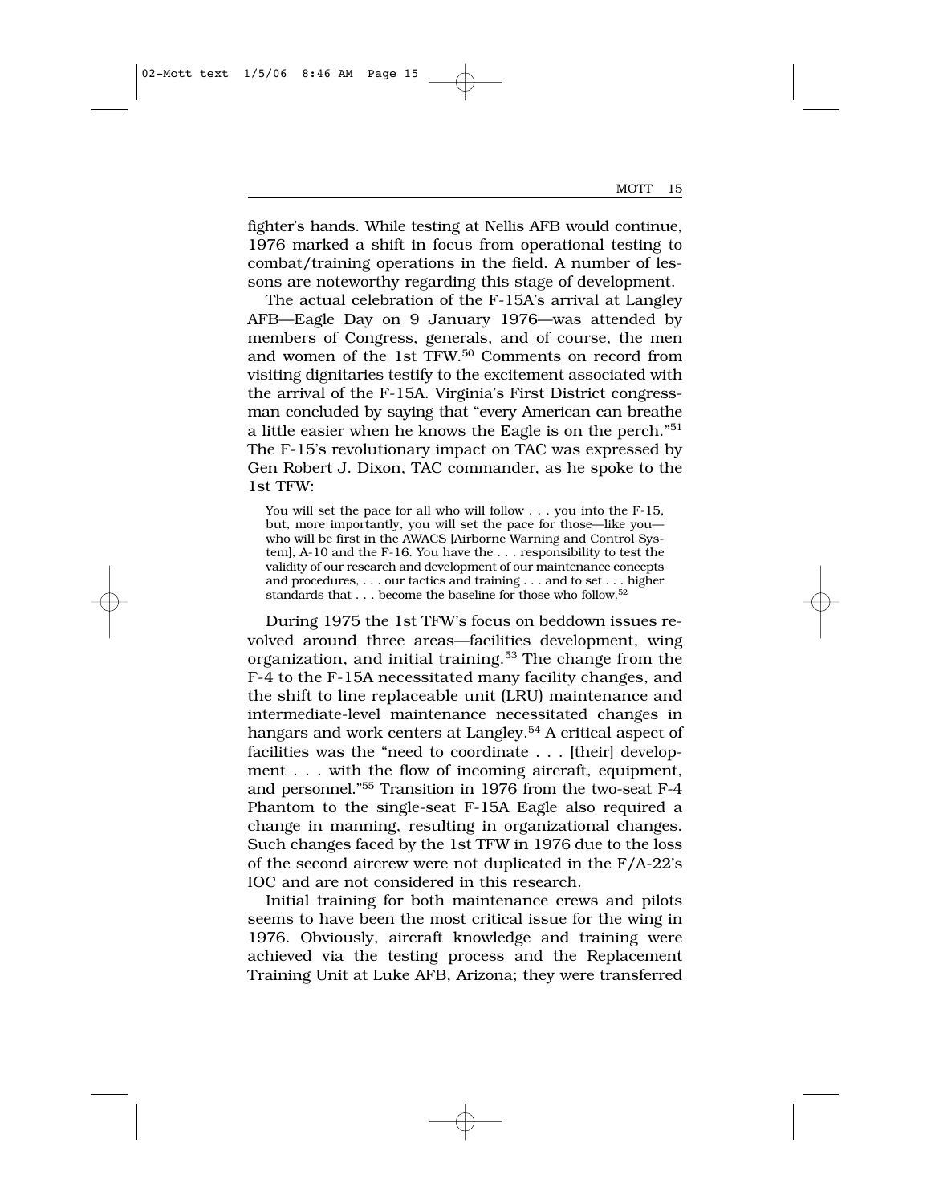fighter's hands. While testing at Nellis AFB would continue, 1976 marked a shift in focus from operational testing to combat/training operations in the field. A number of lessons are noteworthy regarding this stage of development.

The actual celebration of the F-15A's arrival at Langley AFB—Eagle Day on 9 January 1976—was attended by members of Congress, generals, and of course, the men and women of the 1st TFW.[50] Comments on record from visiting dignitaries testify to the excitement associated with the arrival of the F-15A. Virginia's First District congressman concluded by saying that "every American can breathe a little easier when he knows the Eagle is on the perch."[51] The F-15's revolutionary impact on TAC was expressed by Gen Robert J. Dixon, TAC commander, as he spoke to the 1st TFW:

> You will set the pace for all who will follow . . . you into the F-15, but, more importantly, you will set the pace for those—like you—who will be first in the AWACS [Airborne Warning and Control System], A-10 and the F-16. You have the . . . responsibility to test the validity of our research and development of our maintenance concepts and procedures, . . . our tactics and training . . . and to set . . . higher standards that . . . become the baseline for those who follow.[52]

During 1975 the 1st TFW's focus on beddown issues revolved around three areas—facilities development, wing organization, and initial training.[53] The change from the F-4 to the F-15A necessitated many facility changes, and the shift to line replaceable unit (LRU) maintenance and intermediate-level maintenance necessitated changes in hangars and work centers at Langley.[54] A critical aspect of facilities was the "need to coordinate . . . [their] development . . . with the flow of incoming aircraft, equipment, and personnel."[55] Transition in 1976 from the two-seat F-4 Phantom to the single-seat F-15A Eagle also required a change in manning, resulting in organizational changes. Such changes faced by the 1st TFW in 1976 due to the loss of the second aircrew were not duplicated in the F/A-22's IOC and are not considered in this research.

Initial training for both maintenance crews and pilots seems to have been the most critical issue for the wing in 1976. Obviously, aircraft knowledge and training were achieved via the testing process and the Replacement Training Unit at Luke AFB, Arizona; they were transferred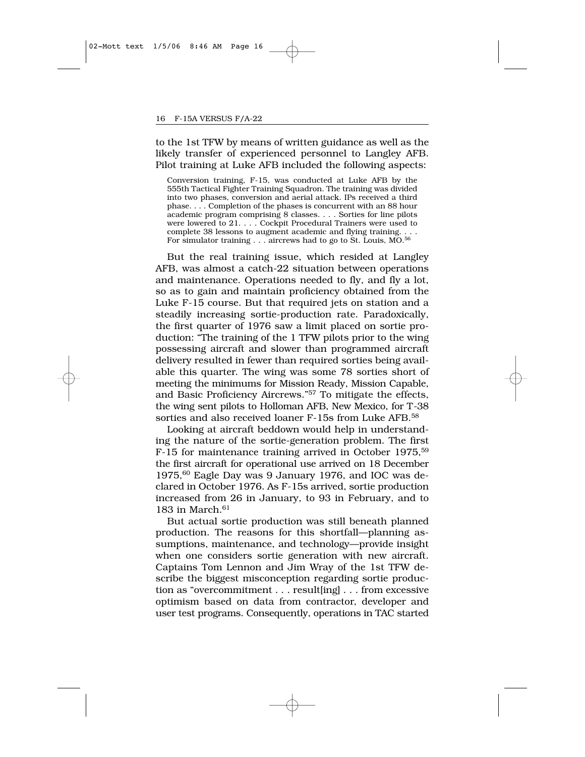to the 1st TFW by means of written guidance as well as the likely transfer of experienced personnel to Langley AFB. Pilot training at Luke AFB included the following aspects:

> Conversion training, F-15, was conducted at Luke AFB by the 555th Tactical Fighter Training Squadron. The training was divided into two phases, conversion and aerial attack. IPs received a third phase. . . . Completion of the phases is concurrent with an 88 hour academic program comprising 8 classes. . . . Sorties for line pilots were lowered to 21. . . . Cockpit Procedural Trainers were used to complete 38 lessons to augment academic and flying training. . . . For simulator training . . . aircrews had to go to St. Louis, MO.[56]

But the real training issue, which resided at Langley AFB, was almost a catch-22 situation between operations and maintenance. Operations needed to fly, and fly a lot, so as to gain and maintain proficiency obtained from the Luke F-15 course. But that required jets on station and a steadily increasing sortie-production rate. Paradoxically, the first quarter of 1976 saw a limit placed on sortie production: "The training of the 1 TFW pilots prior to the wing possessing aircraft and slower than programmed aircraft delivery resulted in fewer than required sorties being available this quarter. The wing was some 78 sorties short of meeting the minimums for Mission Ready, Mission Capable, and Basic Proficiency Aircrews."[57] To mitigate the effects, the wing sent pilots to Holloman AFB, New Mexico, for T-38 sorties and also received loaner F-15s from Luke AFB.[58]

Looking at aircraft beddown would help in understanding the nature of the sortie-generation problem. The first F-15 for maintenance training arrived in October 1975,[59] the first aircraft for operational use arrived on 18 December 1975,[60] Eagle Day was 9 January 1976, and IOC was declared in October 1976. As F-15s arrived, sortie production increased from 26 in January, to 93 in February, and to 183 in March.[61]

But actual sortie production was still beneath planned production. The reasons for this shortfall—planning assumptions, maintenance, and technology—provide insight when one considers sortie generation with new aircraft. Captains Tom Lennon and Jim Wray of the 1st TFW describe the biggest misconception regarding sortie production as "overcommitment . . . result[ing] . . . from excessive optimism based on data from contractor, developer and user test programs. Consequently, operations in TAC started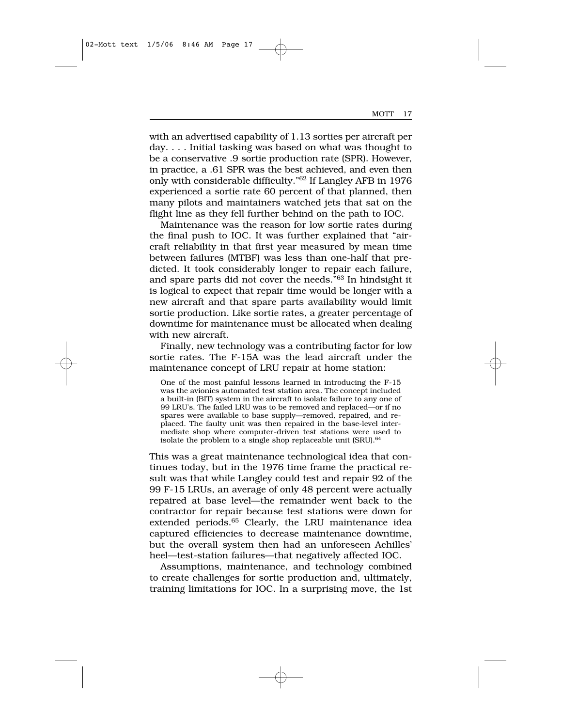with an advertised capability of 1.13 sorties per aircraft per day. . . . Initial tasking was based on what was thought to be a conservative .9 sortie production rate (SPR). However, in practice, a .61 SPR was the best achieved, and even then only with considerable difficulty."[62] If Langley AFB in 1976 experienced a sortie rate 60 percent of that planned, then many pilots and maintainers watched jets that sat on the flight line as they fell further behind on the path to IOC.

Maintenance was the reason for low sortie rates during the final push to IOC. It was further explained that "aircraft reliability in that first year measured by mean time between failures (MTBF) was less than one-half that predicted. It took considerably longer to repair each failure, and spare parts did not cover the needs."[63] In hindsight it is logical to expect that repair time would be longer with a new aircraft and that spare parts availability would limit sortie production. Like sortie rates, a greater percentage of downtime for maintenance must be allocated when dealing with new aircraft.

Finally, new technology was a contributing factor for low sortie rates. The F-15A was the lead aircraft under the maintenance concept of LRU repair at home station:

> One of the most painful lessons learned in introducing the F-15 was the avionics automated test station area. The concept included a built-in (BIT) system in the aircraft to isolate failure to any one of 99 LRU's. The failed LRU was to be removed and replaced—or if no spares were available to base supply—removed, repaired, and replaced. The faulty unit was then repaired in the base-level intermediate shop where computer-driven test stations were used to isolate the problem to a single shop replaceable unit (SRU).[64]

This was a great maintenance technological idea that continues today, but in the 1976 time frame the practical result was that while Langley could test and repair 92 of the 99 F-15 LRUs, an average of only 48 percent were actually repaired at base level—the remainder went back to the contractor for repair because test stations were down for extended periods.[65] Clearly, the LRU maintenance idea captured efficiencies to decrease maintenance downtime, but the overall system then had an unforeseen Achilles' heel—test-station failures—that negatively affected IOC.

Assumptions, maintenance, and technology combined to create challenges for sortie production and, ultimately, training limitations for IOC. In a surprising move, the 1st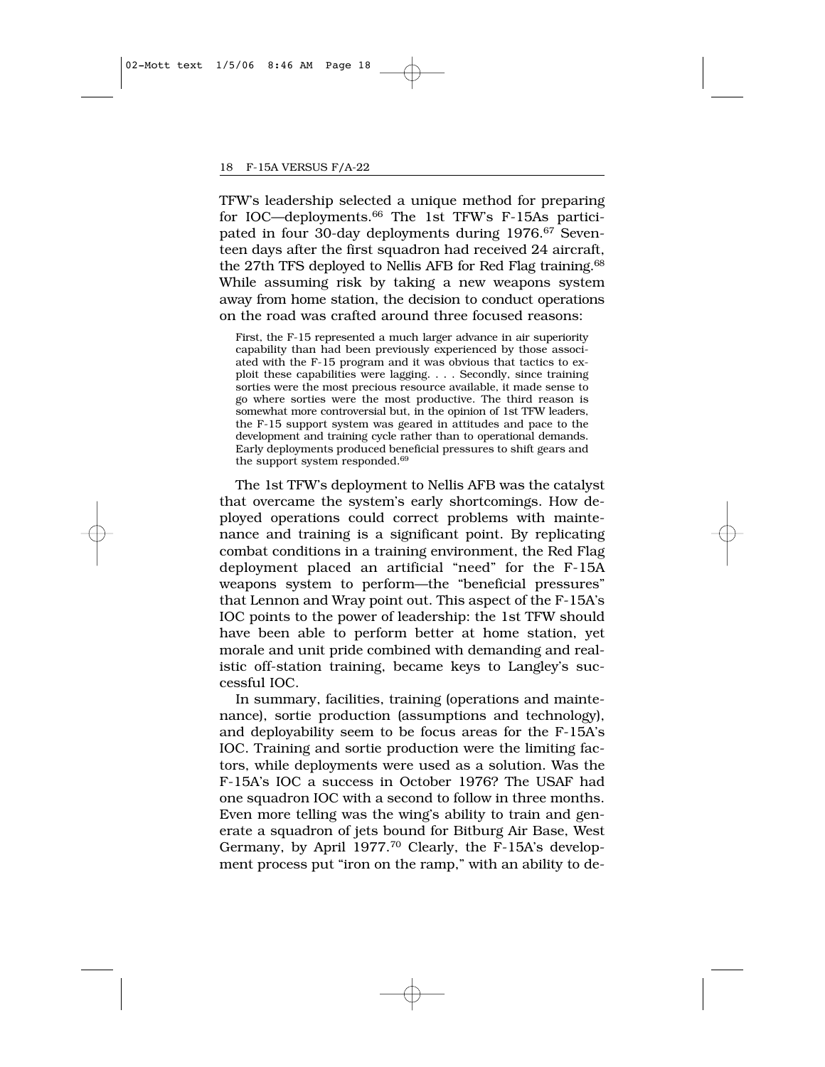TFW's leadership selected a unique method for preparing for IOC—deployments.[66] The 1st TFW's F-15As participated in four 30-day deployments during 1976.[67] Seventeen days after the first squadron had received 24 aircraft, the 27th TFS deployed to Nellis AFB for Red Flag training.[68] While assuming risk by taking a new weapons system away from home station, the decision to conduct operations on the road was crafted around three focused reasons:

> First, the F-15 represented a much larger advance in air superiority capability than had been previously experienced by those associated with the F-15 program and it was obvious that tactics to exploit these capabilities were lagging. . . . Secondly, since training sorties were the most precious resource available, it made sense to go where sorties were the most productive. The third reason is somewhat more controversial but, in the opinion of 1st TFW leaders, the F-15 support system was geared in attitudes and pace to the development and training cycle rather than to operational demands. Early deployments produced beneficial pressures to shift gears and the support system responded.[69]

The 1st TFW's deployment to Nellis AFB was the catalyst that overcame the system's early shortcomings. How deployed operations could correct problems with maintenance and training is a significant point. By replicating combat conditions in a training environment, the Red Flag deployment placed an artificial "need" for the F-15A weapons system to perform—the "beneficial pressures" that Lennon and Wray point out. This aspect of the F-15A's IOC points to the power of leadership: the 1st TFW should have been able to perform better at home station, yet morale and unit pride combined with demanding and realistic off-station training, became keys to Langley's successful IOC.

In summary, facilities, training (operations and maintenance), sortie production (assumptions and technology), and deployability seem to be focus areas for the F-15A's IOC. Training and sortie production were the limiting factors, while deployments were used as a solution. Was the F-15A's IOC a success in October 1976? The USAF had one squadron IOC with a second to follow in three months. Even more telling was the wing's ability to train and generate a squadron of jets bound for Bitburg Air Base, West Germany, by April 1977.[70] Clearly, the F-15A's development process put "iron on the ramp," with an ability to de-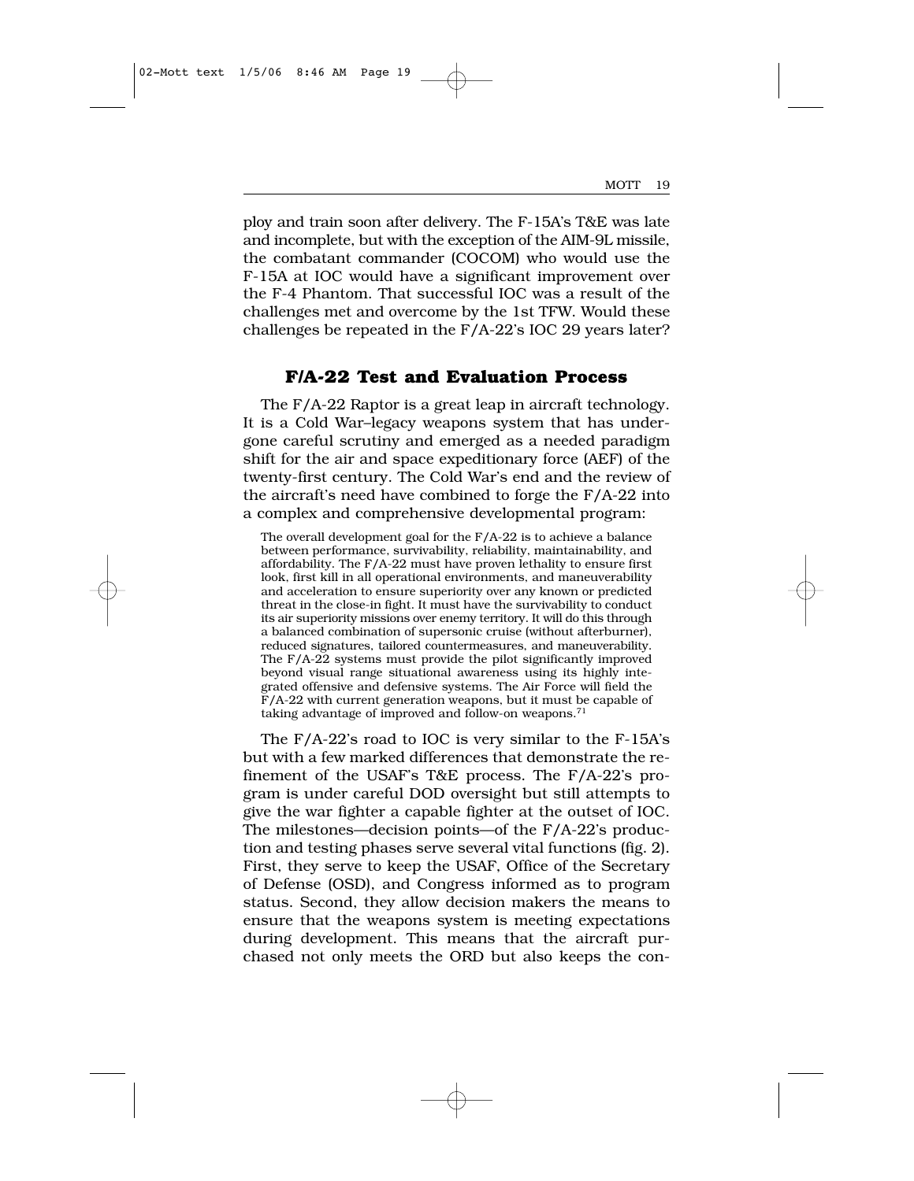ploy and train soon after delivery. The F-15A's T&E was late and incomplete, but with the exception of the AIM-9L missile, the combatant commander (COCOM) who would use the F-15A at IOC would have a significant improvement over the F-4 Phantom. That successful IOC was a result of the challenges met and overcome by the 1st TFW. Would these challenges be repeated in the F/A-22's IOC 29 years later?

## F/A-22 Test and Evaluation Process

The F/A-22 Raptor is a great leap in aircraft technology. It is a Cold War–legacy weapons system that has undergone careful scrutiny and emerged as a needed paradigm shift for the air and space expeditionary force (AEF) of the twenty-first century. The Cold War's end and the review of the aircraft's need have combined to forge the F/A-22 into a complex and comprehensive developmental program:

> The overall development goal for the F/A-22 is to achieve a balance between performance, survivability, reliability, maintainability, and affordability. The F/A-22 must have proven lethality to ensure first look, first kill in all operational environments, and maneuverability and acceleration to ensure superiority over any known or predicted threat in the close-in fight. It must have the survivability to conduct its air superiority missions over enemy territory. It will do this through a balanced combination of supersonic cruise (without afterburner), reduced signatures, tailored countermeasures, and maneuverability. The F/A-22 systems must provide the pilot significantly improved beyond visual range situational awareness using its highly integrated offensive and defensive systems. The Air Force will field the F/A-22 with current generation weapons, but it must be capable of taking advantage of improved and follow-on weapons.[71]

The F/A-22's road to IOC is very similar to the F-15A's but with a few marked differences that demonstrate the refinement of the USAF's T&E process. The F/A-22's program is under careful DOD oversight but still attempts to give the war fighter a capable fighter at the outset of IOC. The milestones—decision points—of the F/A-22's production and testing phases serve several vital functions (fig. 2). First, they serve to keep the USAF, Office of the Secretary of Defense (OSD), and Congress informed as to program status. Second, they allow decision makers the means to ensure that the weapons system is meeting expectations during development. This means that the aircraft purchased not only meets the ORD but also keeps the con-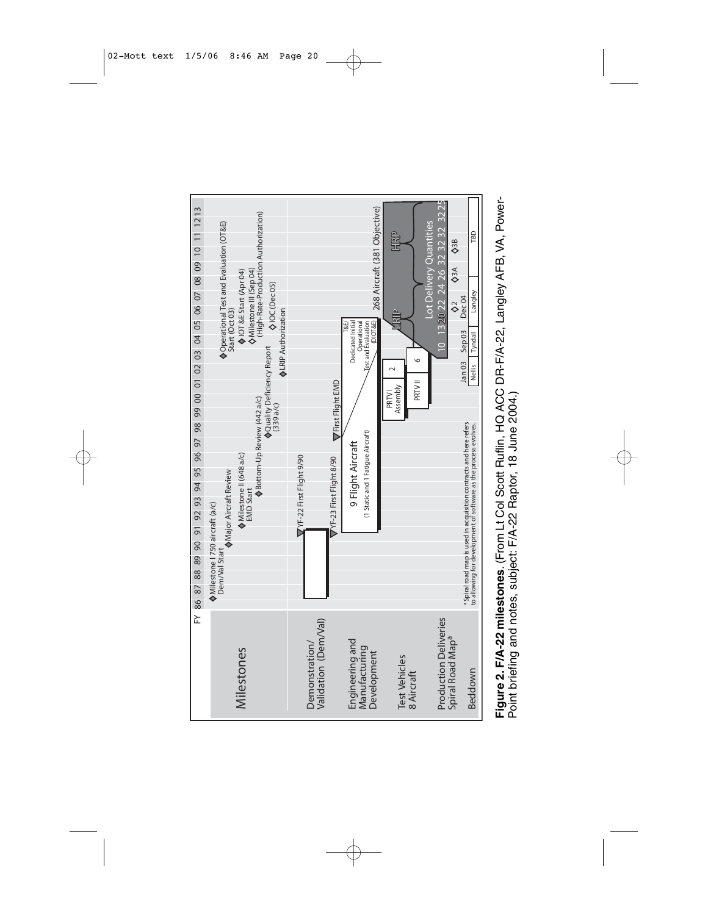FY 86 87 88 89 90 91 92 93 94 95 96 97 98 99 00 01 02 03 04 05 06 07 08 09 10 11 12 13

**Milestones**

- Milestone I 750 aircraft (a/c) Dem/Val Start
- Major Aircraft Review
- Milestone II (648 a/c) EMD Start
- Bottom-Up Review (442 a/c)
- Quality Deficiency Report (339 a/c)
- LRIP Authorization
- Operational Test and Evaluation (OT&E) Start (Oct 03)
- IOT&E Start (Apr 04)
- Milestone III (Sep 04) (High-Rate-Production Authorization)
- IOC (Dec 05)

**Demonstration/ Validation (Dem/Val)**

- YF-22 First Flight 9/90
- YF-23 First Flight 8/90

**Engineering and Manufacturing Development**

- First Flight EMD
- 9 Flight Aircraft (1 Static and 1 Fatigue Aircraft)
- T&E/ Dedicated Initial Operational Test and Evaluation (DIOT&E)

**Test Vehicles 8 Aircraft**

- PRTV I Assembly — 2
- PRTV II — 6

**Production Deliveries Spiral Road Map[a]**

- 268 Aircraft (381 Objective)
- LRIP
- HRP
- Lot Delivery Quantities: 10 13 20 22 24 26 32 32 32 32 25
- 2 Dec 04
- 3A
- 3B

**Beddown**

- Jan 03 Nellis
- Sep 03 Tyndall
- Langley
- TBD

[a] Spiral road map is used in acquisition contracts and here refers to allowing for development of software as the process evolves.

**Figure 2. F/A-22 milestones**. (From Lt Col Scott Ruflin, HQ ACC DR-F/A-22, Langley AFB, VA, PowerPoint briefing and notes, subject: F/A-22 Raptor, 18 June 2004.)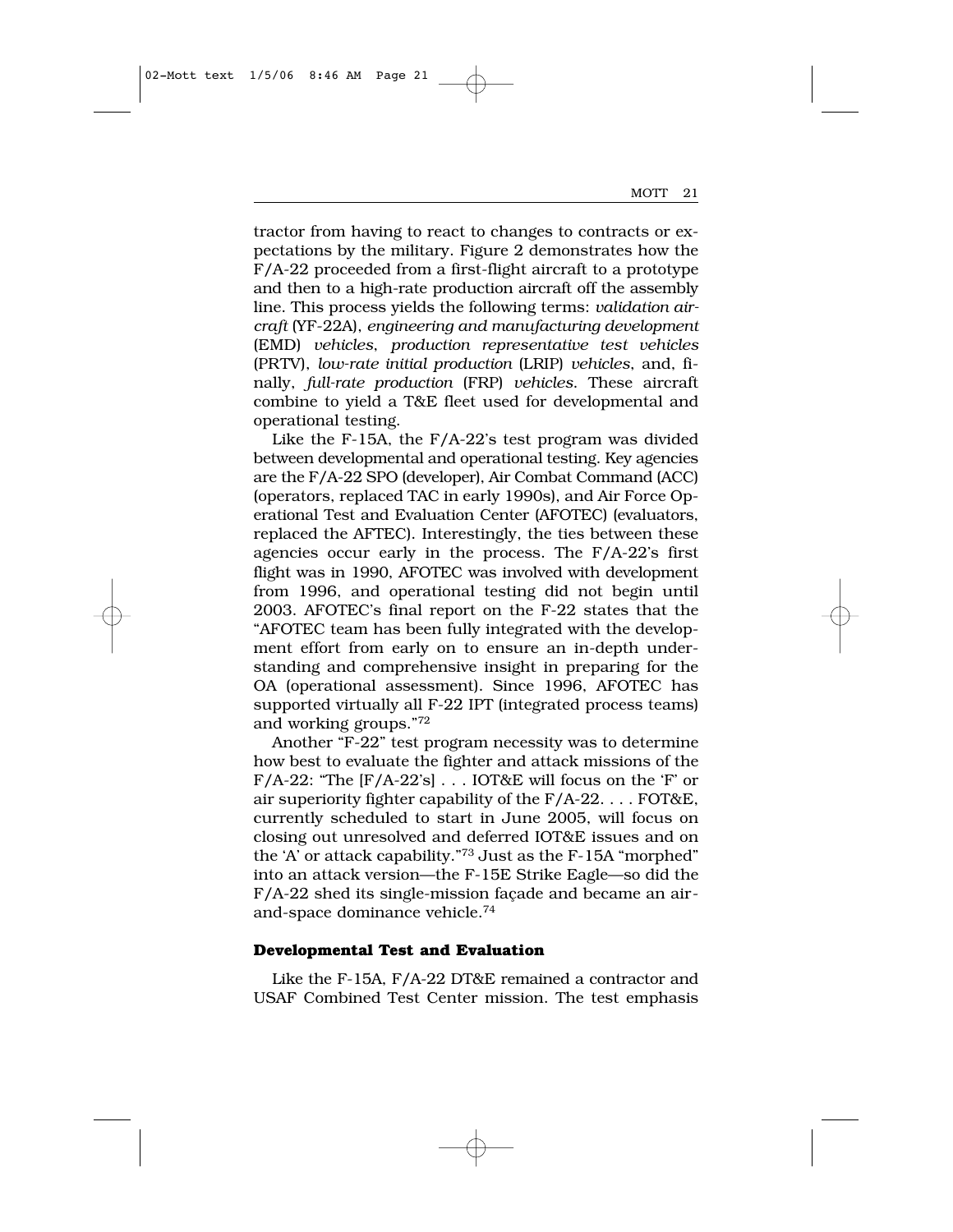tractor from having to react to changes to contracts or expectations by the military. Figure 2 demonstrates how the F/A-22 proceeded from a first-flight aircraft to a prototype and then to a high-rate production aircraft off the assembly line. This process yields the following terms: *validation aircraft* (YF-22A), *engineering and manufacturing development* (EMD) *vehicles*, *production representative test vehicles* (PRTV), *low-rate initial production* (LRIP) *vehicles*, and, finally, *full-rate production* (FRP) *vehicles*. These aircraft combine to yield a T&E fleet used for developmental and operational testing.

Like the F-15A, the F/A-22's test program was divided between developmental and operational testing. Key agencies are the F/A-22 SPO (developer), Air Combat Command (ACC) (operators, replaced TAC in early 1990s), and Air Force Operational Test and Evaluation Center (AFOTEC) (evaluators, replaced the AFTEC). Interestingly, the ties between these agencies occur early in the process. The F/A-22's first flight was in 1990, AFOTEC was involved with development from 1996, and operational testing did not begin until 2003. AFOTEC's final report on the F-22 states that the "AFOTEC team has been fully integrated with the development effort from early on to ensure an in-depth understanding and comprehensive insight in preparing for the OA (operational assessment). Since 1996, AFOTEC has supported virtually all F-22 IPT (integrated process teams) and working groups."[72]

Another "F-22" test program necessity was to determine how best to evaluate the fighter and attack missions of the F/A-22: "The [F/A-22's] . . . IOT&E will focus on the 'F' or air superiority fighter capability of the F/A-22. . . . FOT&E, currently scheduled to start in June 2005, will focus on closing out unresolved and deferred IOT&E issues and on the 'A' or attack capability."[73] Just as the F-15A "morphed" into an attack version—the F-15E Strike Eagle—so did the F/A-22 shed its single-mission façade and became an air-and-space dominance vehicle.[74]

### Developmental Test and Evaluation

Like the F-15A, F/A-22 DT&E remained a contractor and USAF Combined Test Center mission. The test emphasis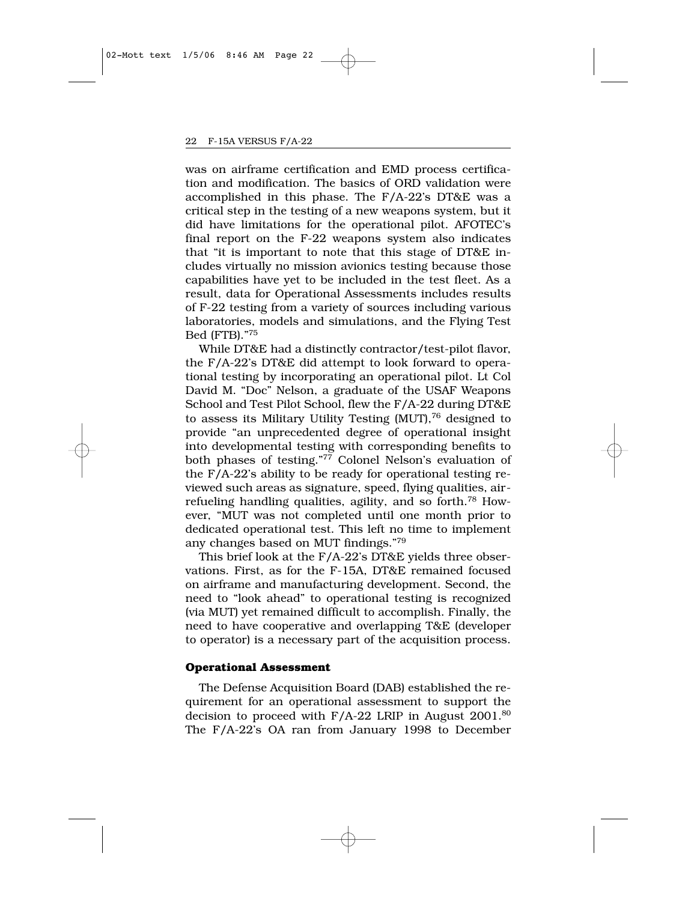was on airframe certification and EMD process certification and modification. The basics of ORD validation were accomplished in this phase. The F/A-22's DT&E was a critical step in the testing of a new weapons system, but it did have limitations for the operational pilot. AFOTEC's final report on the F-22 weapons system also indicates that "it is important to note that this stage of DT&E includes virtually no mission avionics testing because those capabilities have yet to be included in the test fleet. As a result, data for Operational Assessments includes results of F-22 testing from a variety of sources including various laboratories, models and simulations, and the Flying Test Bed (FTB)."[75]

While DT&E had a distinctly contractor/test-pilot flavor, the F/A-22's DT&E did attempt to look forward to operational testing by incorporating an operational pilot. Lt Col David M. "Doc" Nelson, a graduate of the USAF Weapons School and Test Pilot School, flew the F/A-22 during DT&E to assess its Military Utility Testing (MUT),[76] designed to provide "an unprecedented degree of operational insight into developmental testing with corresponding benefits to both phases of testing."[77] Colonel Nelson's evaluation of the F/A-22's ability to be ready for operational testing reviewed such areas as signature, speed, flying qualities, air-refueling handling qualities, agility, and so forth.[78] However, "MUT was not completed until one month prior to dedicated operational test. This left no time to implement any changes based on MUT findings."[79]

This brief look at the F/A-22's DT&E yields three observations. First, as for the F-15A, DT&E remained focused on airframe and manufacturing development. Second, the need to "look ahead" to operational testing is recognized (via MUT) yet remained difficult to accomplish. Finally, the need to have cooperative and overlapping T&E (developer to operator) is a necessary part of the acquisition process.

### Operational Assessment

The Defense Acquisition Board (DAB) established the requirement for an operational assessment to support the decision to proceed with F/A-22 LRIP in August 2001.[80] The F/A-22's OA ran from January 1998 to December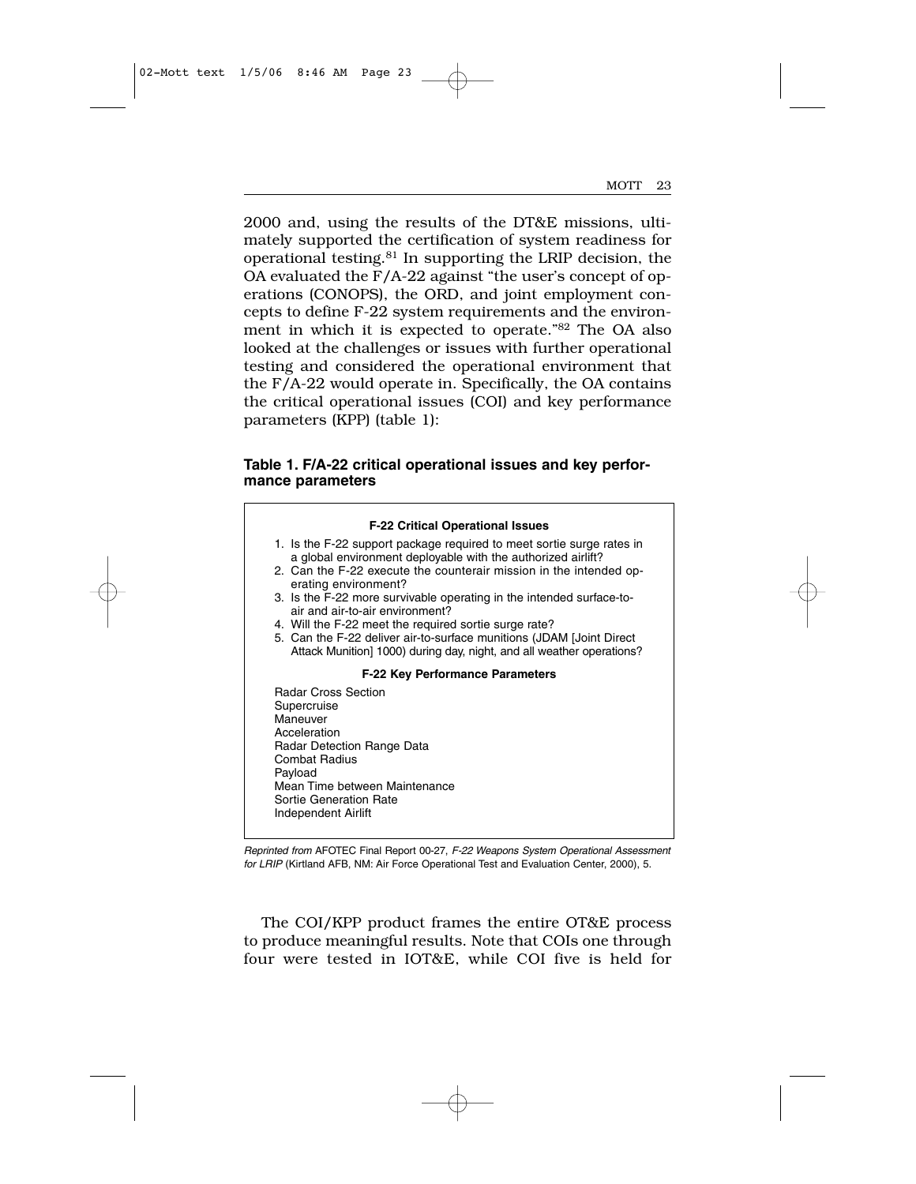2000 and, using the results of the DT&E missions, ultimately supported the certification of system readiness for operational testing.[81] In supporting the LRIP decision, the OA evaluated the F/A-22 against "the user's concept of operations (CONOPS), the ORD, and joint employment concepts to define F-22 system requirements and the environment in which it is expected to operate."[82] The OA also looked at the challenges or issues with further operational testing and considered the operational environment that the F/A-22 would operate in. Specifically, the OA contains the critical operational issues (COI) and key performance parameters (KPP) (table 1):

**Table 1. F/A-22 critical operational issues and key performance parameters**

**F-22 Critical Operational Issues**

1. Is the F-22 support package required to meet sortie surge rates in a global environment deployable with the authorized airlift?
2. Can the F-22 execute the counterair mission in the intended operating environment?
3. Is the F-22 more survivable operating in the intended surface-to-air and air-to-air environment?
4. Will the F-22 meet the required sortie surge rate?
5. Can the F-22 deliver air-to-surface munitions (JDAM [Joint Direct Attack Munition] 1000) during day, night, and all weather operations?

**F-22 Key Performance Parameters**

Radar Cross Section
Supercruise
Maneuver
Acceleration
Radar Detection Range Data
Combat Radius
Payload
Mean Time between Maintenance
Sortie Generation Rate
Independent Airlift

*Reprinted from* AFOTEC Final Report 00-27, *F-22 Weapons System Operational Assessment for LRIP* (Kirtland AFB, NM: Air Force Operational Test and Evaluation Center, 2000), 5.

The COI/KPP product frames the entire OT&E process to produce meaningful results. Note that COIs one through four were tested in IOT&E, while COI five is held for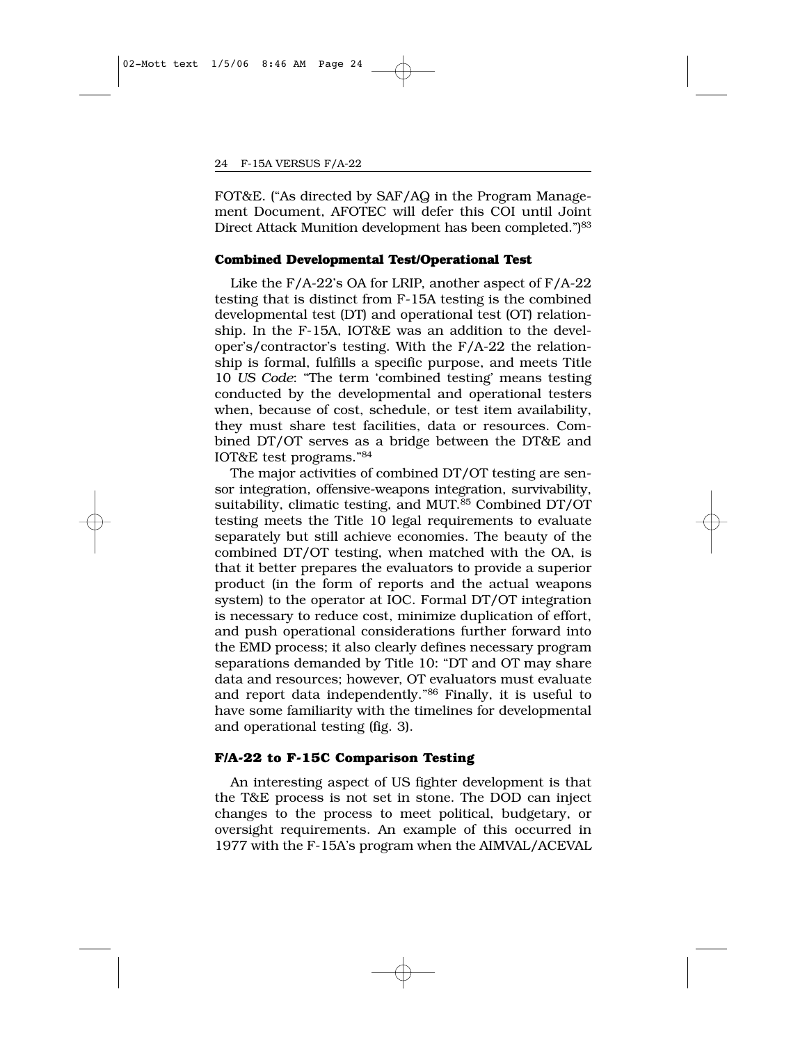FOT&E. ("As directed by SAF/AQ in the Program Management Document, AFOTEC will defer this COI until Joint Direct Attack Munition development has been completed.")[83]

### Combined Developmental Test/Operational Test

Like the F/A-22's OA for LRIP, another aspect of F/A-22 testing that is distinct from F-15A testing is the combined developmental test (DT) and operational test (OT) relationship. In the F-15A, IOT&E was an addition to the developer's/contractor's testing. With the F/A-22 the relationship is formal, fulfills a specific purpose, and meets Title 10 *US Code*: "The term 'combined testing' means testing conducted by the developmental and operational testers when, because of cost, schedule, or test item availability, they must share test facilities, data or resources. Combined DT/OT serves as a bridge between the DT&E and IOT&E test programs."[84]

The major activities of combined DT/OT testing are sensor integration, offensive-weapons integration, survivability, suitability, climatic testing, and MUT.[85] Combined DT/OT testing meets the Title 10 legal requirements to evaluate separately but still achieve economies. The beauty of the combined DT/OT testing, when matched with the OA, is that it better prepares the evaluators to provide a superior product (in the form of reports and the actual weapons system) to the operator at IOC. Formal DT/OT integration is necessary to reduce cost, minimize duplication of effort, and push operational considerations further forward into the EMD process; it also clearly defines necessary program separations demanded by Title 10: "DT and OT may share data and resources; however, OT evaluators must evaluate and report data independently."[86] Finally, it is useful to have some familiarity with the timelines for developmental and operational testing (fig. 3).

### F/A-22 to F-15C Comparison Testing

An interesting aspect of US fighter development is that the T&E process is not set in stone. The DOD can inject changes to the process to meet political, budgetary, or oversight requirements. An example of this occurred in 1977 with the F-15A's program when the AIMVAL/ACEVAL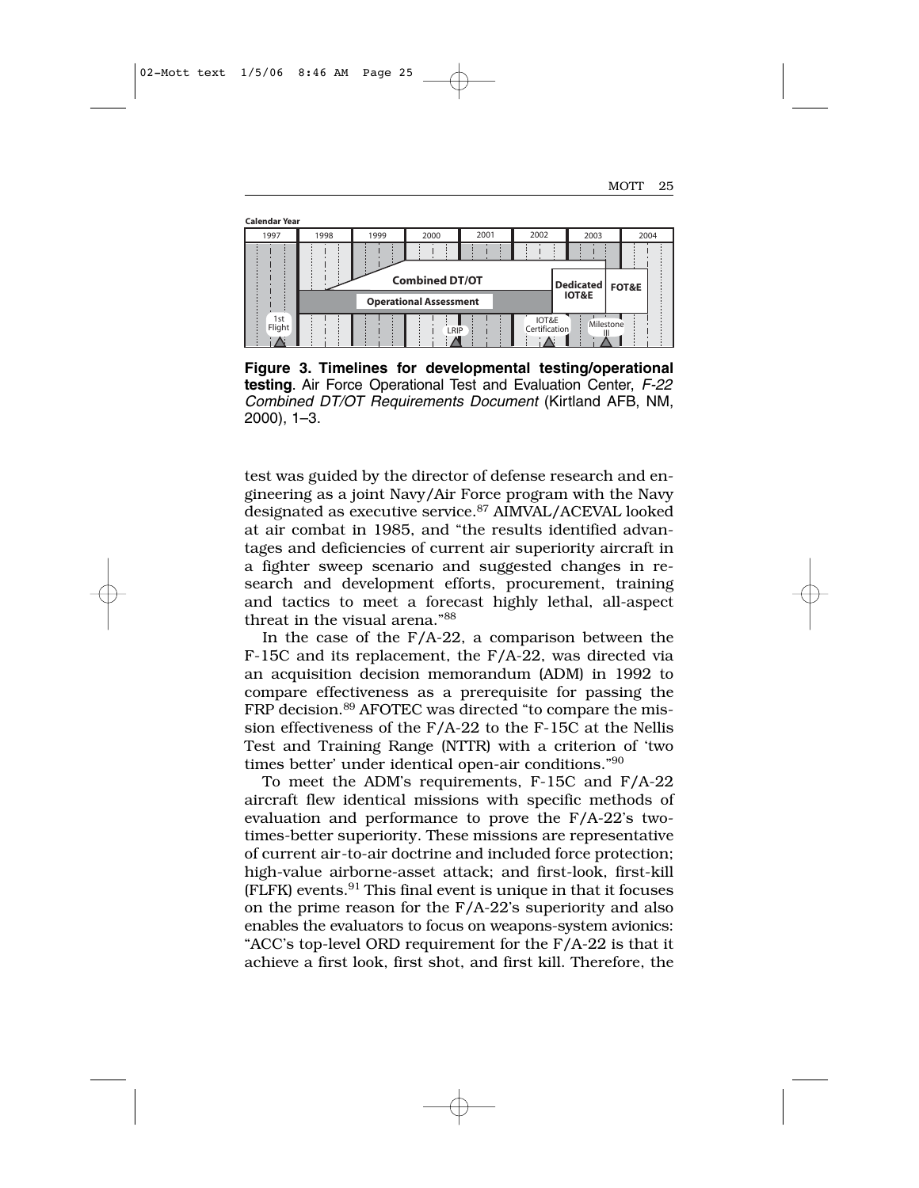**Figure 3. Timelines for developmental testing/operational testing**. Air Force Operational Test and Evaluation Center, *F-22 Combined DT/OT Requirements Document* (Kirtland AFB, NM, 2000), 1–3.

test was guided by the director of defense research and engineering as a joint Navy/Air Force program with the Navy designated as executive service.[87] AIMVAL/ACEVAL looked at air combat in 1985, and "the results identified advantages and deficiencies of current air superiority aircraft in a fighter sweep scenario and suggested changes in research and development efforts, procurement, training and tactics to meet a forecast highly lethal, all-aspect threat in the visual arena."[88]

In the case of the F/A-22, a comparison between the F-15C and its replacement, the F/A-22, was directed via an acquisition decision memorandum (ADM) in 1992 to compare effectiveness as a prerequisite for passing the FRP decision.[89] AFOTEC was directed "to compare the mission effectiveness of the F/A-22 to the F-15C at the Nellis Test and Training Range (NTTR) with a criterion of 'two times better' under identical open-air conditions."[90]

To meet the ADM's requirements, F-15C and F/A-22 aircraft flew identical missions with specific methods of evaluation and performance to prove the F/A-22's two-times-better superiority. These missions are representative of current air-to-air doctrine and included force protection; high-value airborne-asset attack; and first-look, first-kill (FLFK) events.[91] This final event is unique in that it focuses on the prime reason for the F/A-22's superiority and also enables the evaluators to focus on weapons-system avionics: "ACC's top-level ORD requirement for the F/A-22 is that it achieve a first look, first shot, and first kill. Therefore, the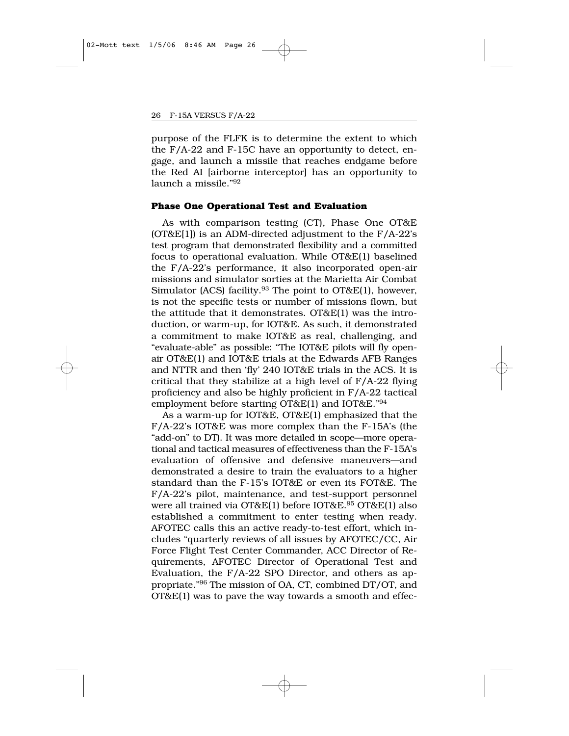purpose of the FLFK is to determine the extent to which the F/A-22 and F-15C have an opportunity to detect, engage, and launch a missile that reaches endgame before the Red AI [airborne interceptor] has an opportunity to launch a missile."[92]

### Phase One Operational Test and Evaluation

As with comparison testing (CT), Phase One OT&E (OT&E[1]) is an ADM-directed adjustment to the F/A-22's test program that demonstrated flexibility and a committed focus to operational evaluation. While OT&E(1) baselined the F/A-22's performance, it also incorporated open-air missions and simulator sorties at the Marietta Air Combat Simulator (ACS) facility.[93] The point to OT&E(1), however, is not the specific tests or number of missions flown, but the attitude that it demonstrates. OT&E(1) was the introduction, or warm-up, for IOT&E. As such, it demonstrated a commitment to make IOT&E as real, challenging, and "evaluate-able" as possible: "The IOT&E pilots will fly open-air OT&E(1) and IOT&E trials at the Edwards AFB Ranges and NTTR and then 'fly' 240 IOT&E trials in the ACS. It is critical that they stabilize at a high level of F/A-22 flying proficiency and also be highly proficient in F/A-22 tactical employment before starting OT&E(1) and IOT&E."[94]

As a warm-up for IOT&E, OT&E(1) emphasized that the F/A-22's IOT&E was more complex than the F-15A's (the "add-on" to DT). It was more detailed in scope—more operational and tactical measures of effectiveness than the F-15A's evaluation of offensive and defensive maneuvers—and demonstrated a desire to train the evaluators to a higher standard than the F-15's IOT&E or even its FOT&E. The F/A-22's pilot, maintenance, and test-support personnel were all trained via OT&E(1) before IOT&E.[95] OT&E(1) also established a commitment to enter testing when ready. AFOTEC calls this an active ready-to-test effort, which includes "quarterly reviews of all issues by AFOTEC/CC, Air Force Flight Test Center Commander, ACC Director of Requirements, AFOTEC Director of Operational Test and Evaluation, the F/A-22 SPO Director, and others as appropriate."[96] The mission of OA, CT, combined DT/OT, and OT&E(1) was to pave the way towards a smooth and effec-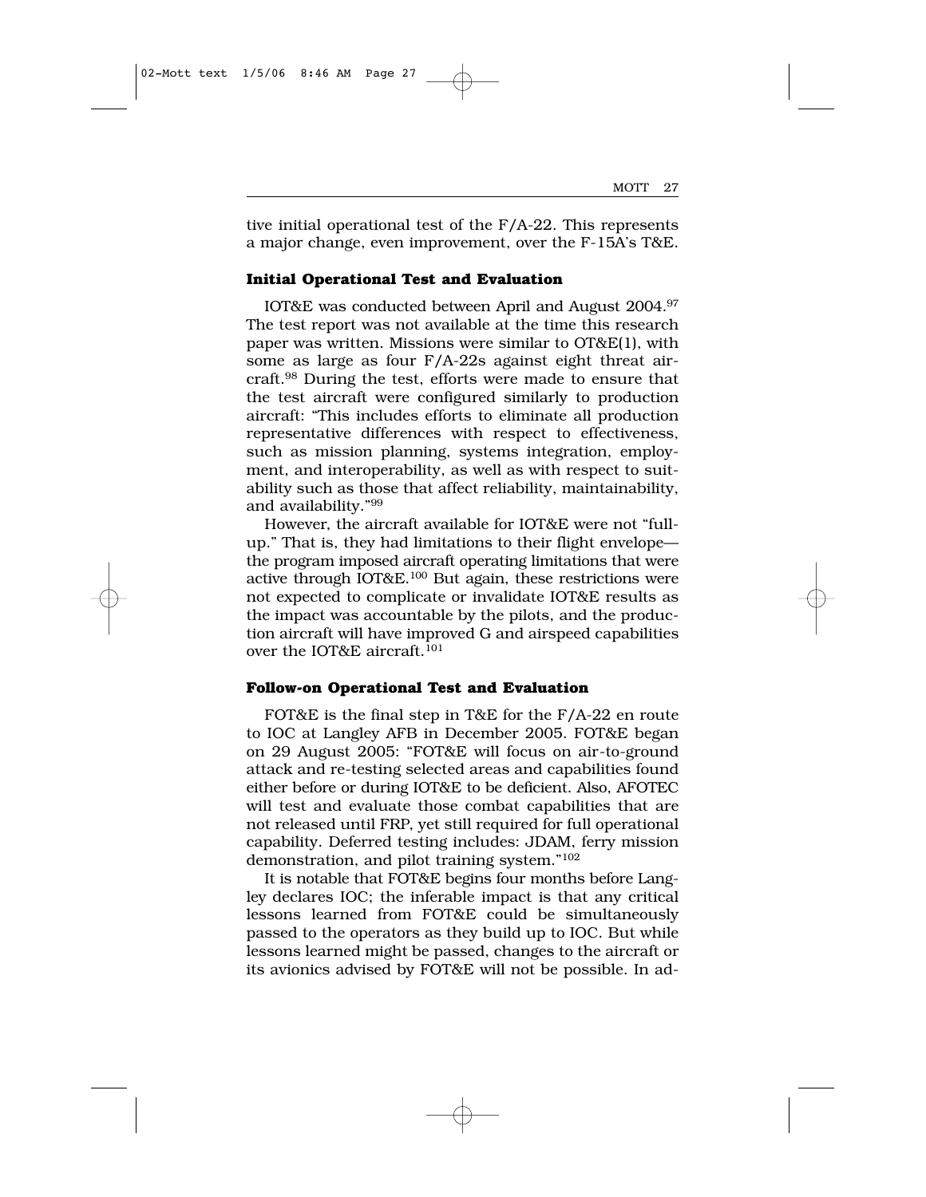tive initial operational test of the F/A-22. This represents a major change, even improvement, over the F-15A's T&E.

### Initial Operational Test and Evaluation

IOT&E was conducted between April and August 2004.[97] The test report was not available at the time this research paper was written. Missions were similar to OT&E(1), with some as large as four F/A-22s against eight threat aircraft.[98] During the test, efforts were made to ensure that the test aircraft were configured similarly to production aircraft: "This includes efforts to eliminate all production representative differences with respect to effectiveness, such as mission planning, systems integration, employment, and interoperability, as well as with respect to suitability such as those that affect reliability, maintainability, and availability."[99]

However, the aircraft available for IOT&E were not "full-up." That is, they had limitations to their flight envelope—the program imposed aircraft operating limitations that were active through IOT&E.[100] But again, these restrictions were not expected to complicate or invalidate IOT&E results as the impact was accountable by the pilots, and the production aircraft will have improved G and airspeed capabilities over the IOT&E aircraft.[101]

### Follow-on Operational Test and Evaluation

FOT&E is the final step in T&E for the F/A-22 en route to IOC at Langley AFB in December 2005. FOT&E began on 29 August 2005: "FOT&E will focus on air-to-ground attack and re-testing selected areas and capabilities found either before or during IOT&E to be deficient. Also, AFOTEC will test and evaluate those combat capabilities that are not released until FRP, yet still required for full operational capability. Deferred testing includes: JDAM, ferry mission demonstration, and pilot training system."[102]

It is notable that FOT&E begins four months before Langley declares IOC; the inferable impact is that any critical lessons learned from FOT&E could be simultaneously passed to the operators as they build up to IOC. But while lessons learned might be passed, changes to the aircraft or its avionics advised by FOT&E will not be possible. In ad-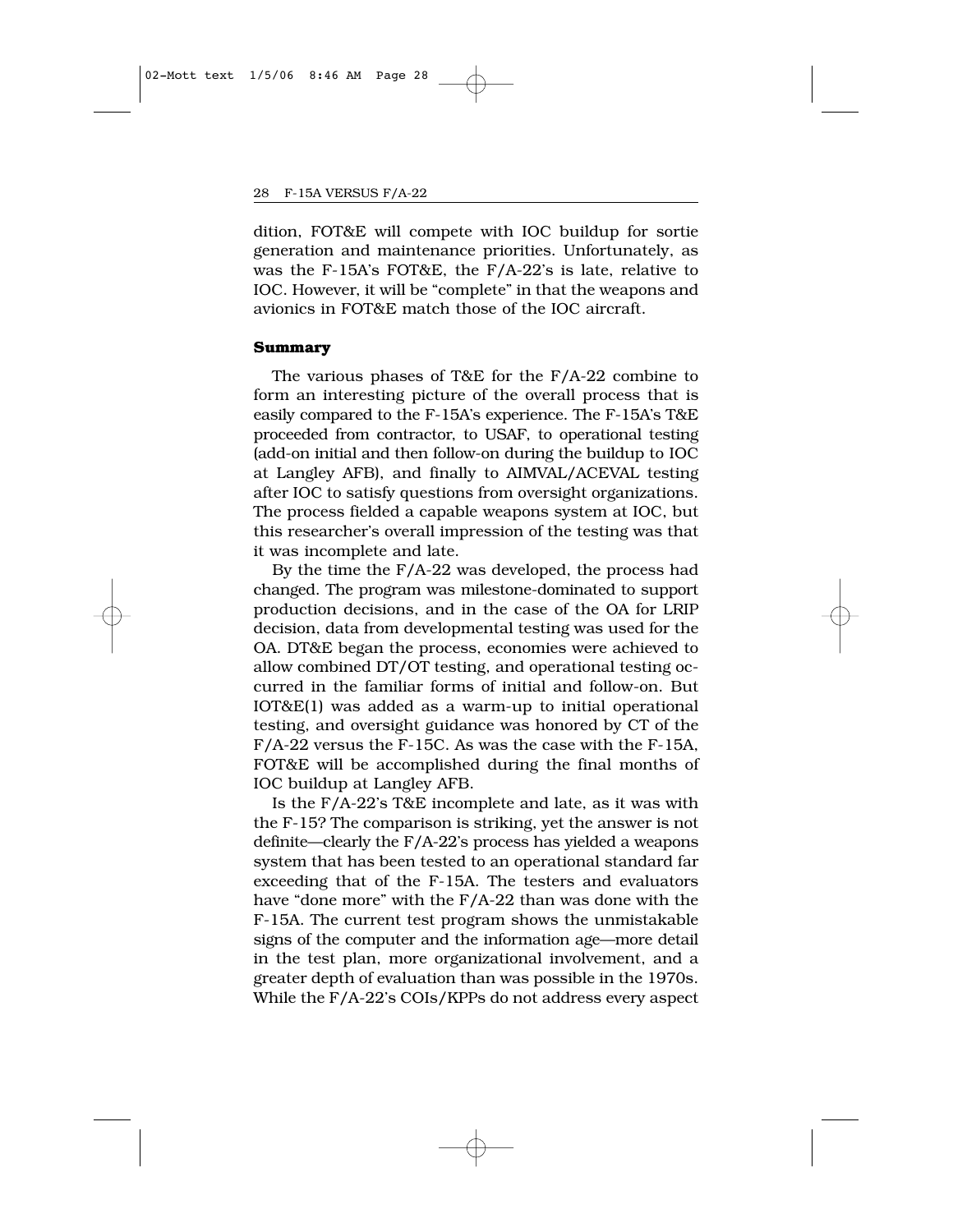dition, FOT&E will compete with IOC buildup for sortie generation and maintenance priorities. Unfortunately, as was the F-15A's FOT&E, the F/A-22's is late, relative to IOC. However, it will be "complete" in that the weapons and avionics in FOT&E match those of the IOC aircraft.

#### Summary

The various phases of T&E for the F/A-22 combine to form an interesting picture of the overall process that is easily compared to the F-15A's experience. The F-15A's T&E proceeded from contractor, to USAF, to operational testing (add-on initial and then follow-on during the buildup to IOC at Langley AFB), and finally to AIMVAL/ACEVAL testing after IOC to satisfy questions from oversight organizations. The process fielded a capable weapons system at IOC, but this researcher's overall impression of the testing was that it was incomplete and late.

By the time the F/A-22 was developed, the process had changed. The program was milestone-dominated to support production decisions, and in the case of the OA for LRIP decision, data from developmental testing was used for the OA. DT&E began the process, economies were achieved to allow combined DT/OT testing, and operational testing occurred in the familiar forms of initial and follow-on. But IOT&E(1) was added as a warm-up to initial operational testing, and oversight guidance was honored by CT of the F/A-22 versus the F-15C. As was the case with the F-15A, FOT&E will be accomplished during the final months of IOC buildup at Langley AFB.

Is the F/A-22's T&E incomplete and late, as it was with the F-15? The comparison is striking, yet the answer is not definite—clearly the F/A-22's process has yielded a weapons system that has been tested to an operational standard far exceeding that of the F-15A. The testers and evaluators have "done more" with the F/A-22 than was done with the F-15A. The current test program shows the unmistakable signs of the computer and the information age—more detail in the test plan, more organizational involvement, and a greater depth of evaluation than was possible in the 1970s. While the F/A-22's COIs/KPPs do not address every aspect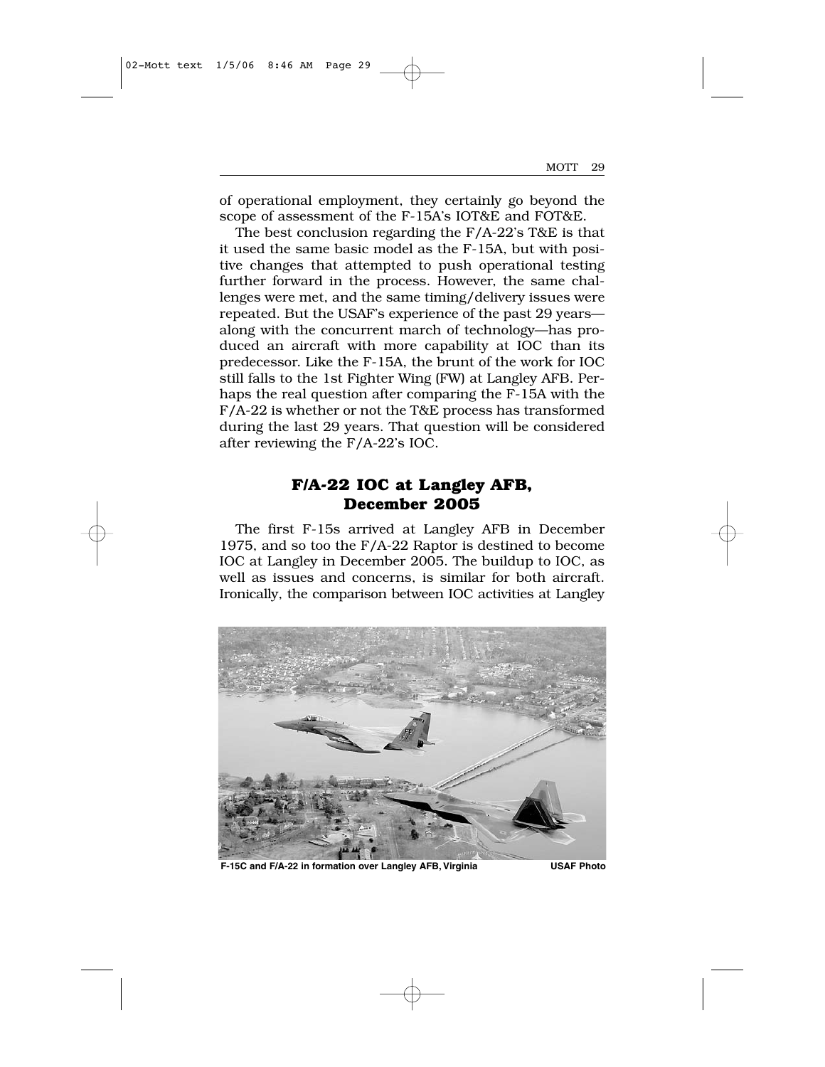of operational employment, they certainly go beyond the scope of assessment of the F-15A's IOT&E and FOT&E.

The best conclusion regarding the F/A-22's T&E is that it used the same basic model as the F-15A, but with positive changes that attempted to push operational testing further forward in the process. However, the same challenges were met, and the same timing/delivery issues were repeated. But the USAF's experience of the past 29 years—along with the concurrent march of technology—has produced an aircraft with more capability at IOC than its predecessor. Like the F-15A, the brunt of the work for IOC still falls to the 1st Fighter Wing (FW) at Langley AFB. Perhaps the real question after comparing the F-15A with the F/A-22 is whether or not the T&E process has transformed during the last 29 years. That question will be considered after reviewing the F/A-22's IOC.

## F/A-22 IOC at Langley AFB, December 2005

The first F-15s arrived at Langley AFB in December 1975, and so too the F/A-22 Raptor is destined to become IOC at Langley in December 2005. The buildup to IOC, as well as issues and concerns, is similar for both aircraft. Ironically, the comparison between IOC activities at Langley

F-15C and F/A-22 in formation over Langley AFB, Virginia USAF Photo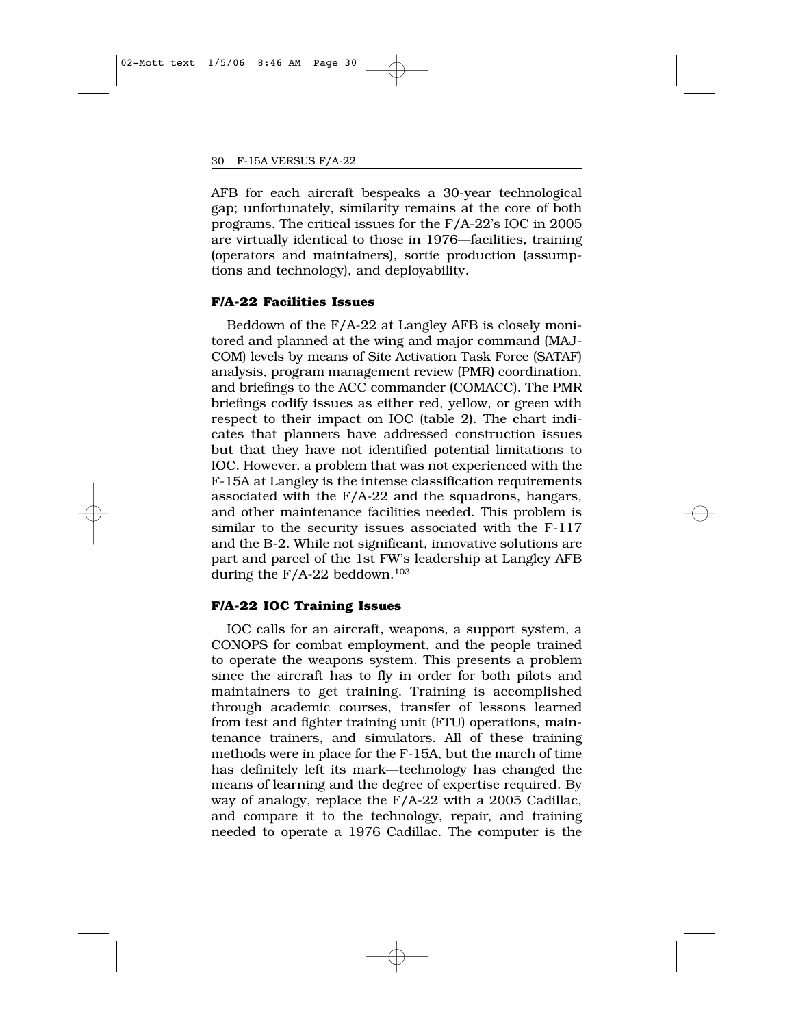AFB for each aircraft bespeaks a 30-year technological gap; unfortunately, similarity remains at the core of both programs. The critical issues for the F/A-22's IOC in 2005 are virtually identical to those in 1976—facilities, training (operators and maintainers), sortie production (assumptions and technology), and deployability.

### F/A-22 Facilities Issues

Beddown of the F/A-22 at Langley AFB is closely monitored and planned at the wing and major command (MAJCOM) levels by means of Site Activation Task Force (SATAF) analysis, program management review (PMR) coordination, and briefings to the ACC commander (COMACC). The PMR briefings codify issues as either red, yellow, or green with respect to their impact on IOC (table 2). The chart indicates that planners have addressed construction issues but that they have not identified potential limitations to IOC. However, a problem that was not experienced with the F-15A at Langley is the intense classification requirements associated with the F/A-22 and the squadrons, hangars, and other maintenance facilities needed. This problem is similar to the security issues associated with the F-117 and the B-2. While not significant, innovative solutions are part and parcel of the 1st FW's leadership at Langley AFB during the F/A-22 beddown.[103]

### F/A-22 IOC Training Issues

IOC calls for an aircraft, weapons, a support system, a CONOPS for combat employment, and the people trained to operate the weapons system. This presents a problem since the aircraft has to fly in order for both pilots and maintainers to get training. Training is accomplished through academic courses, transfer of lessons learned from test and fighter training unit (FTU) operations, maintenance trainers, and simulators. All of these training methods were in place for the F-15A, but the march of time has definitely left its mark—technology has changed the means of learning and the degree of expertise required. By way of analogy, replace the F/A-22 with a 2005 Cadillac, and compare it to the technology, repair, and training needed to operate a 1976 Cadillac. The computer is the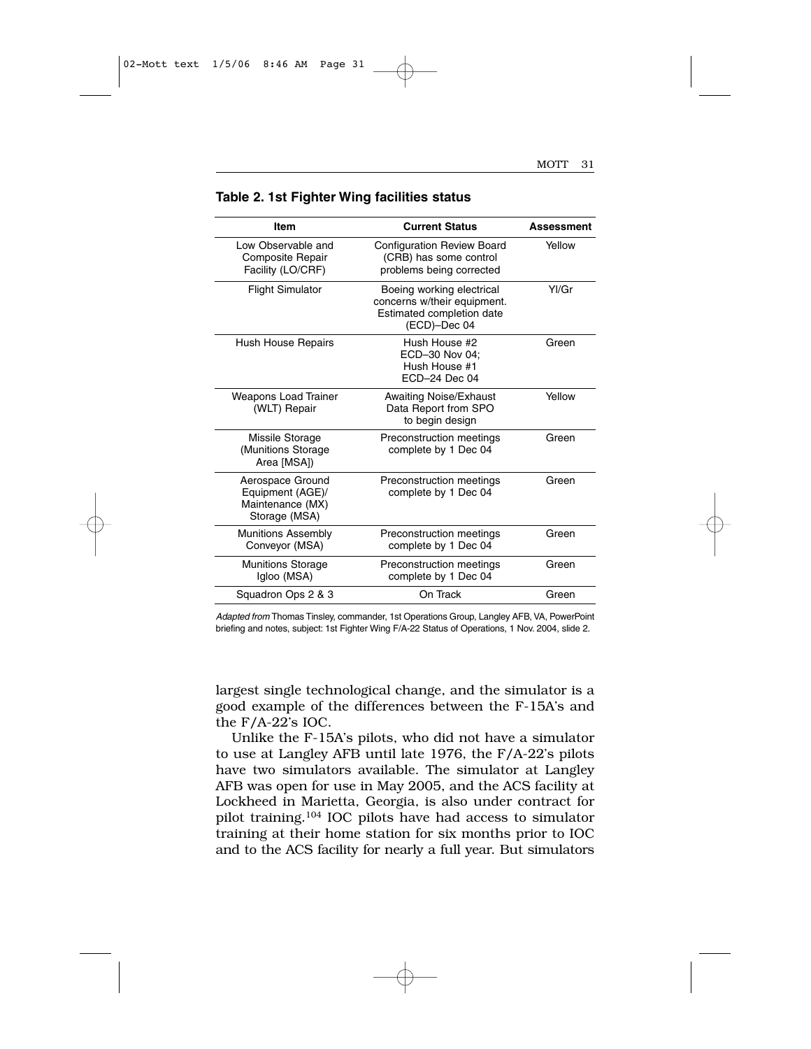**Table 2. 1st Fighter Wing facilities status**

| Item | Current Status | Assessment |
|---|---|---|
| Low Observable and Composite Repair Facility (LO/CRF) | Configuration Review Board (CRB) has some control problems being corrected | Yellow |
| Flight Simulator | Boeing working electrical concerns w/their equipment. Estimated completion date (ECD)–Dec 04 | Yl/Gr |
| Hush House Repairs | Hush House #2 ECD–30 Nov 04; Hush House #1 ECD–24 Dec 04 | Green |
| Weapons Load Trainer (WLT) Repair | Awaiting Noise/Exhaust Data Report from SPO to begin design | Yellow |
| Missile Storage (Munitions Storage Area [MSA]) | Preconstruction meetings complete by 1 Dec 04 | Green |
| Aerospace Ground Equipment (AGE)/ Maintenance (MX) Storage (MSA) | Preconstruction meetings complete by 1 Dec 04 | Green |
| Munitions Assembly Conveyor (MSA) | Preconstruction meetings complete by 1 Dec 04 | Green |
| Munitions Storage Igloo (MSA) | Preconstruction meetings complete by 1 Dec 04 | Green |
| Squadron Ops 2 & 3 | On Track | Green |

*Adapted from* Thomas Tinsley, commander, 1st Operations Group, Langley AFB, VA, PowerPoint briefing and notes, subject: 1st Fighter Wing F/A-22 Status of Operations, 1 Nov. 2004, slide 2.

largest single technological change, and the simulator is a good example of the differences between the F-15A's and the F/A-22's IOC.

Unlike the F-15A's pilots, who did not have a simulator to use at Langley AFB until late 1976, the F/A-22's pilots have two simulators available. The simulator at Langley AFB was open for use in May 2005, and the ACS facility at Lockheed in Marietta, Georgia, is also under contract for pilot training.[104] IOC pilots have had access to simulator training at their home station for six months prior to IOC and to the ACS facility for nearly a full year. But simulators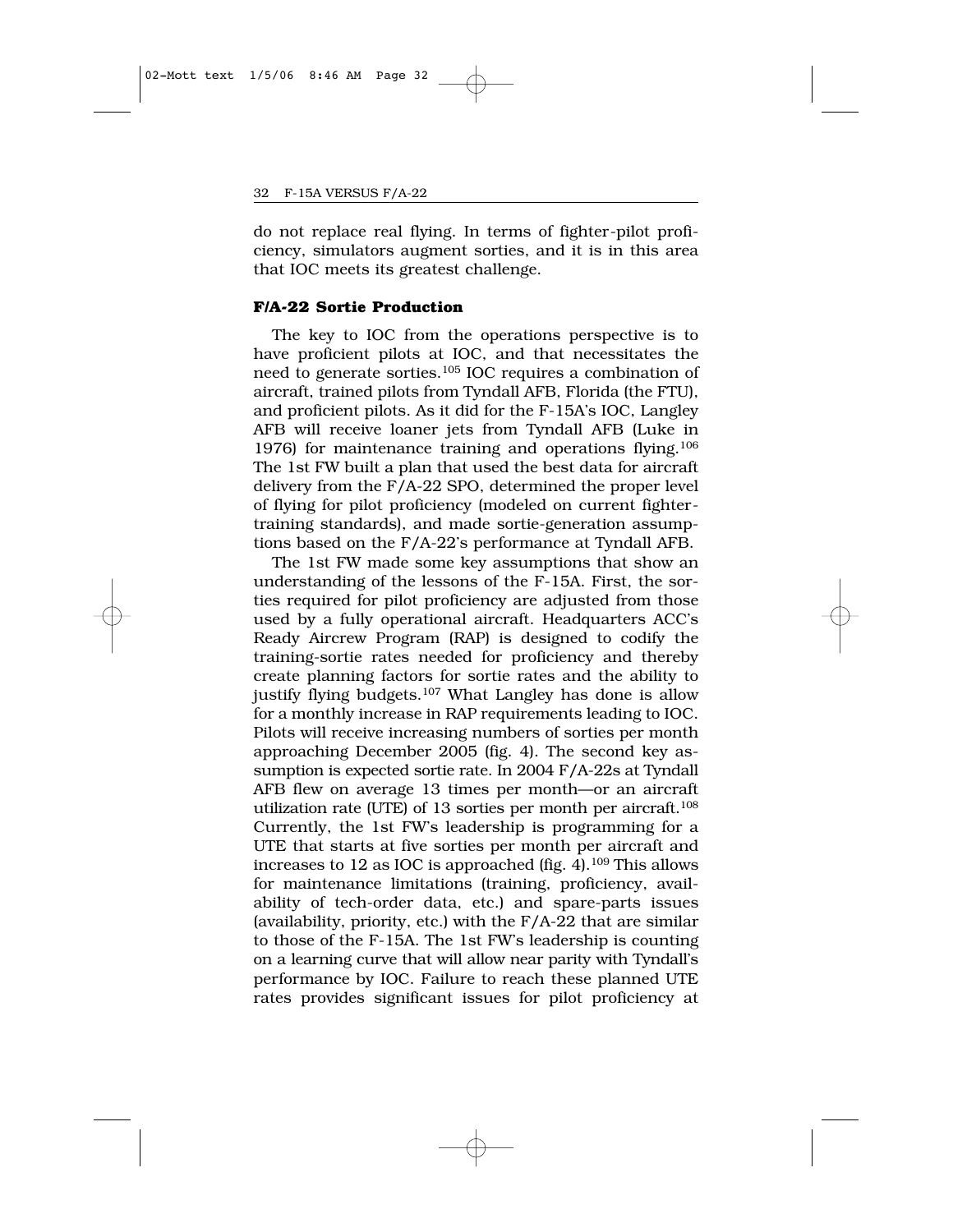do not replace real flying. In terms of fighter-pilot proficiency, simulators augment sorties, and it is in this area that IOC meets its greatest challenge.

### F/A-22 Sortie Production

The key to IOC from the operations perspective is to have proficient pilots at IOC, and that necessitates the need to generate sorties.[105] IOC requires a combination of aircraft, trained pilots from Tyndall AFB, Florida (the FTU), and proficient pilots. As it did for the F-15A's IOC, Langley AFB will receive loaner jets from Tyndall AFB (Luke in 1976) for maintenance training and operations flying.[106] The 1st FW built a plan that used the best data for aircraft delivery from the F/A-22 SPO, determined the proper level of flying for pilot proficiency (modeled on current fighter-training standards), and made sortie-generation assumptions based on the F/A-22's performance at Tyndall AFB.

The 1st FW made some key assumptions that show an understanding of the lessons of the F-15A. First, the sorties required for pilot proficiency are adjusted from those used by a fully operational aircraft. Headquarters ACC's Ready Aircrew Program (RAP) is designed to codify the training-sortie rates needed for proficiency and thereby create planning factors for sortie rates and the ability to justify flying budgets.[107] What Langley has done is allow for a monthly increase in RAP requirements leading to IOC. Pilots will receive increasing numbers of sorties per month approaching December 2005 (fig. 4). The second key assumption is expected sortie rate. In 2004 F/A-22s at Tyndall AFB flew on average 13 times per month—or an aircraft utilization rate (UTE) of 13 sorties per month per aircraft.[108] Currently, the 1st FW's leadership is programming for a UTE that starts at five sorties per month per aircraft and increases to 12 as IOC is approached (fig. 4).[109] This allows for maintenance limitations (training, proficiency, availability of tech-order data, etc.) and spare-parts issues (availability, priority, etc.) with the F/A-22 that are similar to those of the F-15A. The 1st FW's leadership is counting on a learning curve that will allow near parity with Tyndall's performance by IOC. Failure to reach these planned UTE rates provides significant issues for pilot proficiency at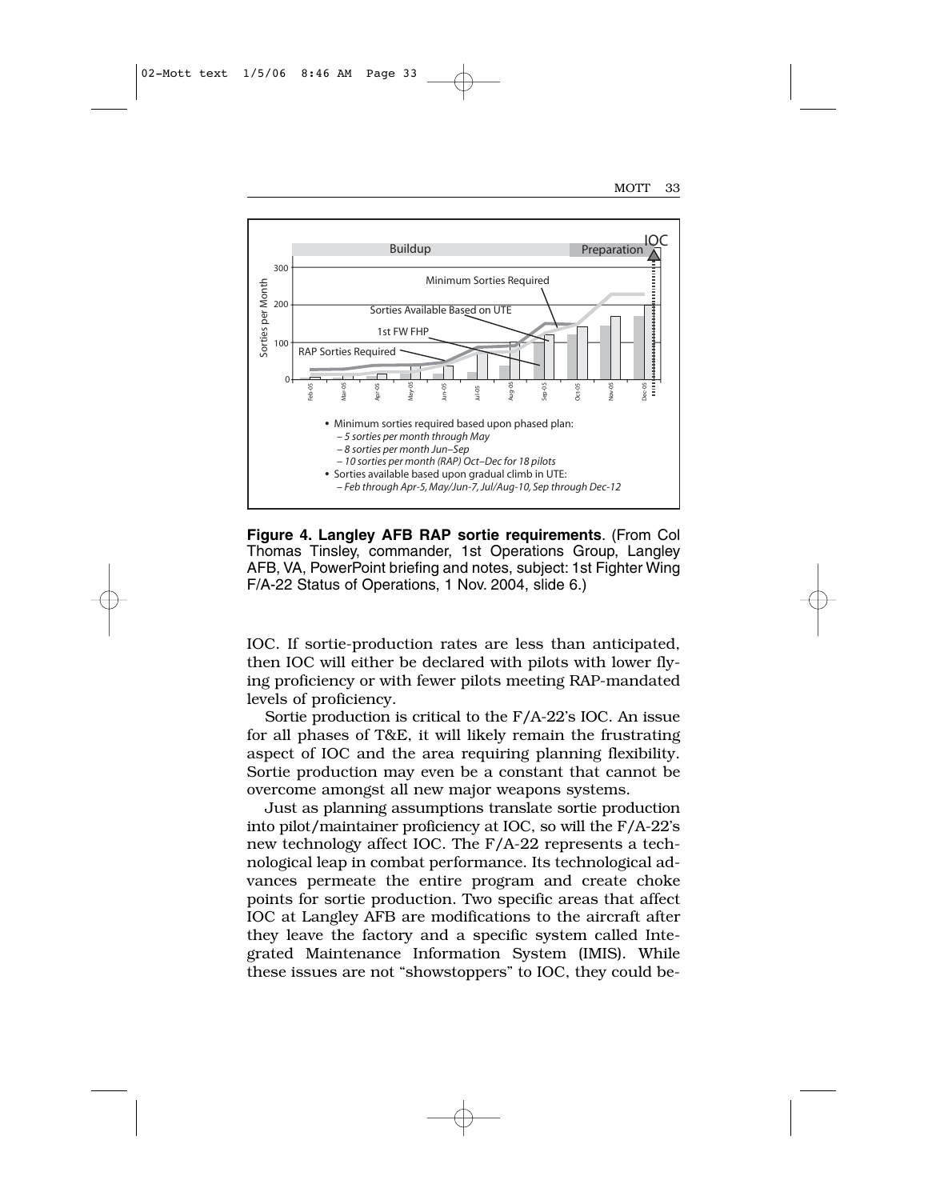Buildup | Preparation | IOC

Sorties per Month

- Minimum sorties required based upon phased plan:
  - *5 sorties per month through May*
  - *8 sorties per month Jun–Sep*
  - *10 sorties per month (RAP) Oct–Dec for 18 pilots*
- Sorties available based upon gradual climb in UTE:
  - *Feb through Apr-5, May/Jun-7, Jul/Aug-10, Sep through Dec-12*

**Figure 4. Langley AFB RAP sortie requirements**. (From Col Thomas Tinsley, commander, 1st Operations Group, Langley AFB, VA, PowerPoint briefing and notes, subject: 1st Fighter Wing F/A-22 Status of Operations, 1 Nov. 2004, slide 6.)

IOC. If sortie-production rates are less than anticipated, then IOC will either be declared with pilots with lower flying proficiency or with fewer pilots meeting RAP-mandated levels of proficiency.

Sortie production is critical to the F/A-22's IOC. An issue for all phases of T&E, it will likely remain the frustrating aspect of IOC and the area requiring planning flexibility. Sortie production may even be a constant that cannot be overcome amongst all new major weapons systems.

Just as planning assumptions translate sortie production into pilot/maintainer proficiency at IOC, so will the F/A-22's new technology affect IOC. The F/A-22 represents a technological leap in combat performance. Its technological advances permeate the entire program and create choke points for sortie production. Two specific areas that affect IOC at Langley AFB are modifications to the aircraft after they leave the factory and a specific system called Integrated Maintenance Information System (IMIS). While these issues are not "showstoppers" to IOC, they could be-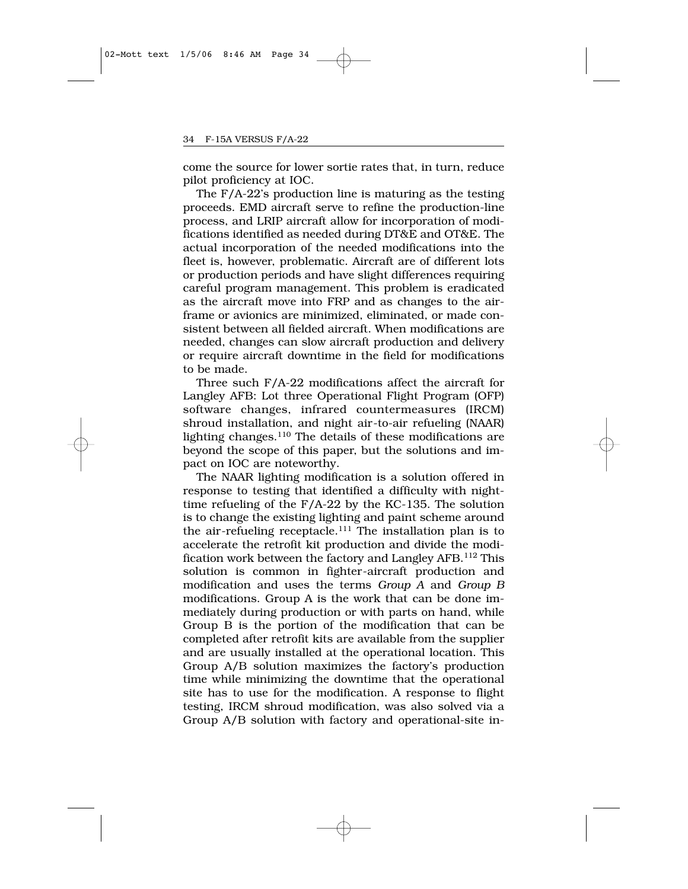come the source for lower sortie rates that, in turn, reduce pilot proficiency at IOC.

The F/A-22's production line is maturing as the testing proceeds. EMD aircraft serve to refine the production-line process, and LRIP aircraft allow for incorporation of modifications identified as needed during DT&E and OT&E. The actual incorporation of the needed modifications into the fleet is, however, problematic. Aircraft are of different lots or production periods and have slight differences requiring careful program management. This problem is eradicated as the aircraft move into FRP and as changes to the airframe or avionics are minimized, eliminated, or made consistent between all fielded aircraft. When modifications are needed, changes can slow aircraft production and delivery or require aircraft downtime in the field for modifications to be made.

Three such F/A-22 modifications affect the aircraft for Langley AFB: Lot three Operational Flight Program (OFP) software changes, infrared countermeasures (IRCM) shroud installation, and night air-to-air refueling (NAAR) lighting changes.[110] The details of these modifications are beyond the scope of this paper, but the solutions and impact on IOC are noteworthy.

The NAAR lighting modification is a solution offered in response to testing that identified a difficulty with nighttime refueling of the F/A-22 by the KC-135. The solution is to change the existing lighting and paint scheme around the air-refueling receptacle.[111] The installation plan is to accelerate the retrofit kit production and divide the modification work between the factory and Langley AFB.[112] This solution is common in fighter-aircraft production and modification and uses the terms *Group A* and *Group B* modifications. Group A is the work that can be done immediately during production or with parts on hand, while Group B is the portion of the modification that can be completed after retrofit kits are available from the supplier and are usually installed at the operational location. This Group A/B solution maximizes the factory's production time while minimizing the downtime that the operational site has to use for the modification. A response to flight testing, IRCM shroud modification, was also solved via a Group A/B solution with factory and operational-site in-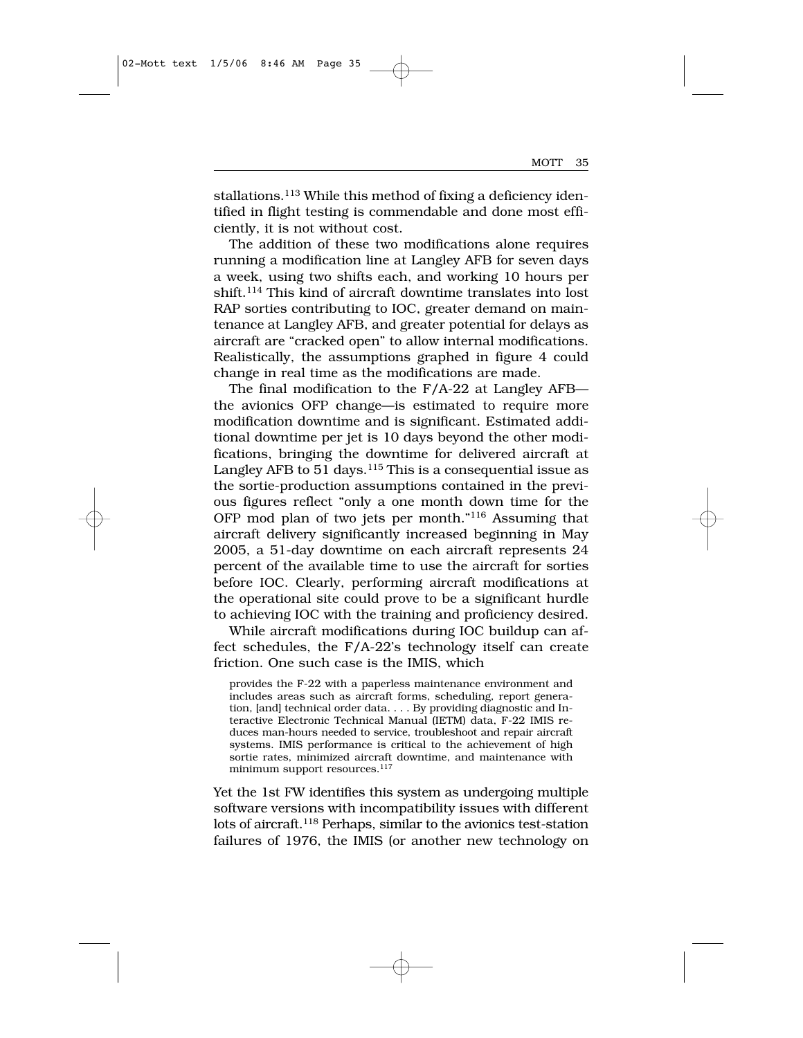stallations.[113] While this method of fixing a deficiency identified in flight testing is commendable and done most efficiently, it is not without cost.

The addition of these two modifications alone requires running a modification line at Langley AFB for seven days a week, using two shifts each, and working 10 hours per shift.[114] This kind of aircraft downtime translates into lost RAP sorties contributing to IOC, greater demand on maintenance at Langley AFB, and greater potential for delays as aircraft are "cracked open" to allow internal modifications. Realistically, the assumptions graphed in figure 4 could change in real time as the modifications are made.

The final modification to the F/A-22 at Langley AFB—the avionics OFP change—is estimated to require more modification downtime and is significant. Estimated additional downtime per jet is 10 days beyond the other modifications, bringing the downtime for delivered aircraft at Langley AFB to 51 days.[115] This is a consequential issue as the sortie-production assumptions contained in the previous figures reflect "only a one month down time for the OFP mod plan of two jets per month."[116] Assuming that aircraft delivery significantly increased beginning in May 2005, a 51-day downtime on each aircraft represents 24 percent of the available time to use the aircraft for sorties before IOC. Clearly, performing aircraft modifications at the operational site could prove to be a significant hurdle to achieving IOC with the training and proficiency desired.

While aircraft modifications during IOC buildup can affect schedules, the F/A-22's technology itself can create friction. One such case is the IMIS, which

> provides the F-22 with a paperless maintenance environment and includes areas such as aircraft forms, scheduling, report generation, [and] technical order data. . . . By providing diagnostic and Interactive Electronic Technical Manual (IETM) data, F-22 IMIS reduces man-hours needed to service, troubleshoot and repair aircraft systems. IMIS performance is critical to the achievement of high sortie rates, minimized aircraft downtime, and maintenance with minimum support resources.[117]

Yet the 1st FW identifies this system as undergoing multiple software versions with incompatibility issues with different lots of aircraft.[118] Perhaps, similar to the avionics test-station failures of 1976, the IMIS (or another new technology on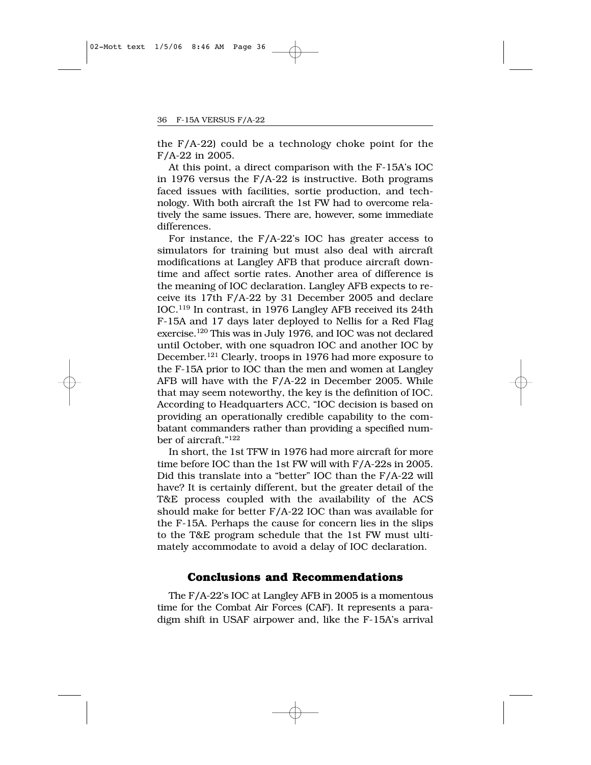the F/A-22) could be a technology choke point for the F/A-22 in 2005.

At this point, a direct comparison with the F-15A's IOC in 1976 versus the F/A-22 is instructive. Both programs faced issues with facilities, sortie production, and technology. With both aircraft the 1st FW had to overcome relatively the same issues. There are, however, some immediate differences.

For instance, the F/A-22's IOC has greater access to simulators for training but must also deal with aircraft modifications at Langley AFB that produce aircraft downtime and affect sortie rates. Another area of difference is the meaning of IOC declaration. Langley AFB expects to receive its 17th F/A-22 by 31 December 2005 and declare IOC.[119] In contrast, in 1976 Langley AFB received its 24th F-15A and 17 days later deployed to Nellis for a Red Flag exercise.[120] This was in July 1976, and IOC was not declared until October, with one squadron IOC and another IOC by December.[121] Clearly, troops in 1976 had more exposure to the F-15A prior to IOC than the men and women at Langley AFB will have with the F/A-22 in December 2005. While that may seem noteworthy, the key is the definition of IOC. According to Headquarters ACC, "IOC decision is based on providing an operationally credible capability to the combatant commanders rather than providing a specified number of aircraft."[122]

In short, the 1st TFW in 1976 had more aircraft for more time before IOC than the 1st FW will with F/A-22s in 2005. Did this translate into a "better" IOC than the F/A-22 will have? It is certainly different, but the greater detail of the T&E process coupled with the availability of the ACS should make for better F/A-22 IOC than was available for the F-15A. Perhaps the cause for concern lies in the slips to the T&E program schedule that the 1st FW must ultimately accommodate to avoid a delay of IOC declaration.

## Conclusions and Recommendations

The F/A-22's IOC at Langley AFB in 2005 is a momentous time for the Combat Air Forces (CAF). It represents a paradigm shift in USAF airpower and, like the F-15A's arrival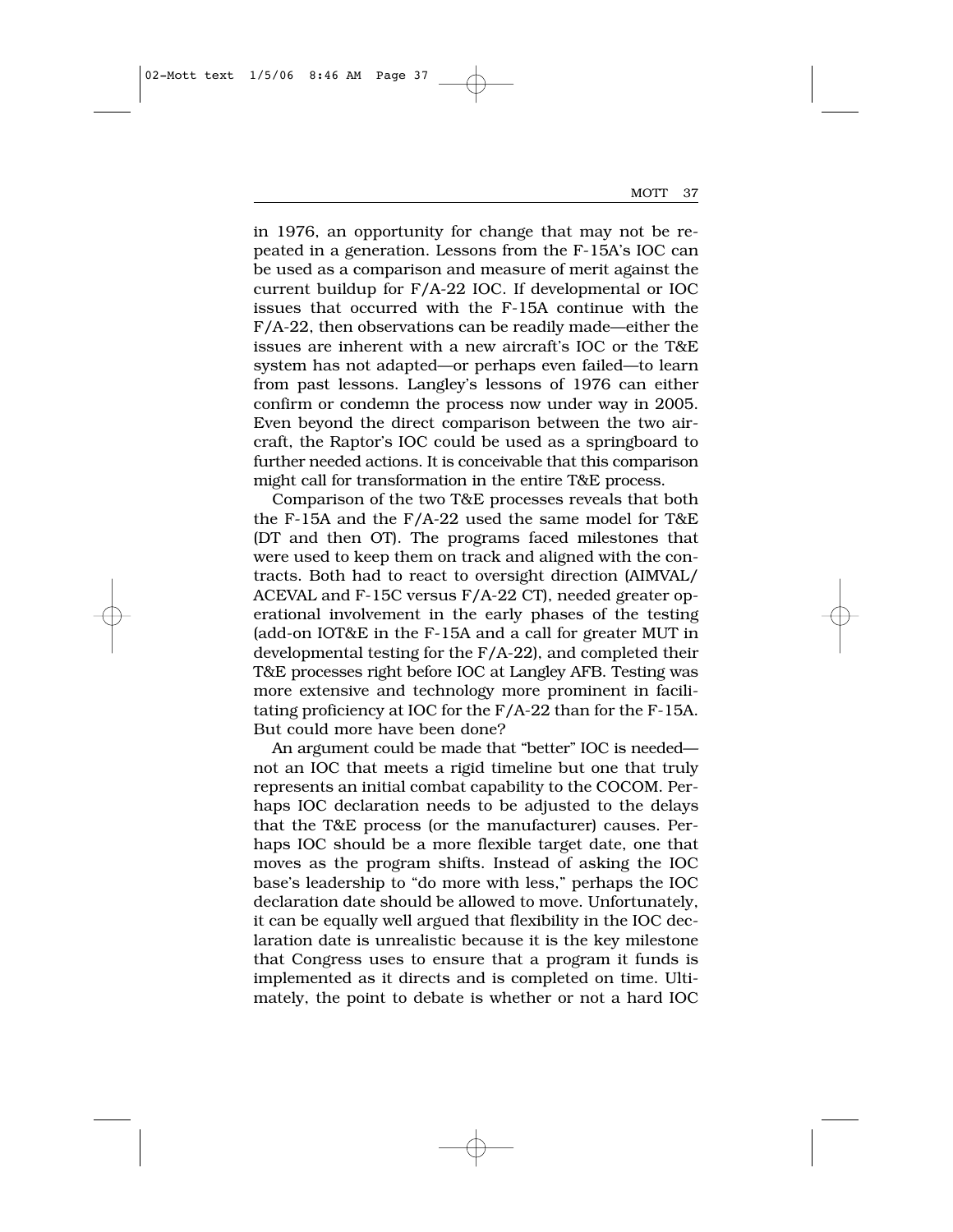in 1976, an opportunity for change that may not be repeated in a generation. Lessons from the F-15A's IOC can be used as a comparison and measure of merit against the current buildup for F/A-22 IOC. If developmental or IOC issues that occurred with the F-15A continue with the F/A-22, then observations can be readily made—either the issues are inherent with a new aircraft's IOC or the T&E system has not adapted—or perhaps even failed—to learn from past lessons. Langley's lessons of 1976 can either confirm or condemn the process now under way in 2005. Even beyond the direct comparison between the two aircraft, the Raptor's IOC could be used as a springboard to further needed actions. It is conceivable that this comparison might call for transformation in the entire T&E process.

Comparison of the two T&E processes reveals that both the F-15A and the F/A-22 used the same model for T&E (DT and then OT). The programs faced milestones that were used to keep them on track and aligned with the contracts. Both had to react to oversight direction (AIMVAL/ACEVAL and F-15C versus F/A-22 CT), needed greater operational involvement in the early phases of the testing (add-on IOT&E in the F-15A and a call for greater MUT in developmental testing for the F/A-22), and completed their T&E processes right before IOC at Langley AFB. Testing was more extensive and technology more prominent in facilitating proficiency at IOC for the F/A-22 than for the F-15A. But could more have been done?

An argument could be made that "better" IOC is needed—not an IOC that meets a rigid timeline but one that truly represents an initial combat capability to the COCOM. Perhaps IOC declaration needs to be adjusted to the delays that the T&E process (or the manufacturer) causes. Perhaps IOC should be a more flexible target date, one that moves as the program shifts. Instead of asking the IOC base's leadership to "do more with less," perhaps the IOC declaration date should be allowed to move. Unfortunately, it can be equally well argued that flexibility in the IOC declaration date is unrealistic because it is the key milestone that Congress uses to ensure that a program it funds is implemented as it directs and is completed on time. Ultimately, the point to debate is whether or not a hard IOC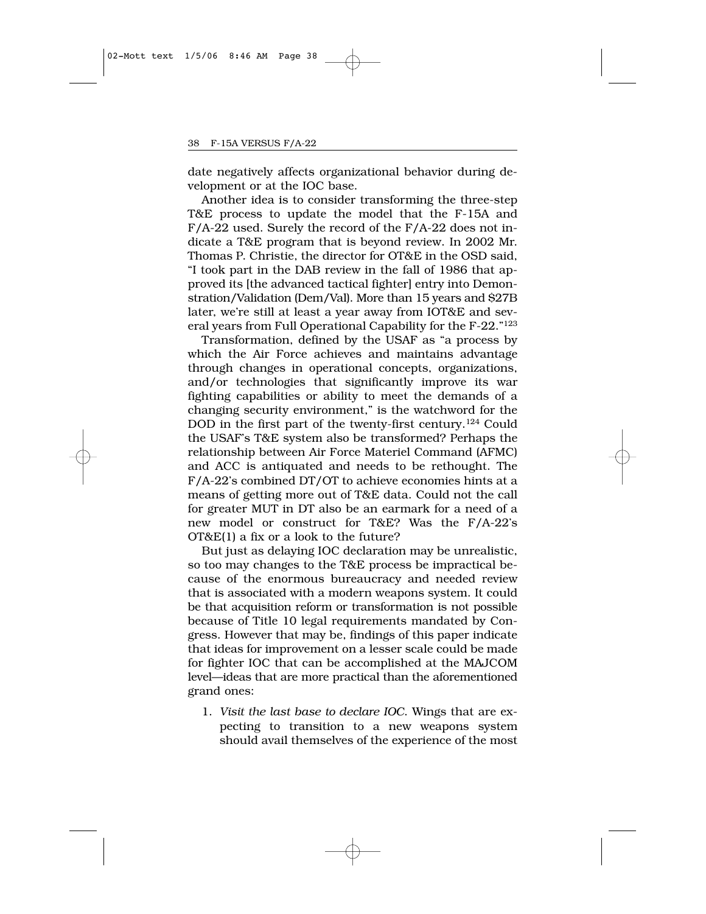date negatively affects organizational behavior during development or at the IOC base.

Another idea is to consider transforming the three-step T&E process to update the model that the F-15A and F/A-22 used. Surely the record of the F/A-22 does not indicate a T&E program that is beyond review. In 2002 Mr. Thomas P. Christie, the director for OT&E in the OSD said, "I took part in the DAB review in the fall of 1986 that approved its [the advanced tactical fighter] entry into Demonstration/Validation (Dem/Val). More than 15 years and $27B later, we're still at least a year away from IOT&E and several years from Full Operational Capability for the F-22."[123]

Transformation, defined by the USAF as "a process by which the Air Force achieves and maintains advantage through changes in operational concepts, organizations, and/or technologies that significantly improve its war fighting capabilities or ability to meet the demands of a changing security environment," is the watchword for the DOD in the first part of the twenty-first century.[124] Could the USAF's T&E system also be transformed? Perhaps the relationship between Air Force Materiel Command (AFMC) and ACC is antiquated and needs to be rethought. The F/A-22's combined DT/OT to achieve economies hints at a means of getting more out of T&E data. Could not the call for greater MUT in DT also be an earmark for a need of a new model or construct for T&E? Was the F/A-22's OT&E(1) a fix or a look to the future?

But just as delaying IOC declaration may be unrealistic, so too may changes to the T&E process be impractical because of the enormous bureaucracy and needed review that is associated with a modern weapons system. It could be that acquisition reform or transformation is not possible because of Title 10 legal requirements mandated by Congress. However that may be, findings of this paper indicate that ideas for improvement on a lesser scale could be made for fighter IOC that can be accomplished at the MAJCOM level—ideas that are more practical than the aforementioned grand ones:

1. *Visit the last base to declare IOC*. Wings that are expecting to transition to a new weapons system should avail themselves of the experience of the most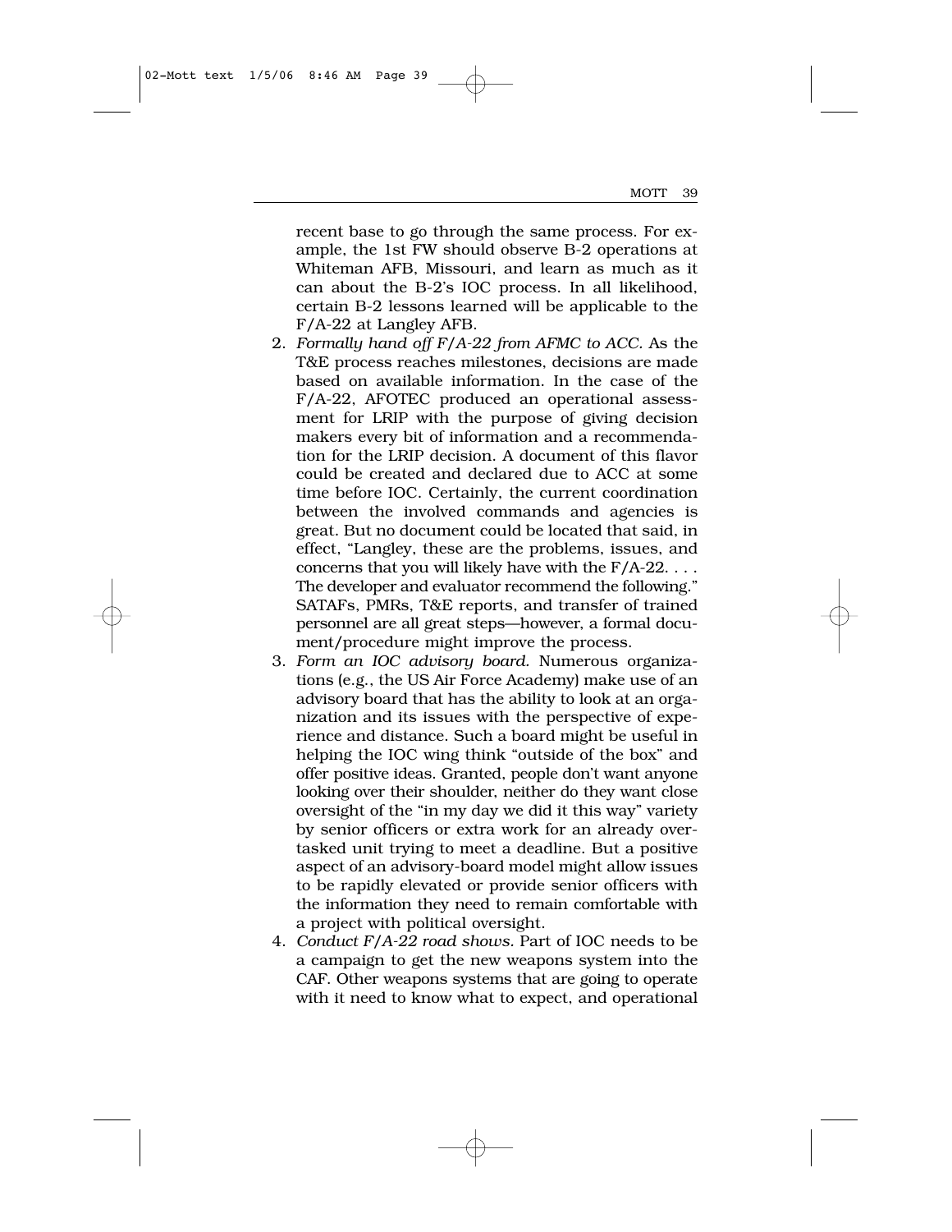recent base to go through the same process. For example, the 1st FW should observe B-2 operations at Whiteman AFB, Missouri, and learn as much as it can about the B-2's IOC process. In all likelihood, certain B-2 lessons learned will be applicable to the F/A-22 at Langley AFB.

2. *Formally hand off F/A-22 from AFMC to ACC.* As the T&E process reaches milestones, decisions are made based on available information. In the case of the F/A-22, AFOTEC produced an operational assessment for LRIP with the purpose of giving decision makers every bit of information and a recommendation for the LRIP decision. A document of this flavor could be created and declared due to ACC at some time before IOC. Certainly, the current coordination between the involved commands and agencies is great. But no document could be located that said, in effect, "Langley, these are the problems, issues, and concerns that you will likely have with the F/A-22. . . . The developer and evaluator recommend the following." SATAFs, PMRs, T&E reports, and transfer of trained personnel are all great steps—however, a formal document/procedure might improve the process.
3. *Form an IOC advisory board.* Numerous organizations (e.g., the US Air Force Academy) make use of an advisory board that has the ability to look at an organization and its issues with the perspective of experience and distance. Such a board might be useful in helping the IOC wing think "outside of the box" and offer positive ideas. Granted, people don't want anyone looking over their shoulder, neither do they want close oversight of the "in my day we did it this way" variety by senior officers or extra work for an already overtasked unit trying to meet a deadline. But a positive aspect of an advisory-board model might allow issues to be rapidly elevated or provide senior officers with the information they need to remain comfortable with a project with political oversight.
4. *Conduct F/A-22 road shows.* Part of IOC needs to be a campaign to get the new weapons system into the CAF. Other weapons systems that are going to operate with it need to know what to expect, and operational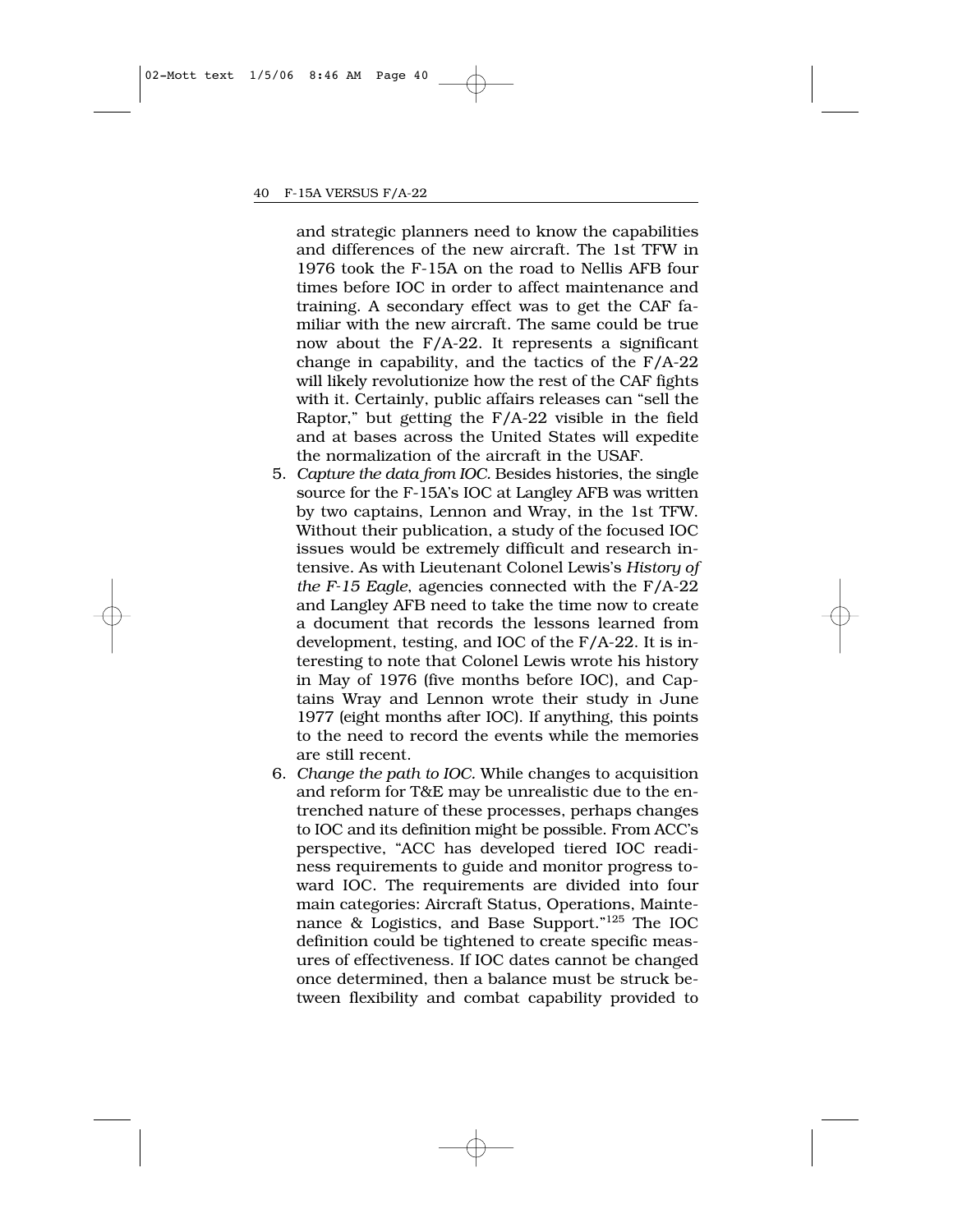and strategic planners need to know the capabilities and differences of the new aircraft. The 1st TFW in 1976 took the F-15A on the road to Nellis AFB four times before IOC in order to affect maintenance and training. A secondary effect was to get the CAF familiar with the new aircraft. The same could be true now about the F/A-22. It represents a significant change in capability, and the tactics of the F/A-22 will likely revolutionize how the rest of the CAF fights with it. Certainly, public affairs releases can "sell the Raptor," but getting the F/A-22 visible in the field and at bases across the United States will expedite the normalization of the aircraft in the USAF.

5. *Capture the data from IOC.* Besides histories, the single source for the F-15A's IOC at Langley AFB was written by two captains, Lennon and Wray, in the 1st TFW. Without their publication, a study of the focused IOC issues would be extremely difficult and research intensive. As with Lieutenant Colonel Lewis's *History of the F-15 Eagle*, agencies connected with the F/A-22 and Langley AFB need to take the time now to create a document that records the lessons learned from development, testing, and IOC of the F/A-22. It is interesting to note that Colonel Lewis wrote his history in May of 1976 (five months before IOC), and Captains Wray and Lennon wrote their study in June 1977 (eight months after IOC). If anything, this points to the need to record the events while the memories are still recent.
6. *Change the path to IOC.* While changes to acquisition and reform for T&E may be unrealistic due to the entrenched nature of these processes, perhaps changes to IOC and its definition might be possible. From ACC's perspective, "ACC has developed tiered IOC readiness requirements to guide and monitor progress toward IOC. The requirements are divided into four main categories: Aircraft Status, Operations, Maintenance & Logistics, and Base Support."[125] The IOC definition could be tightened to create specific measures of effectiveness. If IOC dates cannot be changed once determined, then a balance must be struck between flexibility and combat capability provided to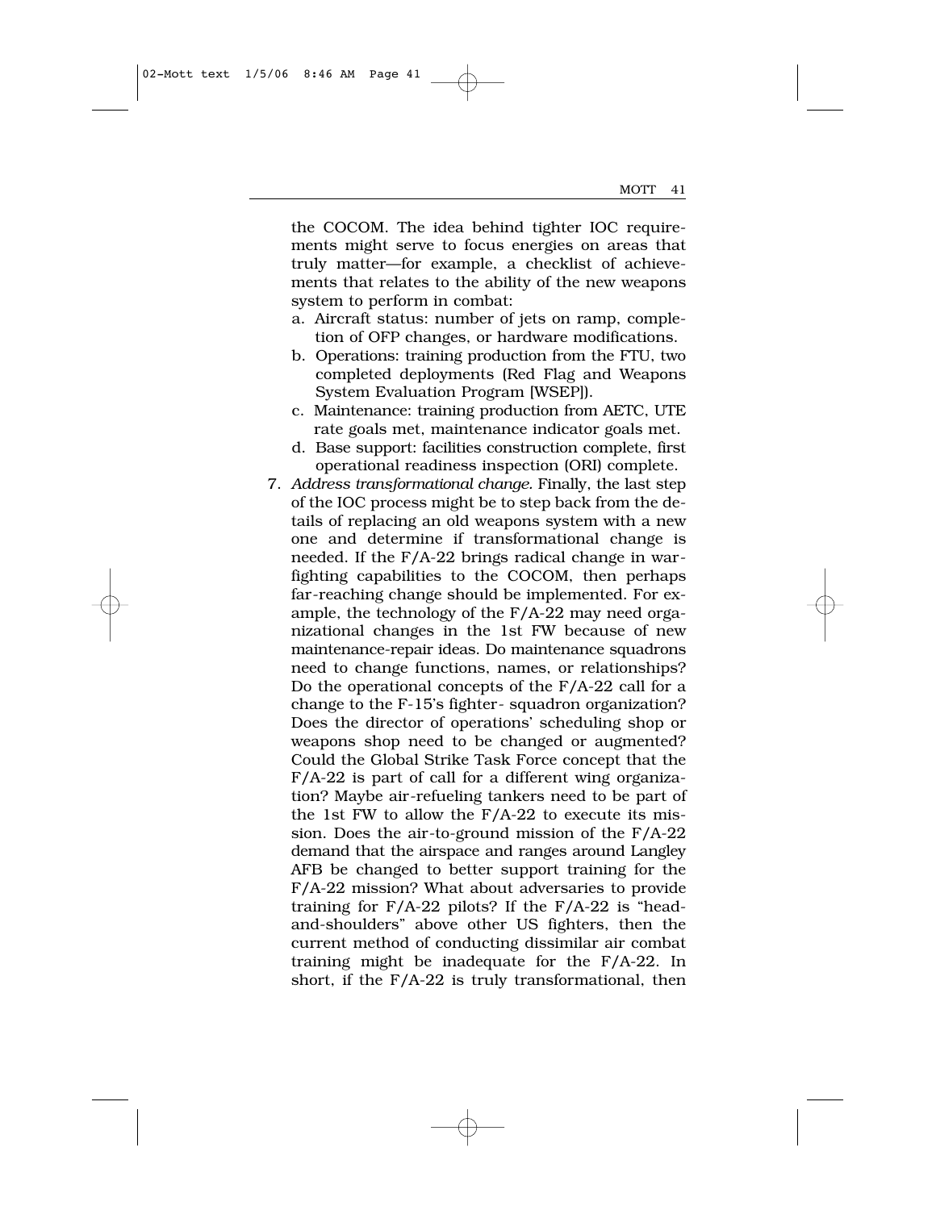the COCOM. The idea behind tighter IOC requirements might serve to focus energies on areas that truly matter—for example, a checklist of achievements that relates to the ability of the new weapons system to perform in combat:

a. Aircraft status: number of jets on ramp, completion of OFP changes, or hardware modifications.
b. Operations: training production from the FTU, two completed deployments (Red Flag and Weapons System Evaluation Program [WSEP]).
c. Maintenance: training production from AETC, UTE rate goals met, maintenance indicator goals met.
d. Base support: facilities construction complete, first operational readiness inspection (ORI) complete.

7. *Address transformational change.* Finally, the last step of the IOC process might be to step back from the details of replacing an old weapons system with a new one and determine if transformational change is needed. If the F/A-22 brings radical change in warfighting capabilities to the COCOM, then perhaps far-reaching change should be implemented. For example, the technology of the F/A-22 may need organizational changes in the 1st FW because of new maintenance-repair ideas. Do maintenance squadrons need to change functions, names, or relationships? Do the operational concepts of the F/A-22 call for a change to the F-15's fighter- squadron organization? Does the director of operations' scheduling shop or weapons shop need to be changed or augmented? Could the Global Strike Task Force concept that the F/A-22 is part of call for a different wing organization? Maybe air-refueling tankers need to be part of the 1st FW to allow the F/A-22 to execute its mission. Does the air-to-ground mission of the F/A-22 demand that the airspace and ranges around Langley AFB be changed to better support training for the F/A-22 mission? What about adversaries to provide training for F/A-22 pilots? If the F/A-22 is "head-and-shoulders" above other US fighters, then the current method of conducting dissimilar air combat training might be inadequate for the F/A-22. In short, if the F/A-22 is truly transformational, then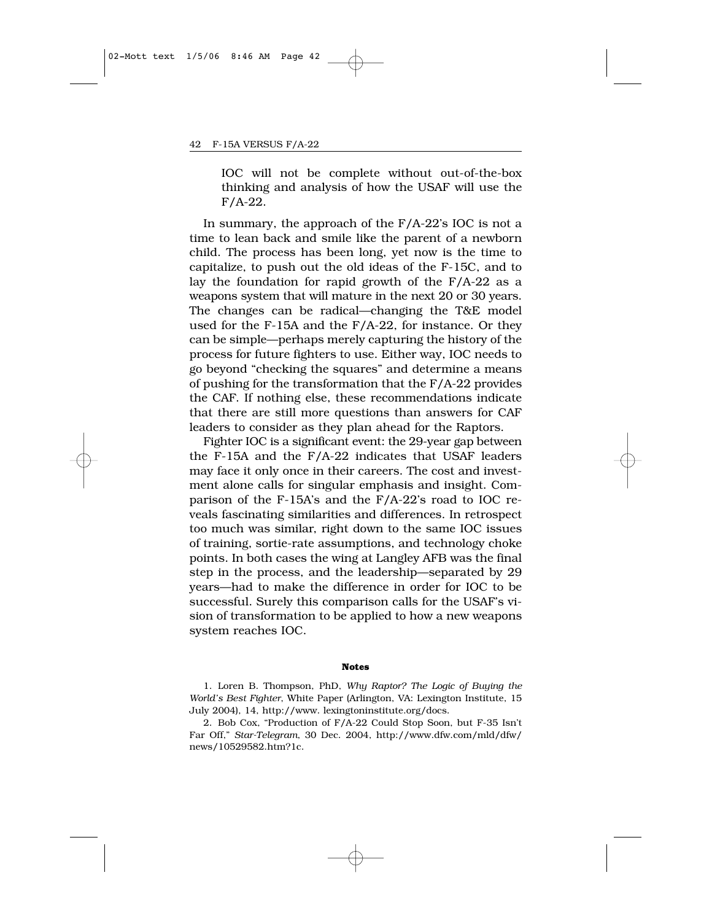IOC will not be complete without out-of-the-box thinking and analysis of how the USAF will use the F/A-22.

In summary, the approach of the F/A-22's IOC is not a time to lean back and smile like the parent of a newborn child. The process has been long, yet now is the time to capitalize, to push out the old ideas of the F-15C, and to lay the foundation for rapid growth of the F/A-22 as a weapons system that will mature in the next 20 or 30 years. The changes can be radical—changing the T&E model used for the F-15A and the F/A-22, for instance. Or they can be simple—perhaps merely capturing the history of the process for future fighters to use. Either way, IOC needs to go beyond "checking the squares" and determine a means of pushing for the transformation that the F/A-22 provides the CAF. If nothing else, these recommendations indicate that there are still more questions than answers for CAF leaders to consider as they plan ahead for the Raptors.

Fighter IOC is a significant event: the 29-year gap between the F-15A and the F/A-22 indicates that USAF leaders may face it only once in their careers. The cost and investment alone calls for singular emphasis and insight. Comparison of the F-15A's and the F/A-22's road to IOC reveals fascinating similarities and differences. In retrospect too much was similar, right down to the same IOC issues of training, sortie-rate assumptions, and technology choke points. In both cases the wing at Langley AFB was the final step in the process, and the leadership—separated by 29 years—had to make the difference in order for IOC to be successful. Surely this comparison calls for the USAF's vision of transformation to be applied to how a new weapons system reaches IOC.

#### Notes

1. Loren B. Thompson, PhD, *Why Raptor? The Logic of Buying the World's Best Fighter*, White Paper (Arlington, VA: Lexington Institute, 15 July 2004), 14, http://www. lexingtoninstitute.org/docs.

2. Bob Cox, "Production of F/A-22 Could Stop Soon, but F-35 Isn't Far Off," *Star-Telegram*, 30 Dec. 2004, http://www.dfw.com/mld/dfw/news/10529582.htm?1c.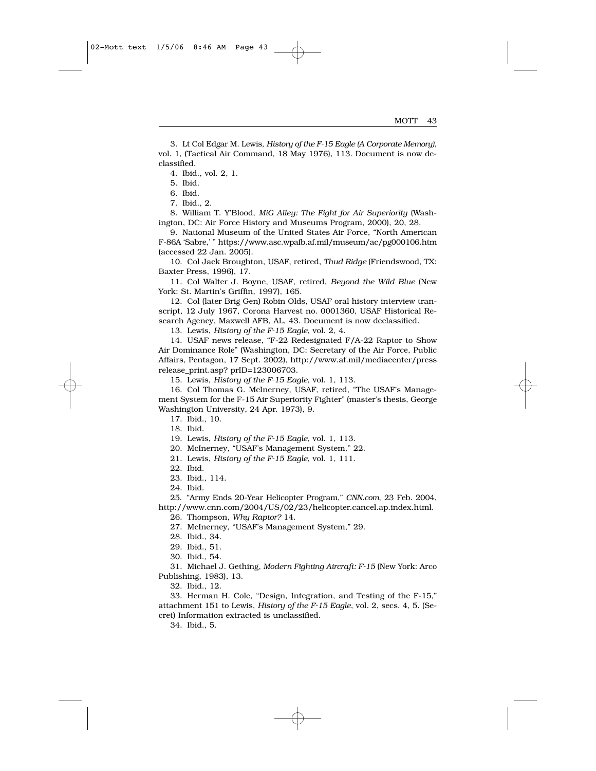3. Lt Col Edgar M. Lewis, *History of the F-15 Eagle (A Corporate Memory)*, vol. 1, (Tactical Air Command, 18 May 1976), 113. Document is now declassified.

4. Ibid., vol. 2, 1.

5. Ibid.

6. Ibid.

7. Ibid., 2.

8. William T. Y'Blood, *MiG Alley: The Fight for Air Superiority* (Washington, DC: Air Force History and Museums Program, 2000), 20, 28.

9. National Museum of the United States Air Force, "North American F-86A 'Sabre,' " https://www.asc.wpafb.af.mil/museum/ac/pg000106.htm (accessed 22 Jan. 2005).

10. Col Jack Broughton, USAF, retired, *Thud Ridge* (Friendswood, TX: Baxter Press, 1996), 17.

11. Col Walter J. Boyne, USAF, retired, *Beyond the Wild Blue* (New York: St. Martin's Griffin, 1997), 165.

12. Col (later Brig Gen) Robin Olds, USAF oral history interview transcript, 12 July 1967, Corona Harvest no. 0001360, USAF Historical Research Agency, Maxwell AFB, AL, 43. Document is now declassified.

13. Lewis, *History of the F-15 Eagle*, vol. 2, 4.

14. USAF news release, "F-22 Redesignated F/A-22 Raptor to Show Air Dominance Role" (Washington, DC: Secretary of the Air Force, Public Affairs, Pentagon, 17 Sept. 2002), http://www.af.mil/mediacenter/press release_print.asp? prID=123006703.

15. Lewis, *History of the F-15 Eagle*, vol. 1, 113.

16. Col Thomas G. McInerney, USAF, retired, "The USAF's Management System for the F-15 Air Superiority Fighter" (master's thesis, George Washington University, 24 Apr. 1973), 9.

17. Ibid., 10.

18. Ibid.

19. Lewis, *History of the F-15 Eagle*, vol. 1, 113.

20. McInerney, "USAF's Management System," 22.

21. Lewis, *History of the F-15 Eagle*, vol. 1, 111.

22. Ibid.

23. Ibid., 114.

24. Ibid.

25. "Army Ends 20-Year Helicopter Program," *CNN.com*, 23 Feb. 2004, http://www.cnn.com/2004/US/02/23/helicopter.cancel.ap.index.html.

26. Thompson, *Why Raptor?* 14.

27. McInerney, "USAF's Management System," 29.

28. Ibid., 34.

29. Ibid., 51.

30. Ibid., 54.

31. Michael J. Gething, *Modern Fighting Aircraft: F-15* (New York: Arco Publishing, 1983), 13.

32. Ibid., 12.

33. Herman H. Cole, "Design, Integration, and Testing of the F-15," attachment 151 to Lewis, *History of the F-15 Eagle*, vol. 2, secs. 4, 5. (Secret) Information extracted is unclassified.

34. Ibid., 5.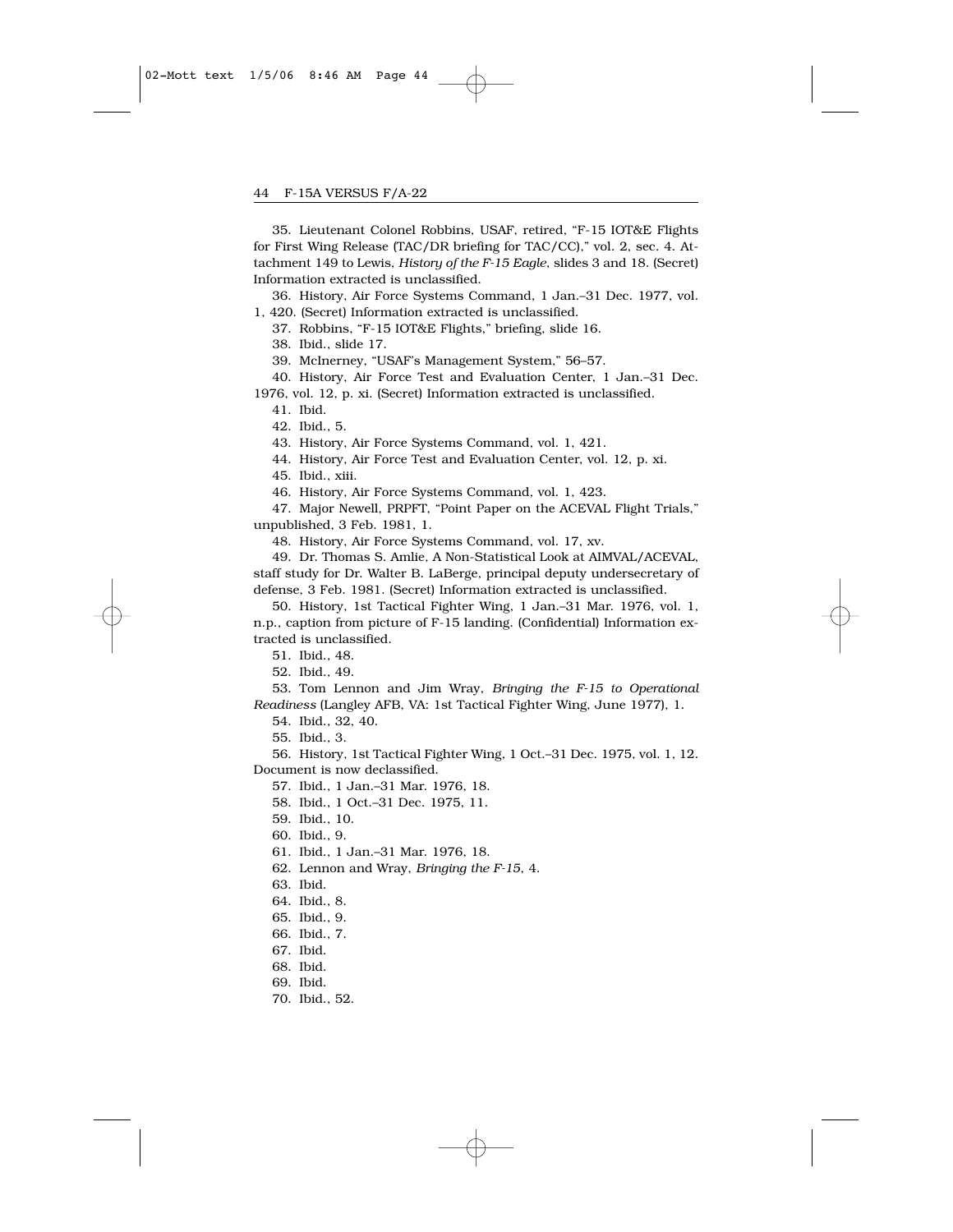35. Lieutenant Colonel Robbins, USAF, retired, "F-15 IOT&E Flights for First Wing Release (TAC/DR briefing for TAC/CC)," vol. 2, sec. 4. Attachment 149 to Lewis, *History of the F-15 Eagle*, slides 3 and 18. (Secret) Information extracted is unclassified.

36. History, Air Force Systems Command, 1 Jan.–31 Dec. 1977, vol. 1, 420. (Secret) Information extracted is unclassified.

37. Robbins, "F-15 IOT&E Flights," briefing, slide 16.

38. Ibid., slide 17.

39. McInerney, "USAF's Management System," 56–57.

40. History, Air Force Test and Evaluation Center, 1 Jan.–31 Dec. 1976, vol. 12, p. xi. (Secret) Information extracted is unclassified.

41. Ibid.

42. Ibid., 5.

43. History, Air Force Systems Command, vol. 1, 421.

44. History, Air Force Test and Evaluation Center, vol. 12, p. xi.

45. Ibid., xiii.

46. History, Air Force Systems Command, vol. 1, 423.

47. Major Newell, PRPFT, "Point Paper on the ACEVAL Flight Trials," unpublished, 3 Feb. 1981, 1.

48. History, Air Force Systems Command, vol. 17, xv.

49. Dr. Thomas S. Amlie, A Non-Statistical Look at AIMVAL/ACEVAL, staff study for Dr. Walter B. LaBerge, principal deputy undersecretary of defense, 3 Feb. 1981. (Secret) Information extracted is unclassified.

50. History, 1st Tactical Fighter Wing, 1 Jan.–31 Mar. 1976, vol. 1, n.p., caption from picture of F-15 landing. (Confidential) Information extracted is unclassified.

51. Ibid., 48.

52. Ibid., 49.

53. Tom Lennon and Jim Wray, *Bringing the F-15 to Operational Readiness* (Langley AFB, VA: 1st Tactical Fighter Wing, June 1977), 1.

54. Ibid., 32, 40.

55. Ibid., 3.

56. History, 1st Tactical Fighter Wing, 1 Oct.–31 Dec. 1975, vol. 1, 12. Document is now declassified.

57. Ibid., 1 Jan.–31 Mar. 1976, 18.

58. Ibid., 1 Oct.–31 Dec. 1975, 11.

59. Ibid., 10.

60. Ibid., 9.

61. Ibid., 1 Jan.–31 Mar. 1976, 18.

62. Lennon and Wray, *Bringing the F-15*, 4.

63. Ibid.

64. Ibid., 8.

65. Ibid., 9.

66. Ibid., 7.

67. Ibid.

68. Ibid.

69. Ibid.

70. Ibid., 52.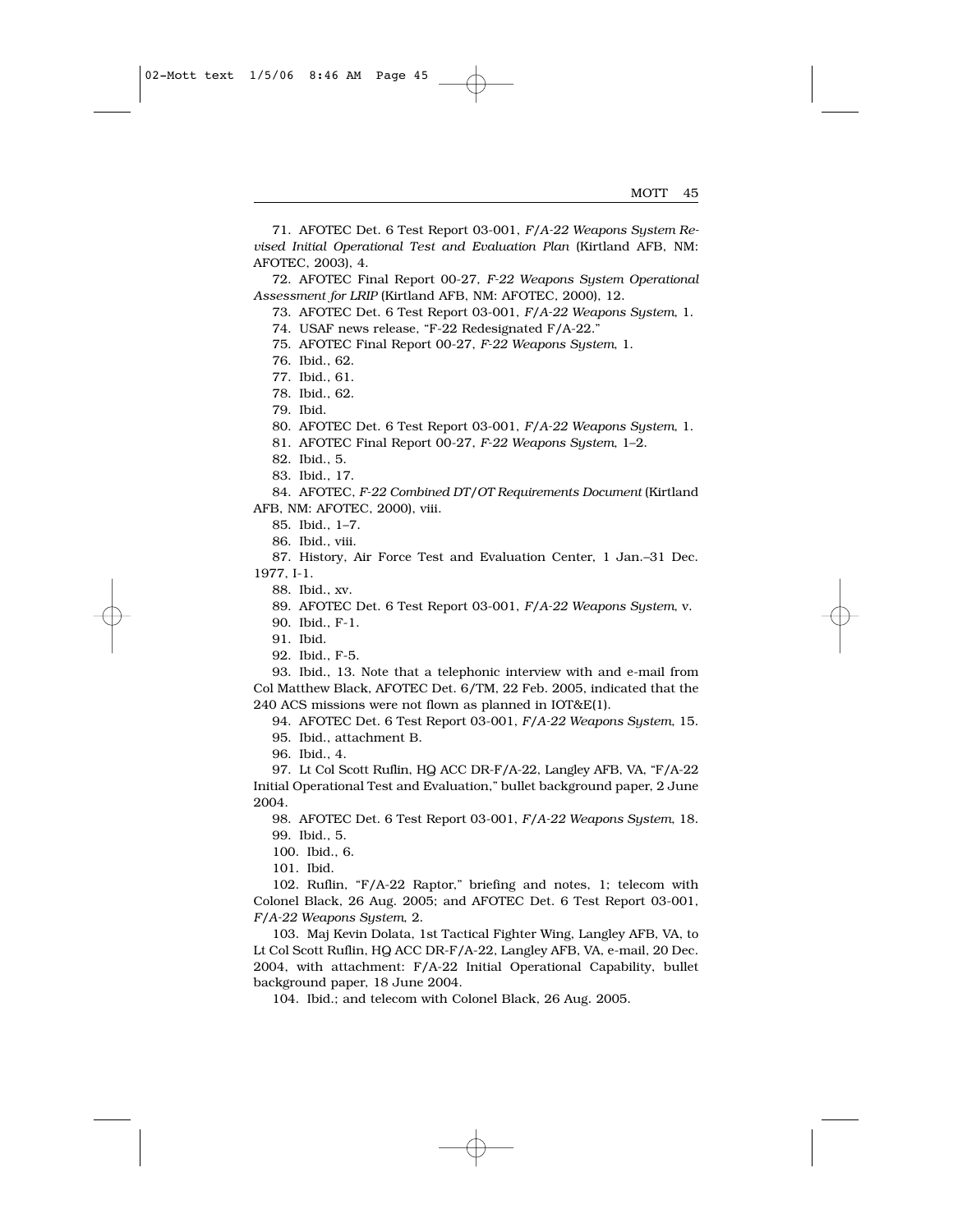71. AFOTEC Det. 6 Test Report 03-001, *F/A-22 Weapons System Revised Initial Operational Test and Evaluation Plan* (Kirtland AFB, NM: AFOTEC, 2003), 4.

72. AFOTEC Final Report 00-27, *F-22 Weapons System Operational Assessment for LRIP* (Kirtland AFB, NM: AFOTEC, 2000), 12.

73. AFOTEC Det. 6 Test Report 03-001, *F/A-22 Weapons System*, 1.

74. USAF news release, "F-22 Redesignated F/A-22."

75. AFOTEC Final Report 00-27, *F-22 Weapons System*, 1.

76. Ibid., 62.

77. Ibid., 61.

78. Ibid., 62.

79. Ibid.

80. AFOTEC Det. 6 Test Report 03-001, *F/A-22 Weapons System*, 1.

81. AFOTEC Final Report 00-27, *F-22 Weapons System*, 1–2.

82. Ibid., 5.

83. Ibid., 17.

84. AFOTEC, *F-22 Combined DT/OT Requirements Document* (Kirtland AFB, NM: AFOTEC, 2000), viii.

85. Ibid., 1–7.

86. Ibid., viii.

87. History, Air Force Test and Evaluation Center, 1 Jan.–31 Dec. 1977, I-1.

88. Ibid., xv.

89. AFOTEC Det. 6 Test Report 03-001, *F/A-22 Weapons System*, v.

90. Ibid., F-1.

91. Ibid.

92. Ibid., F-5.

93. Ibid., 13. Note that a telephonic interview with and e-mail from Col Matthew Black, AFOTEC Det. 6/TM, 22 Feb. 2005, indicated that the 240 ACS missions were not flown as planned in IOT&E(1).

94. AFOTEC Det. 6 Test Report 03-001, *F/A-22 Weapons System*, 15.

95. Ibid., attachment B.

96. Ibid., 4.

97. Lt Col Scott Ruflin, HQ ACC DR-F/A-22, Langley AFB, VA, "F/A-22 Initial Operational Test and Evaluation," bullet background paper, 2 June 2004.

98. AFOTEC Det. 6 Test Report 03-001, *F/A-22 Weapons System*, 18.

99. Ibid., 5.

100. Ibid., 6.

101. Ibid.

102. Ruflin, "F/A-22 Raptor," briefing and notes, 1; telecom with Colonel Black, 26 Aug. 2005; and AFOTEC Det. 6 Test Report 03-001, *F/A-22 Weapons System*, 2.

103. Maj Kevin Dolata, 1st Tactical Fighter Wing, Langley AFB, VA, to Lt Col Scott Ruflin, HQ ACC DR-F/A-22, Langley AFB, VA, e-mail, 20 Dec. 2004, with attachment: F/A-22 Initial Operational Capability, bullet background paper, 18 June 2004.

104. Ibid.; and telecom with Colonel Black, 26 Aug. 2005.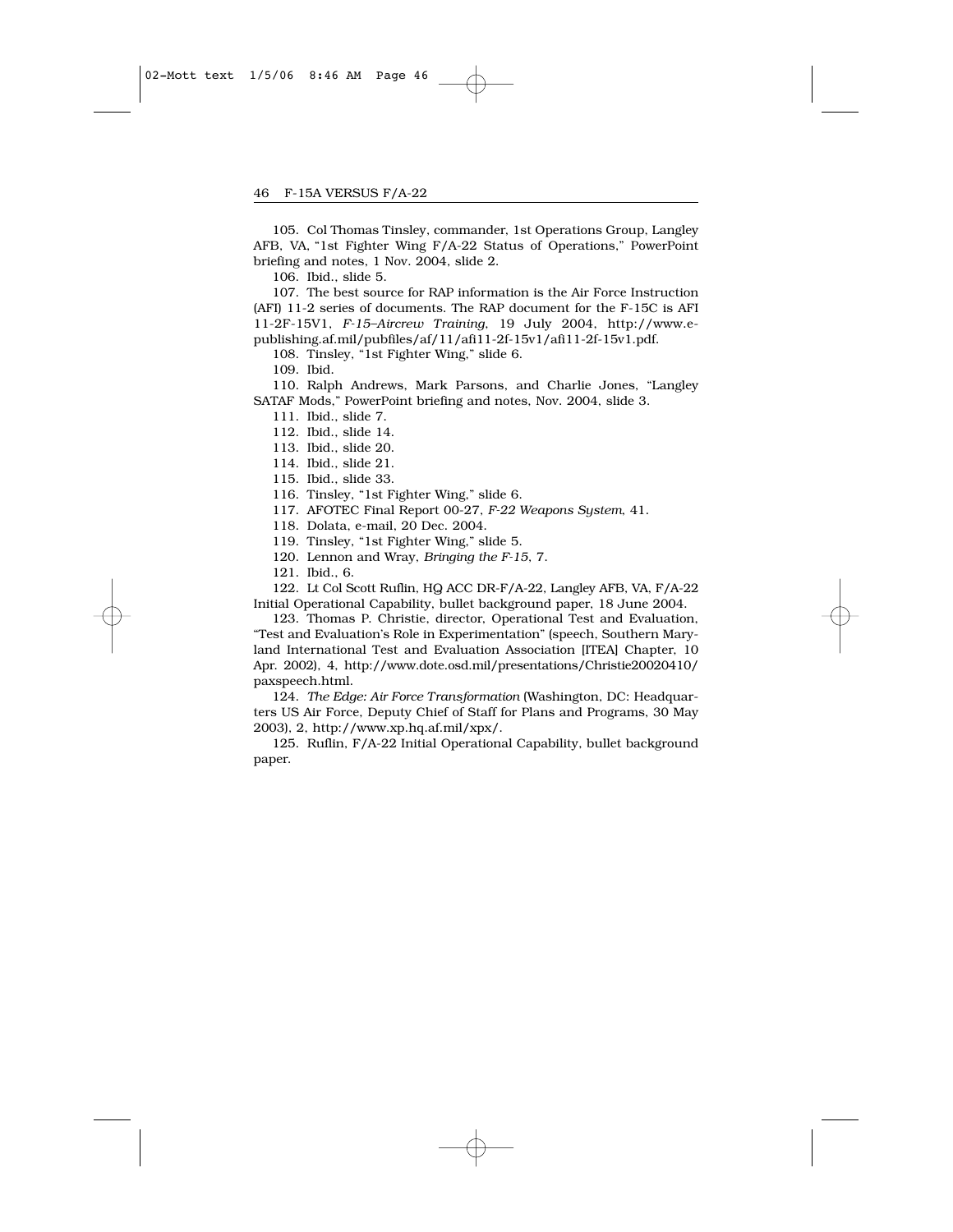105. Col Thomas Tinsley, commander, 1st Operations Group, Langley AFB, VA, "1st Fighter Wing F/A-22 Status of Operations," PowerPoint briefing and notes, 1 Nov. 2004, slide 2.

106. Ibid., slide 5.

107. The best source for RAP information is the Air Force Instruction (AFI) 11-2 series of documents. The RAP document for the F-15C is AFI 11-2F-15V1, *F-15–Aircrew Training*, 19 July 2004, http://www.e-publishing.af.mil/pubfiles/af/11/afi11-2f-15v1/afi11-2f-15v1.pdf.

108. Tinsley, "1st Fighter Wing," slide 6.

109. Ibid.

110. Ralph Andrews, Mark Parsons, and Charlie Jones, "Langley SATAF Mods," PowerPoint briefing and notes, Nov. 2004, slide 3.

111. Ibid., slide 7.

112. Ibid., slide 14.

113. Ibid., slide 20.

114. Ibid., slide 21.

115. Ibid., slide 33.

116. Tinsley, "1st Fighter Wing," slide 6.

117. AFOTEC Final Report 00-27, *F-22 Weapons System*, 41.

118. Dolata, e-mail, 20 Dec. 2004.

119. Tinsley, "1st Fighter Wing," slide 5.

120. Lennon and Wray, *Bringing the F-15*, 7.

121. Ibid., 6.

122. Lt Col Scott Ruflin, HQ ACC DR-F/A-22, Langley AFB, VA, F/A-22 Initial Operational Capability, bullet background paper, 18 June 2004.

123. Thomas P. Christie, director, Operational Test and Evaluation, "Test and Evaluation's Role in Experimentation" (speech, Southern Maryland International Test and Evaluation Association [ITEA] Chapter, 10 Apr. 2002), 4, http://www.dote.osd.mil/presentations/Christie20020410/paxspeech.html.

124. *The Edge: Air Force Transformation* (Washington, DC: Headquarters US Air Force, Deputy Chief of Staff for Plans and Programs, 30 May 2003), 2, http://www.xp.hq.af.mil/xpx/.

125. Ruflin, F/A-22 Initial Operational Capability, bullet background paper.